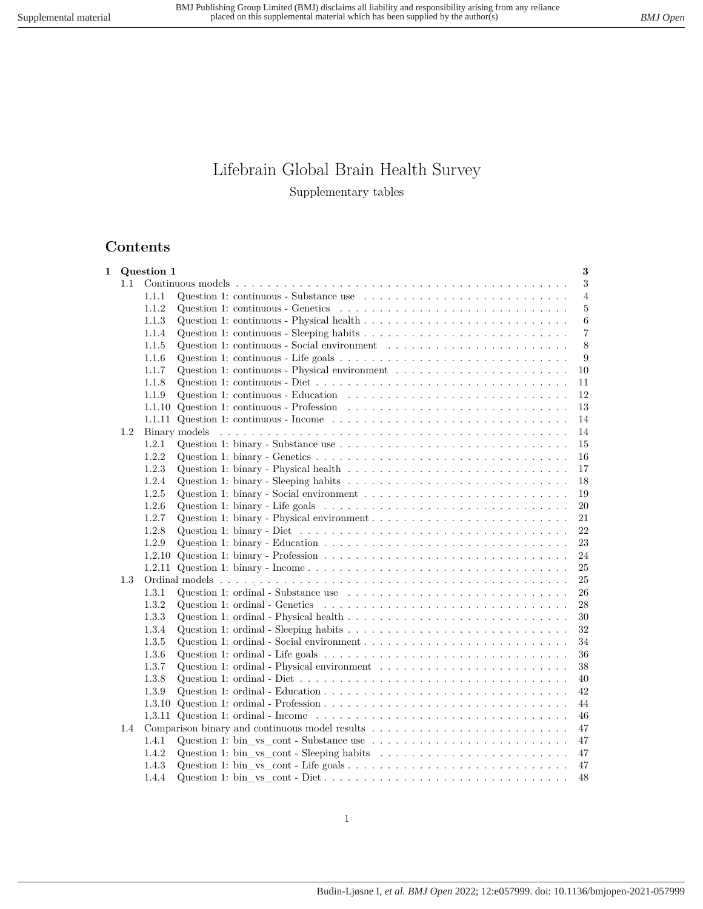# Lifebrain Global Brain Health Survey

Supplementary tables

## Contents

**1 Question 1** — 3

- 1.1 Continuous models — 3
  - 1.1.1 Question 1: continuous - Substance use — 4
  - 1.1.2 Question 1: continuous - Genetics — 5
  - 1.1.3 Question 1: continuous - Physical health — 6
  - 1.1.4 Question 1: continuous - Sleeping habits — 7
  - 1.1.5 Question 1: continuous - Social environment — 8
  - 1.1.6 Question 1: continuous - Life goals — 9
  - 1.1.7 Question 1: continuous - Physical environment — 10
  - 1.1.8 Question 1: continuous - Diet — 11
  - 1.1.9 Question 1: continuous - Education — 12
  - 1.1.10 Question 1: continuous - Profession — 13
  - 1.1.11 Question 1: continuous - Income — 14
- 1.2 Binary models — 14
  - 1.2.1 Question 1: binary - Substance use — 15
  - 1.2.2 Question 1: binary - Genetics — 16
  - 1.2.3 Question 1: binary - Physical health — 17
  - 1.2.4 Question 1: binary - Sleeping habits — 18
  - 1.2.5 Question 1: binary - Social environment — 19
  - 1.2.6 Question 1: binary - Life goals — 20
  - 1.2.7 Question 1: binary - Physical environment — 21
  - 1.2.8 Question 1: binary - Diet — 22
  - 1.2.9 Question 1: binary - Education — 23
  - 1.2.10 Question 1: binary - Profession — 24
  - 1.2.11 Question 1: binary - Income — 25
- 1.3 Ordinal models — 25
  - 1.3.1 Question 1: ordinal - Substance use — 26
  - 1.3.2 Question 1: ordinal - Genetics — 28
  - 1.3.3 Question 1: ordinal - Physical health — 30
  - 1.3.4 Question 1: ordinal - Sleeping habits — 32
  - 1.3.5 Question 1: ordinal - Social environment — 34
  - 1.3.6 Question 1: ordinal - Life goals — 36
  - 1.3.7 Question 1: ordinal - Physical environment — 38
  - 1.3.8 Question 1: ordinal - Diet — 40
  - 1.3.9 Question 1: ordinal - Education — 42
  - 1.3.10 Question 1: ordinal - Profession — 44
  - 1.3.11 Question 1: ordinal - Income — 46
- 1.4 Comparison binary and continuous model results — 47
  - 1.4.1 Question 1: bin_vs_cont - Substance use — 47
  - 1.4.2 Question 1: bin_vs_cont - Sleeping habits — 47
  - 1.4.3 Question 1: bin_vs_cont - Life goals — 47
  - 1.4.4 Question 1: bin_vs_cont - Diet — 48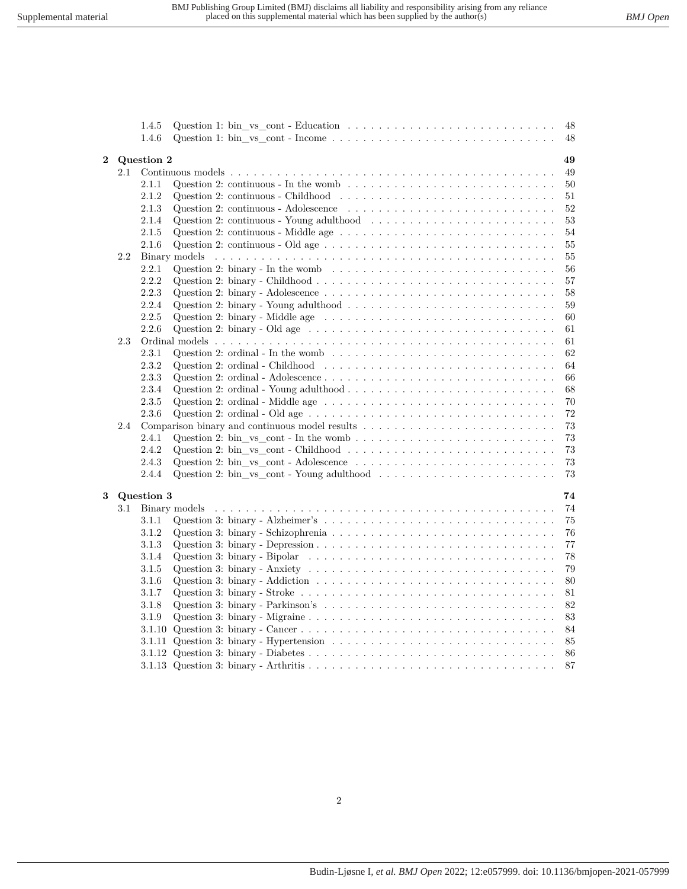1.4.5 Question 1: bin_vs_cont - Education . . . . . . . . . . . . . . . . . . . . . . . . . . . 48
1.4.6 Question 1: bin_vs_cont - Income . . . . . . . . . . . . . . . . . . . . . . . . . . . . 48

**2 Question 2** **49**

2.1 Continuous models . . . . . . . . . . . . . . . . . . . . . . . . . . . . . . . . . . . . . . 49
2.1.1 Question 2: continuous - In the womb . . . . . . . . . . . . . . . . . . . . . . . . . . 50
2.1.2 Question 2: continuous - Childhood . . . . . . . . . . . . . . . . . . . . . . . . . . . 51
2.1.3 Question 2: continuous - Adolescence . . . . . . . . . . . . . . . . . . . . . . . . . . 52
2.1.4 Question 2: continuous - Young adulthood . . . . . . . . . . . . . . . . . . . . . . . . 53
2.1.5 Question 2: continuous - Middle age . . . . . . . . . . . . . . . . . . . . . . . . . . . 54
2.1.6 Question 2: continuous - Old age . . . . . . . . . . . . . . . . . . . . . . . . . . . . . 55
2.2 Binary models . . . . . . . . . . . . . . . . . . . . . . . . . . . . . . . . . . . . . . . . 55
2.2.1 Question 2: binary - In the womb . . . . . . . . . . . . . . . . . . . . . . . . . . . . 56
2.2.2 Question 2: binary - Childhood . . . . . . . . . . . . . . . . . . . . . . . . . . . . . . 57
2.2.3 Question 2: binary - Adolescence . . . . . . . . . . . . . . . . . . . . . . . . . . . . . 58
2.2.4 Question 2: binary - Young adulthood . . . . . . . . . . . . . . . . . . . . . . . . . . 59
2.2.5 Question 2: binary - Middle age . . . . . . . . . . . . . . . . . . . . . . . . . . . . . 60
2.2.6 Question 2: binary - Old age . . . . . . . . . . . . . . . . . . . . . . . . . . . . . . . 61
2.3 Ordinal models . . . . . . . . . . . . . . . . . . . . . . . . . . . . . . . . . . . . . . . . 61
2.3.1 Question 2: ordinal - In the womb . . . . . . . . . . . . . . . . . . . . . . . . . . . . 62
2.3.2 Question 2: ordinal - Childhood . . . . . . . . . . . . . . . . . . . . . . . . . . . . . 64
2.3.3 Question 2: ordinal - Adolescence . . . . . . . . . . . . . . . . . . . . . . . . . . . . . 66
2.3.4 Question 2: ordinal - Young adulthood . . . . . . . . . . . . . . . . . . . . . . . . . . 68
2.3.5 Question 2: ordinal - Middle age . . . . . . . . . . . . . . . . . . . . . . . . . . . . . 70
2.3.6 Question 2: ordinal - Old age . . . . . . . . . . . . . . . . . . . . . . . . . . . . . . . 72
2.4 Comparison binary and continuous model results . . . . . . . . . . . . . . . . . . . . . . . 73
2.4.1 Question 2: bin_vs_cont - In the womb . . . . . . . . . . . . . . . . . . . . . . . . . . 73
2.4.2 Question 2: bin_vs_cont - Childhood . . . . . . . . . . . . . . . . . . . . . . . . . . . 73
2.4.3 Question 2: bin_vs_cont - Adolescence . . . . . . . . . . . . . . . . . . . . . . . . . . 73
2.4.4 Question 2: bin_vs_cont - Young adulthood . . . . . . . . . . . . . . . . . . . . . . . 73

**3 Question 3** **74**

3.1 Binary models . . . . . . . . . . . . . . . . . . . . . . . . . . . . . . . . . . . . . . . . 74
3.1.1 Question 3: binary - Alzheimer's . . . . . . . . . . . . . . . . . . . . . . . . . . . . . 75
3.1.2 Question 3: binary - Schizophrenia . . . . . . . . . . . . . . . . . . . . . . . . . . . . 76
3.1.3 Question 3: binary - Depression . . . . . . . . . . . . . . . . . . . . . . . . . . . . . . 77
3.1.4 Question 3: binary - Bipolar . . . . . . . . . . . . . . . . . . . . . . . . . . . . . . . 78
3.1.5 Question 3: binary - Anxiety . . . . . . . . . . . . . . . . . . . . . . . . . . . . . . . 79
3.1.6 Question 3: binary - Addiction . . . . . . . . . . . . . . . . . . . . . . . . . . . . . . 80
3.1.7 Question 3: binary - Stroke . . . . . . . . . . . . . . . . . . . . . . . . . . . . . . . . 81
3.1.8 Question 3: binary - Parkinson's . . . . . . . . . . . . . . . . . . . . . . . . . . . . . 82
3.1.9 Question 3: binary - Migraine . . . . . . . . . . . . . . . . . . . . . . . . . . . . . . . 83
3.1.10 Question 3: binary - Cancer . . . . . . . . . . . . . . . . . . . . . . . . . . . . . . . 84
3.1.11 Question 3: binary - Hypertension . . . . . . . . . . . . . . . . . . . . . . . . . . . . 85
3.1.12 Question 3: binary - Diabetes . . . . . . . . . . . . . . . . . . . . . . . . . . . . . . . 86
3.1.13 Question 3: binary - Arthritis . . . . . . . . . . . . . . . . . . . . . . . . . . . . . . . 87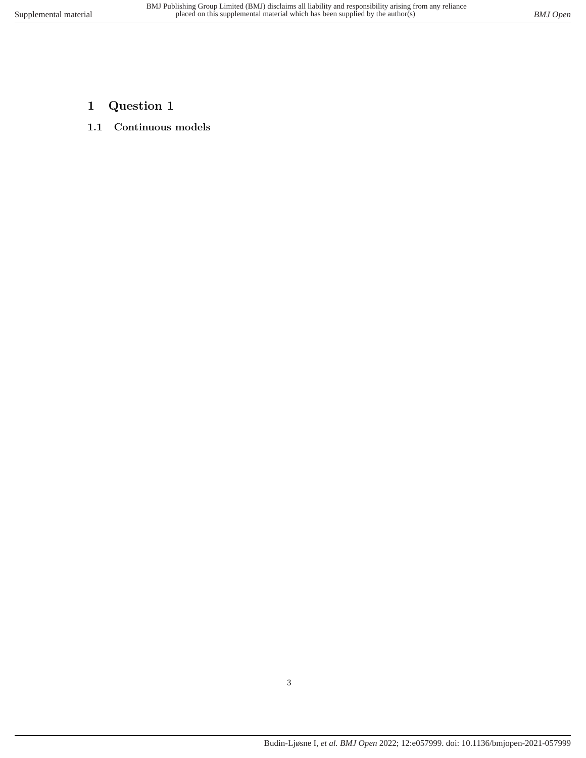# 1 Question 1

## 1.1 Continuous models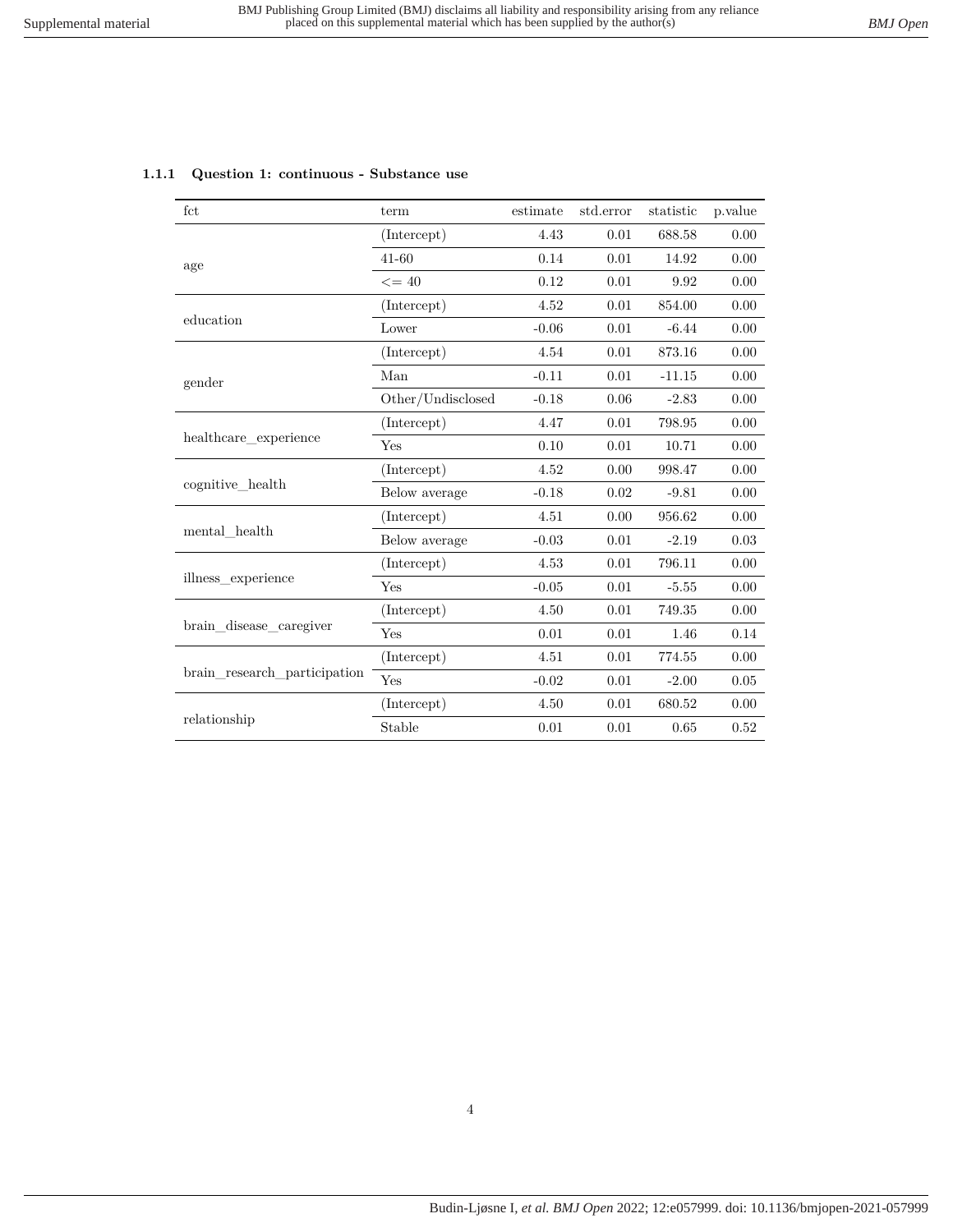### 1.1.1 Question 1: continuous - Substance use

| fct | term | estimate | std.error | statistic | p.value |
|---|---|---|---|---|---|
| age | (Intercept) | 4.43 | 0.01 | 688.58 | 0.00 |
| | 41-60 | 0.14 | 0.01 | 14.92 | 0.00 |
| | <= 40 | 0.12 | 0.01 | 9.92 | 0.00 |
| education | (Intercept) | 4.52 | 0.01 | 854.00 | 0.00 |
| | Lower | -0.06 | 0.01 | -6.44 | 0.00 |
| gender | (Intercept) | 4.54 | 0.01 | 873.16 | 0.00 |
| | Man | -0.11 | 0.01 | -11.15 | 0.00 |
| | Other/Undisclosed | -0.18 | 0.06 | -2.83 | 0.00 |
| healthcare_experience | (Intercept) | 4.47 | 0.01 | 798.95 | 0.00 |
| | Yes | 0.10 | 0.01 | 10.71 | 0.00 |
| cognitive_health | (Intercept) | 4.52 | 0.00 | 998.47 | 0.00 |
| | Below average | -0.18 | 0.02 | -9.81 | 0.00 |
| mental_health | (Intercept) | 4.51 | 0.00 | 956.62 | 0.00 |
| | Below average | -0.03 | 0.01 | -2.19 | 0.03 |
| illness_experience | (Intercept) | 4.53 | 0.01 | 796.11 | 0.00 |
| | Yes | -0.05 | 0.01 | -5.55 | 0.00 |
| brain_disease_caregiver | (Intercept) | 4.50 | 0.01 | 749.35 | 0.00 |
| | Yes | 0.01 | 0.01 | 1.46 | 0.14 |
| brain_research_participation | (Intercept) | 4.51 | 0.01 | 774.55 | 0.00 |
| | Yes | -0.02 | 0.01 | -2.00 | 0.05 |
| relationship | (Intercept) | 4.50 | 0.01 | 680.52 | 0.00 |
| | Stable | 0.01 | 0.01 | 0.65 | 0.52 |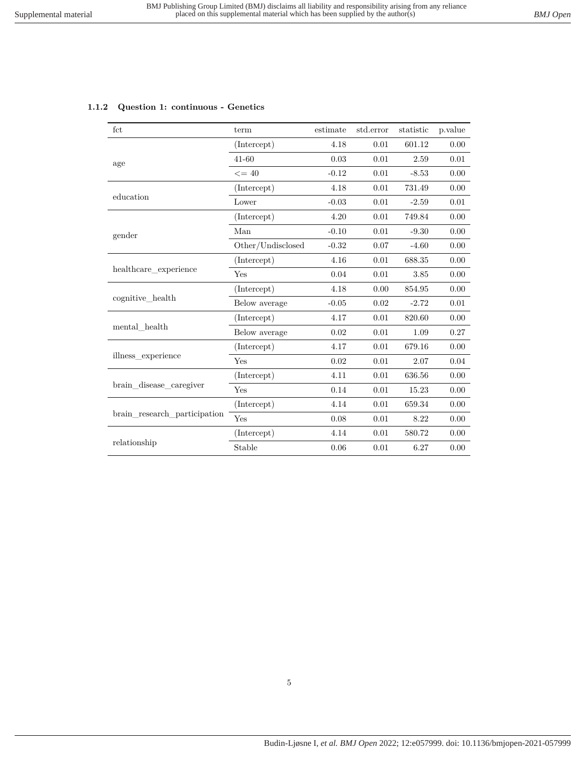### 1.1.2 Question 1: continuous - Genetics

| fct | term | estimate | std.error | statistic | p.value |
|---|---|---|---|---|---|
| age | (Intercept) | 4.18 | 0.01 | 601.12 | 0.00 |
| | 41-60 | 0.03 | 0.01 | 2.59 | 0.01 |
| | <= 40 | -0.12 | 0.01 | -8.53 | 0.00 |
| education | (Intercept) | 4.18 | 0.01 | 731.49 | 0.00 |
| | Lower | -0.03 | 0.01 | -2.59 | 0.01 |
| gender | (Intercept) | 4.20 | 0.01 | 749.84 | 0.00 |
| | Man | -0.10 | 0.01 | -9.30 | 0.00 |
| | Other/Undisclosed | -0.32 | 0.07 | -4.60 | 0.00 |
| healthcare_experience | (Intercept) | 4.16 | 0.01 | 688.35 | 0.00 |
| | Yes | 0.04 | 0.01 | 3.85 | 0.00 |
| cognitive_health | (Intercept) | 4.18 | 0.00 | 854.95 | 0.00 |
| | Below average | -0.05 | 0.02 | -2.72 | 0.01 |
| mental_health | (Intercept) | 4.17 | 0.01 | 820.60 | 0.00 |
| | Below average | 0.02 | 0.01 | 1.09 | 0.27 |
| illness_experience | (Intercept) | 4.17 | 0.01 | 679.16 | 0.00 |
| | Yes | 0.02 | 0.01 | 2.07 | 0.04 |
| brain_disease_caregiver | (Intercept) | 4.11 | 0.01 | 636.56 | 0.00 |
| | Yes | 0.14 | 0.01 | 15.23 | 0.00 |
| brain_research_participation | (Intercept) | 4.14 | 0.01 | 659.34 | 0.00 |
| | Yes | 0.08 | 0.01 | 8.22 | 0.00 |
| relationship | (Intercept) | 4.14 | 0.01 | 580.72 | 0.00 |
| | Stable | 0.06 | 0.01 | 6.27 | 0.00 |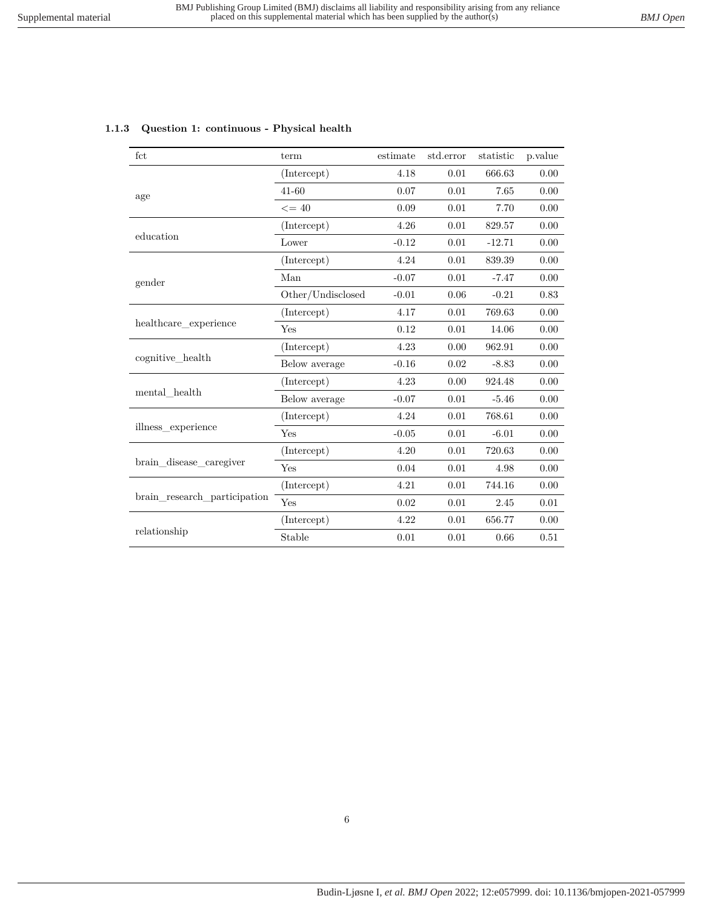### 1.1.3 Question 1: continuous - Physical health

| fct | term | estimate | std.error | statistic | p.value |
|---|---|---|---|---|---|
| age | (Intercept) | 4.18 | 0.01 | 666.63 | 0.00 |
| | 41-60 | 0.07 | 0.01 | 7.65 | 0.00 |
| | <= 40 | 0.09 | 0.01 | 7.70 | 0.00 |
| education | (Intercept) | 4.26 | 0.01 | 829.57 | 0.00 |
| | Lower | -0.12 | 0.01 | -12.71 | 0.00 |
| gender | (Intercept) | 4.24 | 0.01 | 839.39 | 0.00 |
| | Man | -0.07 | 0.01 | -7.47 | 0.00 |
| | Other/Undisclosed | -0.01 | 0.06 | -0.21 | 0.83 |
| healthcare_experience | (Intercept) | 4.17 | 0.01 | 769.63 | 0.00 |
| | Yes | 0.12 | 0.01 | 14.06 | 0.00 |
| cognitive_health | (Intercept) | 4.23 | 0.00 | 962.91 | 0.00 |
| | Below average | -0.16 | 0.02 | -8.83 | 0.00 |
| mental_health | (Intercept) | 4.23 | 0.00 | 924.48 | 0.00 |
| | Below average | -0.07 | 0.01 | -5.46 | 0.00 |
| illness_experience | (Intercept) | 4.24 | 0.01 | 768.61 | 0.00 |
| | Yes | -0.05 | 0.01 | -6.01 | 0.00 |
| brain_disease_caregiver | (Intercept) | 4.20 | 0.01 | 720.63 | 0.00 |
| | Yes | 0.04 | 0.01 | 4.98 | 0.00 |
| brain_research_participation | (Intercept) | 4.21 | 0.01 | 744.16 | 0.00 |
| | Yes | 0.02 | 0.01 | 2.45 | 0.01 |
| relationship | (Intercept) | 4.22 | 0.01 | 656.77 | 0.00 |
| | Stable | 0.01 | 0.01 | 0.66 | 0.51 |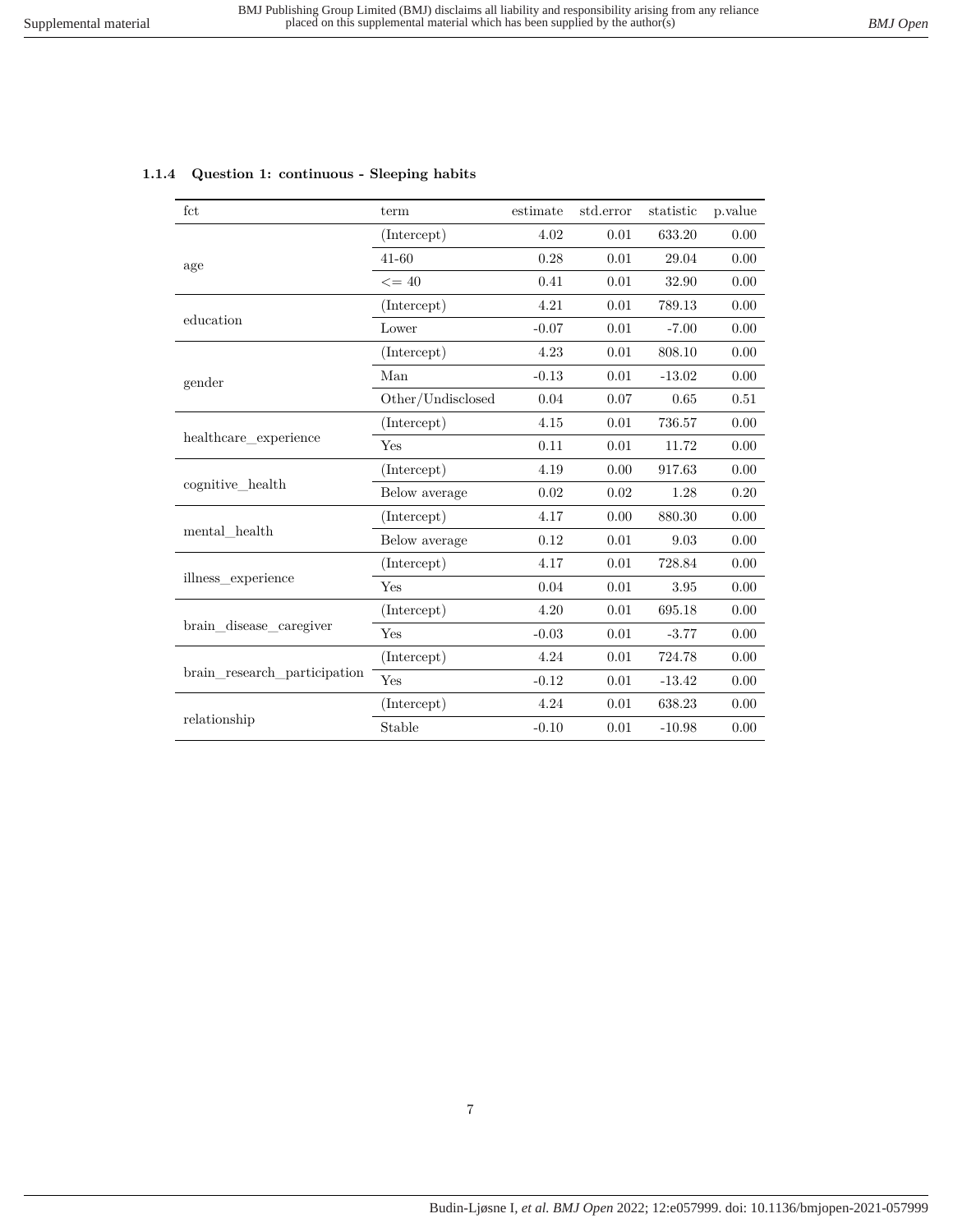### 1.1.4 Question 1: continuous - Sleeping habits

| fct | term | estimate | std.error | statistic | p.value |
|---|---|---|---|---|---|
| age | (Intercept) | 4.02 | 0.01 | 633.20 | 0.00 |
| | 41-60 | 0.28 | 0.01 | 29.04 | 0.00 |
| | <= 40 | 0.41 | 0.01 | 32.90 | 0.00 |
| education | (Intercept) | 4.21 | 0.01 | 789.13 | 0.00 |
| | Lower | -0.07 | 0.01 | -7.00 | 0.00 |
| gender | (Intercept) | 4.23 | 0.01 | 808.10 | 0.00 |
| | Man | -0.13 | 0.01 | -13.02 | 0.00 |
| | Other/Undisclosed | 0.04 | 0.07 | 0.65 | 0.51 |
| healthcare_experience | (Intercept) | 4.15 | 0.01 | 736.57 | 0.00 |
| | Yes | 0.11 | 0.01 | 11.72 | 0.00 |
| cognitive_health | (Intercept) | 4.19 | 0.00 | 917.63 | 0.00 |
| | Below average | 0.02 | 0.02 | 1.28 | 0.20 |
| mental_health | (Intercept) | 4.17 | 0.00 | 880.30 | 0.00 |
| | Below average | 0.12 | 0.01 | 9.03 | 0.00 |
| illness_experience | (Intercept) | 4.17 | 0.01 | 728.84 | 0.00 |
| | Yes | 0.04 | 0.01 | 3.95 | 0.00 |
| brain_disease_caregiver | (Intercept) | 4.20 | 0.01 | 695.18 | 0.00 |
| | Yes | -0.03 | 0.01 | -3.77 | 0.00 |
| brain_research_participation | (Intercept) | 4.24 | 0.01 | 724.78 | 0.00 |
| | Yes | -0.12 | 0.01 | -13.42 | 0.00 |
| relationship | (Intercept) | 4.24 | 0.01 | 638.23 | 0.00 |
| | Stable | -0.10 | 0.01 | -10.98 | 0.00 |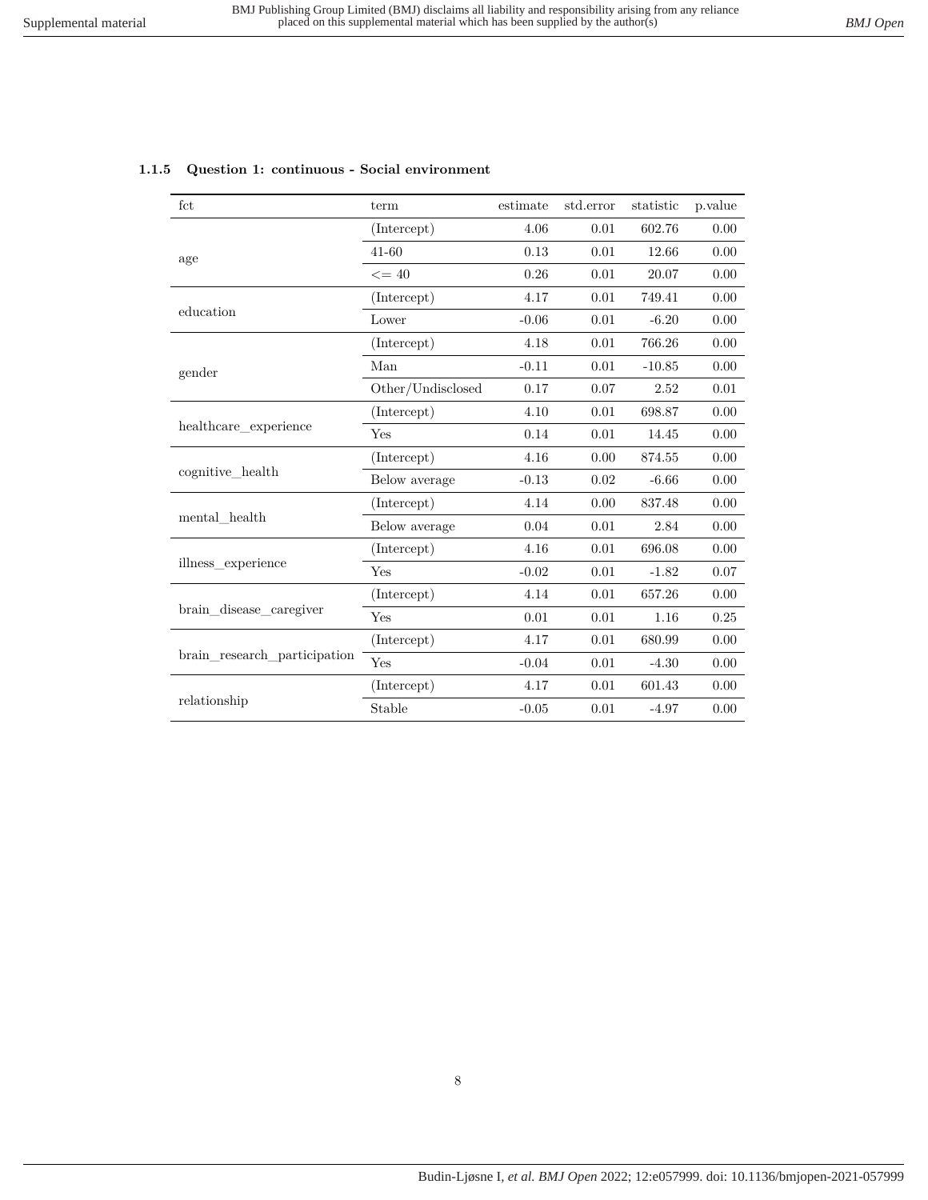### 1.1.5 Question 1: continuous - Social environment

| fct | term | estimate | std.error | statistic | p.value |
|---|---|---|---|---|---|
| age | (Intercept) | 4.06 | 0.01 | 602.76 | 0.00 |
| | 41-60 | 0.13 | 0.01 | 12.66 | 0.00 |
| | <= 40 | 0.26 | 0.01 | 20.07 | 0.00 |
| education | (Intercept) | 4.17 | 0.01 | 749.41 | 0.00 |
| | Lower | -0.06 | 0.01 | -6.20 | 0.00 |
| gender | (Intercept) | 4.18 | 0.01 | 766.26 | 0.00 |
| | Man | -0.11 | 0.01 | -10.85 | 0.00 |
| | Other/Undisclosed | 0.17 | 0.07 | 2.52 | 0.01 |
| healthcare_experience | (Intercept) | 4.10 | 0.01 | 698.87 | 0.00 |
| | Yes | 0.14 | 0.01 | 14.45 | 0.00 |
| cognitive_health | (Intercept) | 4.16 | 0.00 | 874.55 | 0.00 |
| | Below average | -0.13 | 0.02 | -6.66 | 0.00 |
| mental_health | (Intercept) | 4.14 | 0.00 | 837.48 | 0.00 |
| | Below average | 0.04 | 0.01 | 2.84 | 0.00 |
| illness_experience | (Intercept) | 4.16 | 0.01 | 696.08 | 0.00 |
| | Yes | -0.02 | 0.01 | -1.82 | 0.07 |
| brain_disease_caregiver | (Intercept) | 4.14 | 0.01 | 657.26 | 0.00 |
| | Yes | 0.01 | 0.01 | 1.16 | 0.25 |
| brain_research_participation | (Intercept) | 4.17 | 0.01 | 680.99 | 0.00 |
| | Yes | -0.04 | 0.01 | -4.30 | 0.00 |
| relationship | (Intercept) | 4.17 | 0.01 | 601.43 | 0.00 |
| | Stable | -0.05 | 0.01 | -4.97 | 0.00 |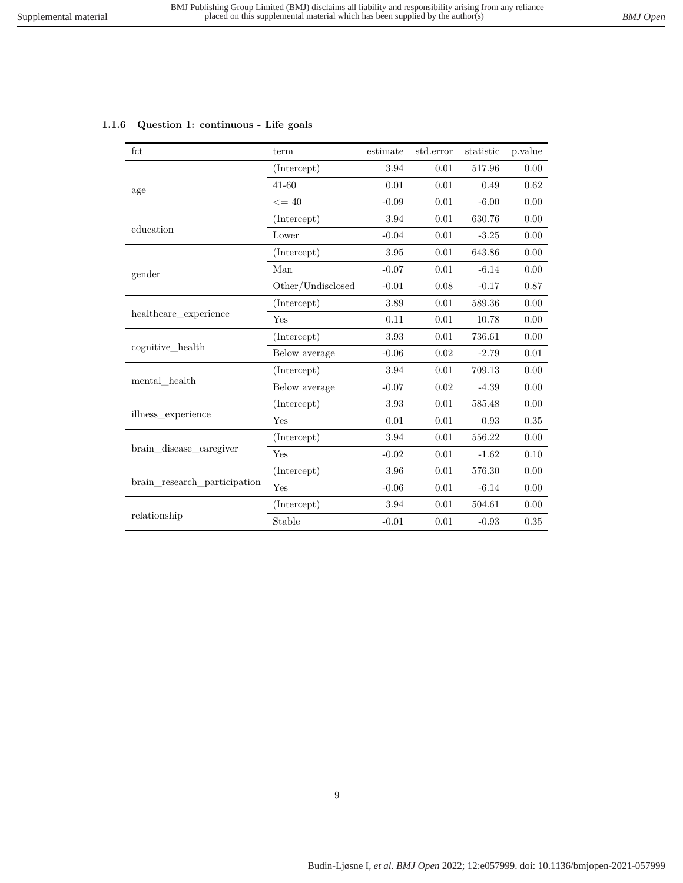### 1.1.6 Question 1: continuous - Life goals

| fct | term | estimate | std.error | statistic | p.value |
|---|---|---|---|---|---|
| age | (Intercept) | 3.94 | 0.01 | 517.96 | 0.00 |
| | 41-60 | 0.01 | 0.01 | 0.49 | 0.62 |
| | <= 40 | -0.09 | 0.01 | -6.00 | 0.00 |
| education | (Intercept) | 3.94 | 0.01 | 630.76 | 0.00 |
| | Lower | -0.04 | 0.01 | -3.25 | 0.00 |
| gender | (Intercept) | 3.95 | 0.01 | 643.86 | 0.00 |
| | Man | -0.07 | 0.01 | -6.14 | 0.00 |
| | Other/Undisclosed | -0.01 | 0.08 | -0.17 | 0.87 |
| healthcare_experience | (Intercept) | 3.89 | 0.01 | 589.36 | 0.00 |
| | Yes | 0.11 | 0.01 | 10.78 | 0.00 |
| cognitive_health | (Intercept) | 3.93 | 0.01 | 736.61 | 0.00 |
| | Below average | -0.06 | 0.02 | -2.79 | 0.01 |
| mental_health | (Intercept) | 3.94 | 0.01 | 709.13 | 0.00 |
| | Below average | -0.07 | 0.02 | -4.39 | 0.00 |
| illness_experience | (Intercept) | 3.93 | 0.01 | 585.48 | 0.00 |
| | Yes | 0.01 | 0.01 | 0.93 | 0.35 |
| brain_disease_caregiver | (Intercept) | 3.94 | 0.01 | 556.22 | 0.00 |
| | Yes | -0.02 | 0.01 | -1.62 | 0.10 |
| brain_research_participation | (Intercept) | 3.96 | 0.01 | 576.30 | 0.00 |
| | Yes | -0.06 | 0.01 | -6.14 | 0.00 |
| relationship | (Intercept) | 3.94 | 0.01 | 504.61 | 0.00 |
| | Stable | -0.01 | 0.01 | -0.93 | 0.35 |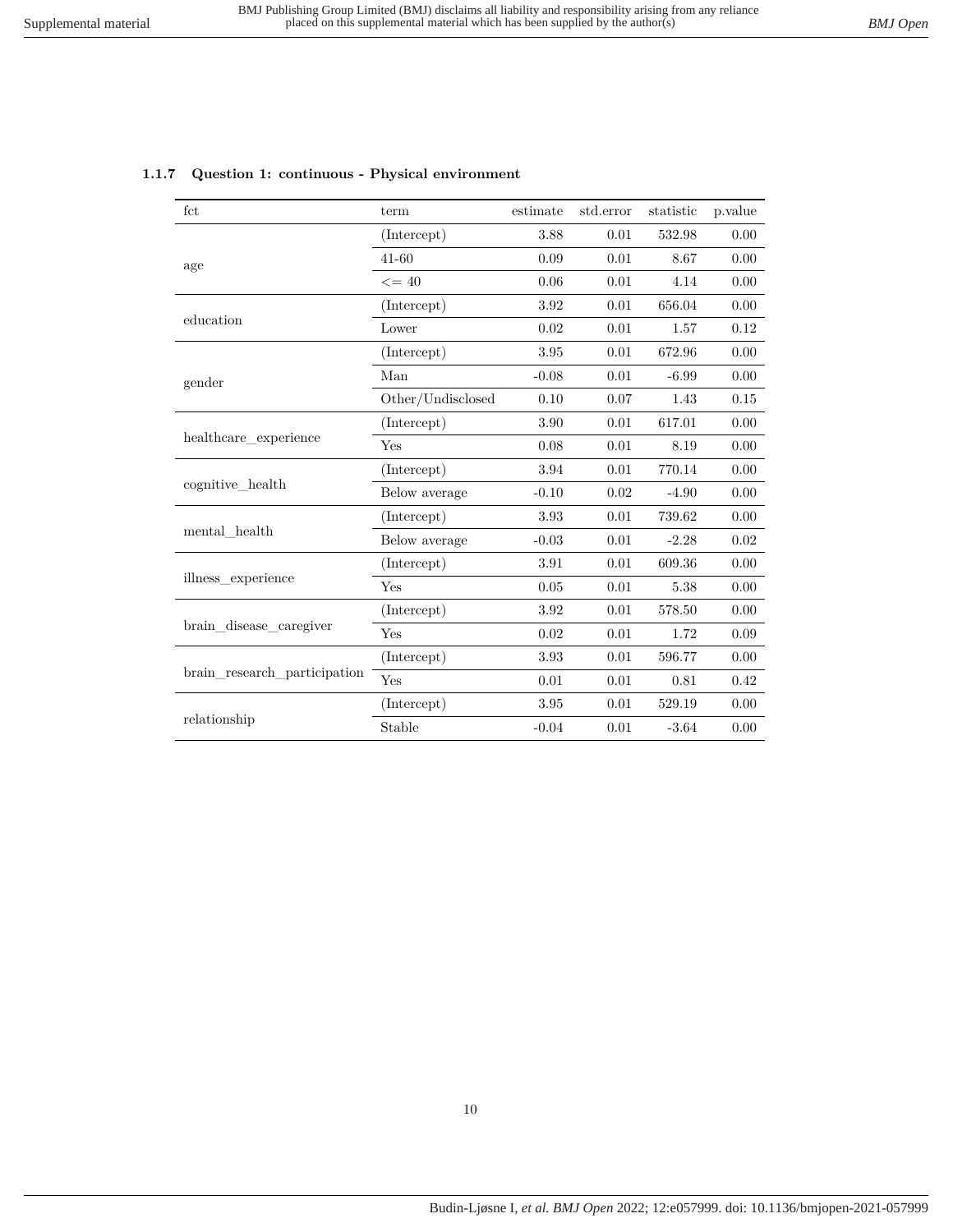### 1.1.7 Question 1: continuous - Physical environment

| fct | term | estimate | std.error | statistic | p.value |
|---|---|---|---|---|---|
| age | (Intercept) | 3.88 | 0.01 | 532.98 | 0.00 |
| | 41-60 | 0.09 | 0.01 | 8.67 | 0.00 |
| | <= 40 | 0.06 | 0.01 | 4.14 | 0.00 |
| education | (Intercept) | 3.92 | 0.01 | 656.04 | 0.00 |
| | Lower | 0.02 | 0.01 | 1.57 | 0.12 |
| gender | (Intercept) | 3.95 | 0.01 | 672.96 | 0.00 |
| | Man | -0.08 | 0.01 | -6.99 | 0.00 |
| | Other/Undisclosed | 0.10 | 0.07 | 1.43 | 0.15 |
| healthcare_experience | (Intercept) | 3.90 | 0.01 | 617.01 | 0.00 |
| | Yes | 0.08 | 0.01 | 8.19 | 0.00 |
| cognitive_health | (Intercept) | 3.94 | 0.01 | 770.14 | 0.00 |
| | Below average | -0.10 | 0.02 | -4.90 | 0.00 |
| mental_health | (Intercept) | 3.93 | 0.01 | 739.62 | 0.00 |
| | Below average | -0.03 | 0.01 | -2.28 | 0.02 |
| illness_experience | (Intercept) | 3.91 | 0.01 | 609.36 | 0.00 |
| | Yes | 0.05 | 0.01 | 5.38 | 0.00 |
| brain_disease_caregiver | (Intercept) | 3.92 | 0.01 | 578.50 | 0.00 |
| | Yes | 0.02 | 0.01 | 1.72 | 0.09 |
| brain_research_participation | (Intercept) | 3.93 | 0.01 | 596.77 | 0.00 |
| | Yes | 0.01 | 0.01 | 0.81 | 0.42 |
| relationship | (Intercept) | 3.95 | 0.01 | 529.19 | 0.00 |
| | Stable | -0.04 | 0.01 | -3.64 | 0.00 |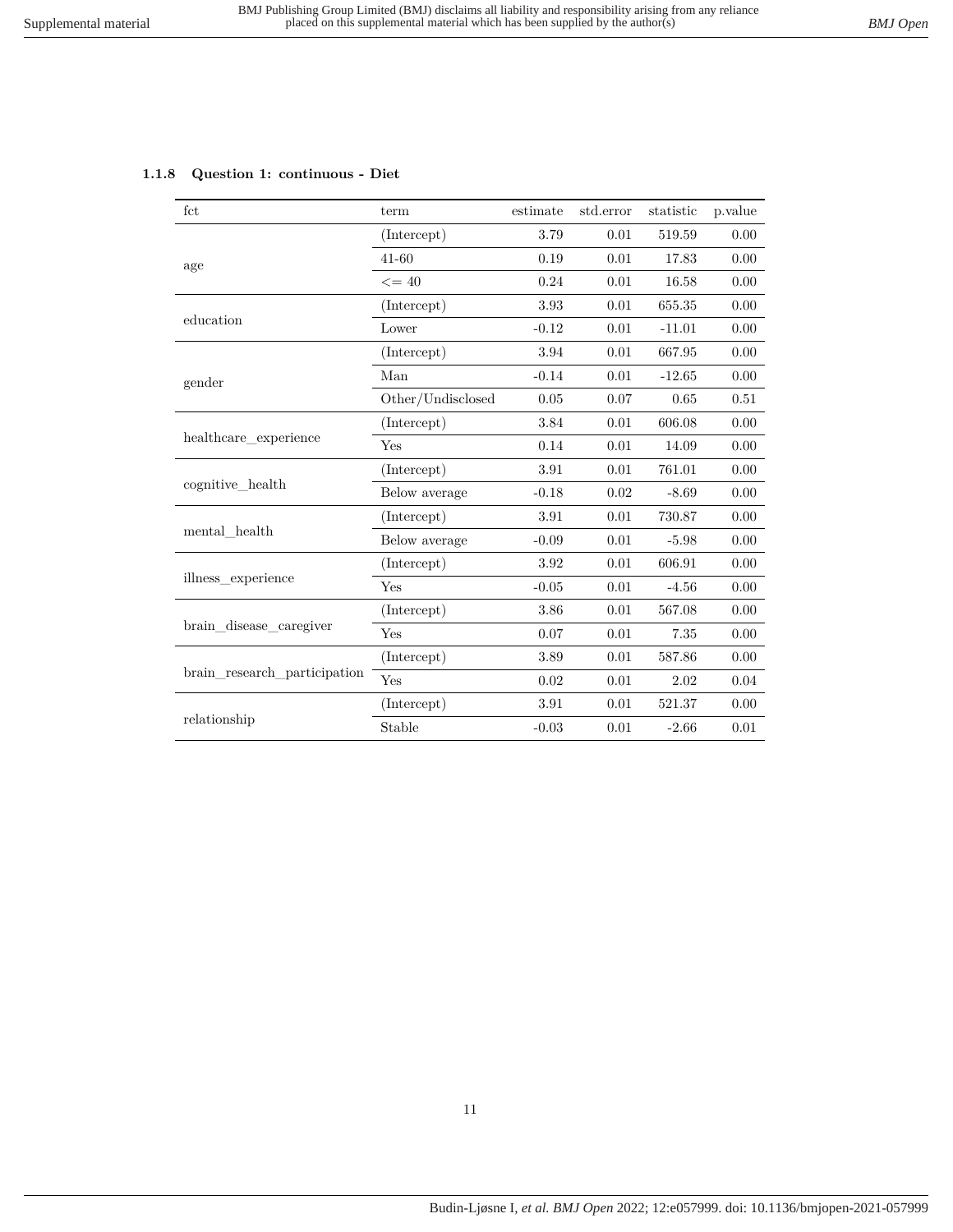### 1.1.8 Question 1: continuous - Diet

| fct | term | estimate | std.error | statistic | p.value |
|---|---|---|---|---|---|
| age | (Intercept) | 3.79 | 0.01 | 519.59 | 0.00 |
| | 41-60 | 0.19 | 0.01 | 17.83 | 0.00 |
| | <= 40 | 0.24 | 0.01 | 16.58 | 0.00 |
| education | (Intercept) | 3.93 | 0.01 | 655.35 | 0.00 |
| | Lower | -0.12 | 0.01 | -11.01 | 0.00 |
| gender | (Intercept) | 3.94 | 0.01 | 667.95 | 0.00 |
| | Man | -0.14 | 0.01 | -12.65 | 0.00 |
| | Other/Undisclosed | 0.05 | 0.07 | 0.65 | 0.51 |
| healthcare_experience | (Intercept) | 3.84 | 0.01 | 606.08 | 0.00 |
| | Yes | 0.14 | 0.01 | 14.09 | 0.00 |
| cognitive_health | (Intercept) | 3.91 | 0.01 | 761.01 | 0.00 |
| | Below average | -0.18 | 0.02 | -8.69 | 0.00 |
| mental_health | (Intercept) | 3.91 | 0.01 | 730.87 | 0.00 |
| | Below average | -0.09 | 0.01 | -5.98 | 0.00 |
| illness_experience | (Intercept) | 3.92 | 0.01 | 606.91 | 0.00 |
| | Yes | -0.05 | 0.01 | -4.56 | 0.00 |
| brain_disease_caregiver | (Intercept) | 3.86 | 0.01 | 567.08 | 0.00 |
| | Yes | 0.07 | 0.01 | 7.35 | 0.00 |
| brain_research_participation | (Intercept) | 3.89 | 0.01 | 587.86 | 0.00 |
| | Yes | 0.02 | 0.01 | 2.02 | 0.04 |
| relationship | (Intercept) | 3.91 | 0.01 | 521.37 | 0.00 |
| | Stable | -0.03 | 0.01 | -2.66 | 0.01 |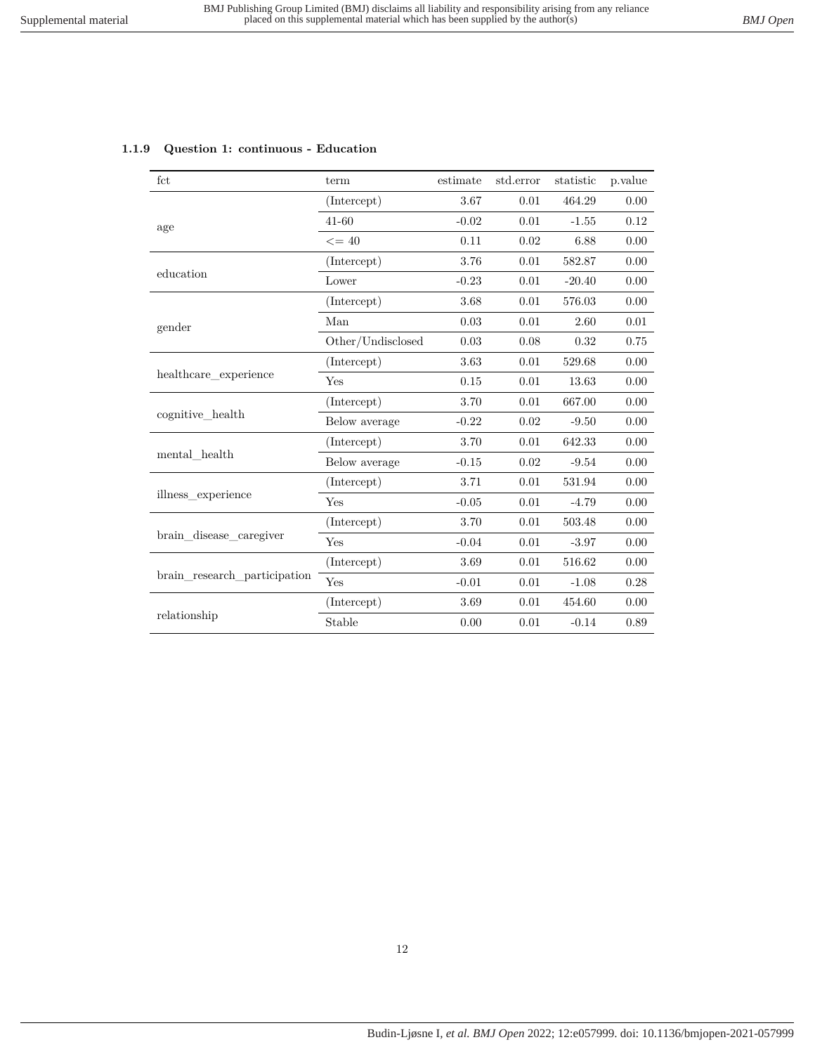### 1.1.9 Question 1: continuous - Education

| fct | term | estimate | std.error | statistic | p.value |
|---|---|---|---|---|---|
| age | (Intercept) | 3.67 | 0.01 | 464.29 | 0.00 |
| | 41-60 | -0.02 | 0.01 | -1.55 | 0.12 |
| | <= 40 | 0.11 | 0.02 | 6.88 | 0.00 |
| education | (Intercept) | 3.76 | 0.01 | 582.87 | 0.00 |
| | Lower | -0.23 | 0.01 | -20.40 | 0.00 |
| gender | (Intercept) | 3.68 | 0.01 | 576.03 | 0.00 |
| | Man | 0.03 | 0.01 | 2.60 | 0.01 |
| | Other/Undisclosed | 0.03 | 0.08 | 0.32 | 0.75 |
| healthcare_experience | (Intercept) | 3.63 | 0.01 | 529.68 | 0.00 |
| | Yes | 0.15 | 0.01 | 13.63 | 0.00 |
| cognitive_health | (Intercept) | 3.70 | 0.01 | 667.00 | 0.00 |
| | Below average | -0.22 | 0.02 | -9.50 | 0.00 |
| mental_health | (Intercept) | 3.70 | 0.01 | 642.33 | 0.00 |
| | Below average | -0.15 | 0.02 | -9.54 | 0.00 |
| illness_experience | (Intercept) | 3.71 | 0.01 | 531.94 | 0.00 |
| | Yes | -0.05 | 0.01 | -4.79 | 0.00 |
| brain_disease_caregiver | (Intercept) | 3.70 | 0.01 | 503.48 | 0.00 |
| | Yes | -0.04 | 0.01 | -3.97 | 0.00 |
| brain_research_participation | (Intercept) | 3.69 | 0.01 | 516.62 | 0.00 |
| | Yes | -0.01 | 0.01 | -1.08 | 0.28 |
| relationship | (Intercept) | 3.69 | 0.01 | 454.60 | 0.00 |
| | Stable | 0.00 | 0.01 | -0.14 | 0.89 |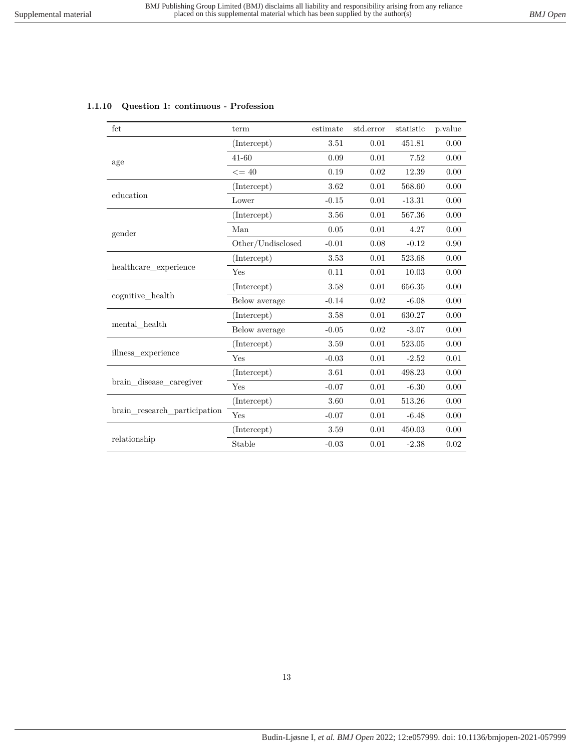### 1.1.10 Question 1: continuous - Profession

| fct | term | estimate | std.error | statistic | p.value |
|---|---|---|---|---|---|
| age | (Intercept) | 3.51 | 0.01 | 451.81 | 0.00 |
| | 41-60 | 0.09 | 0.01 | 7.52 | 0.00 |
| | <= 40 | 0.19 | 0.02 | 12.39 | 0.00 |
| education | (Intercept) | 3.62 | 0.01 | 568.60 | 0.00 |
| | Lower | -0.15 | 0.01 | -13.31 | 0.00 |
| gender | (Intercept) | 3.56 | 0.01 | 567.36 | 0.00 |
| | Man | 0.05 | 0.01 | 4.27 | 0.00 |
| | Other/Undisclosed | -0.01 | 0.08 | -0.12 | 0.90 |
| healthcare_experience | (Intercept) | 3.53 | 0.01 | 523.68 | 0.00 |
| | Yes | 0.11 | 0.01 | 10.03 | 0.00 |
| cognitive_health | (Intercept) | 3.58 | 0.01 | 656.35 | 0.00 |
| | Below average | -0.14 | 0.02 | -6.08 | 0.00 |
| mental_health | (Intercept) | 3.58 | 0.01 | 630.27 | 0.00 |
| | Below average | -0.05 | 0.02 | -3.07 | 0.00 |
| illness_experience | (Intercept) | 3.59 | 0.01 | 523.05 | 0.00 |
| | Yes | -0.03 | 0.01 | -2.52 | 0.01 |
| brain_disease_caregiver | (Intercept) | 3.61 | 0.01 | 498.23 | 0.00 |
| | Yes | -0.07 | 0.01 | -6.30 | 0.00 |
| brain_research_participation | (Intercept) | 3.60 | 0.01 | 513.26 | 0.00 |
| | Yes | -0.07 | 0.01 | -6.48 | 0.00 |
| relationship | (Intercept) | 3.59 | 0.01 | 450.03 | 0.00 |
| | Stable | -0.03 | 0.01 | -2.38 | 0.02 |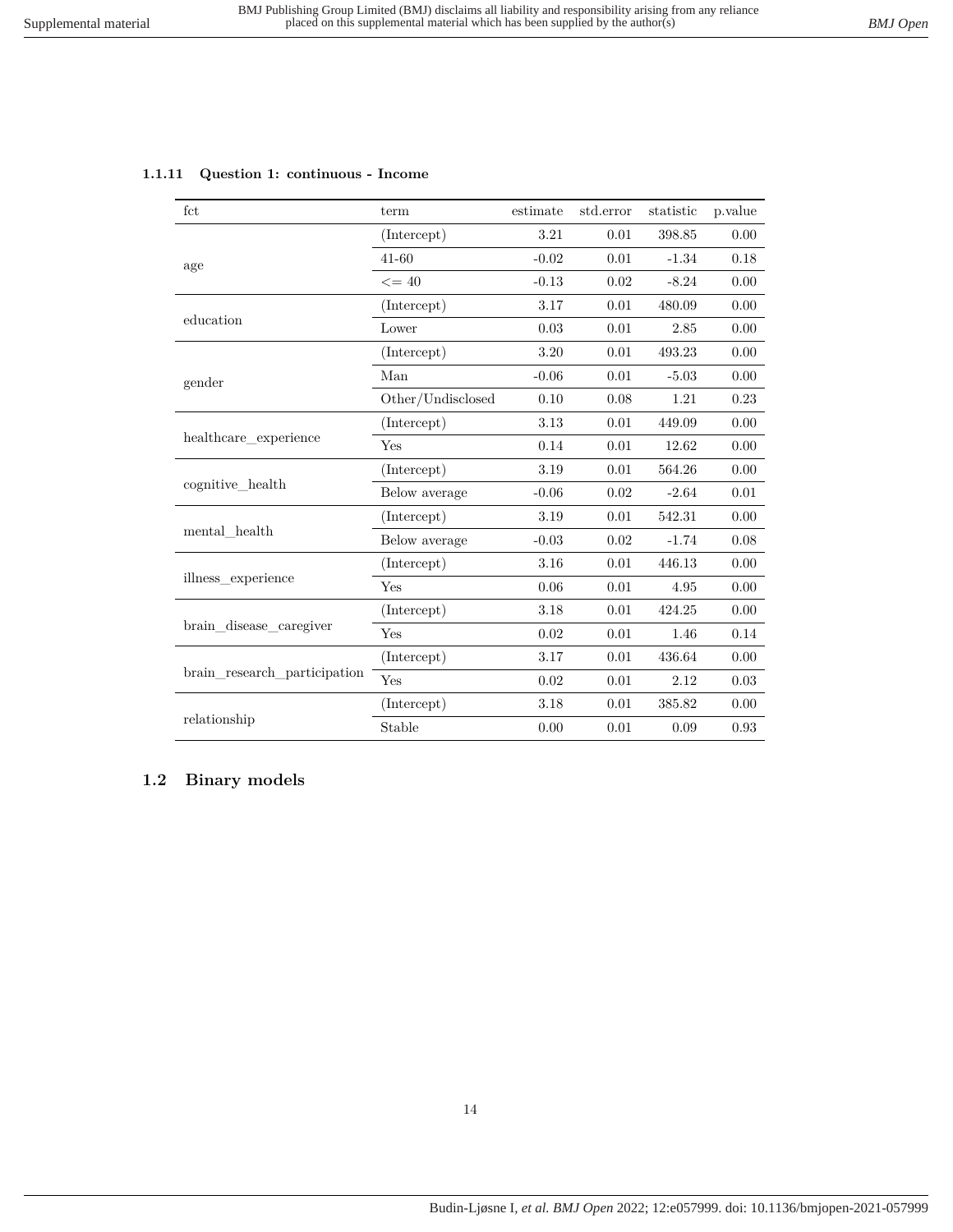### 1.1.11 Question 1: continuous - Income

| fct | term | estimate | std.error | statistic | p.value |
|---|---|---|---|---|---|
| age | (Intercept) | 3.21 | 0.01 | 398.85 | 0.00 |
| | 41-60 | -0.02 | 0.01 | -1.34 | 0.18 |
| | <= 40 | -0.13 | 0.02 | -8.24 | 0.00 |
| education | (Intercept) | 3.17 | 0.01 | 480.09 | 0.00 |
| | Lower | 0.03 | 0.01 | 2.85 | 0.00 |
| gender | (Intercept) | 3.20 | 0.01 | 493.23 | 0.00 |
| | Man | -0.06 | 0.01 | -5.03 | 0.00 |
| | Other/Undisclosed | 0.10 | 0.08 | 1.21 | 0.23 |
| healthcare_experience | (Intercept) | 3.13 | 0.01 | 449.09 | 0.00 |
| | Yes | 0.14 | 0.01 | 12.62 | 0.00 |
| cognitive_health | (Intercept) | 3.19 | 0.01 | 564.26 | 0.00 |
| | Below average | -0.06 | 0.02 | -2.64 | 0.01 |
| mental_health | (Intercept) | 3.19 | 0.01 | 542.31 | 0.00 |
| | Below average | -0.03 | 0.02 | -1.74 | 0.08 |
| illness_experience | (Intercept) | 3.16 | 0.01 | 446.13 | 0.00 |
| | Yes | 0.06 | 0.01 | 4.95 | 0.00 |
| brain_disease_caregiver | (Intercept) | 3.18 | 0.01 | 424.25 | 0.00 |
| | Yes | 0.02 | 0.01 | 1.46 | 0.14 |
| brain_research_participation | (Intercept) | 3.17 | 0.01 | 436.64 | 0.00 |
| | Yes | 0.02 | 0.01 | 2.12 | 0.03 |
| relationship | (Intercept) | 3.18 | 0.01 | 385.82 | 0.00 |
| | Stable | 0.00 | 0.01 | 0.09 | 0.93 |

## 1.2 Binary models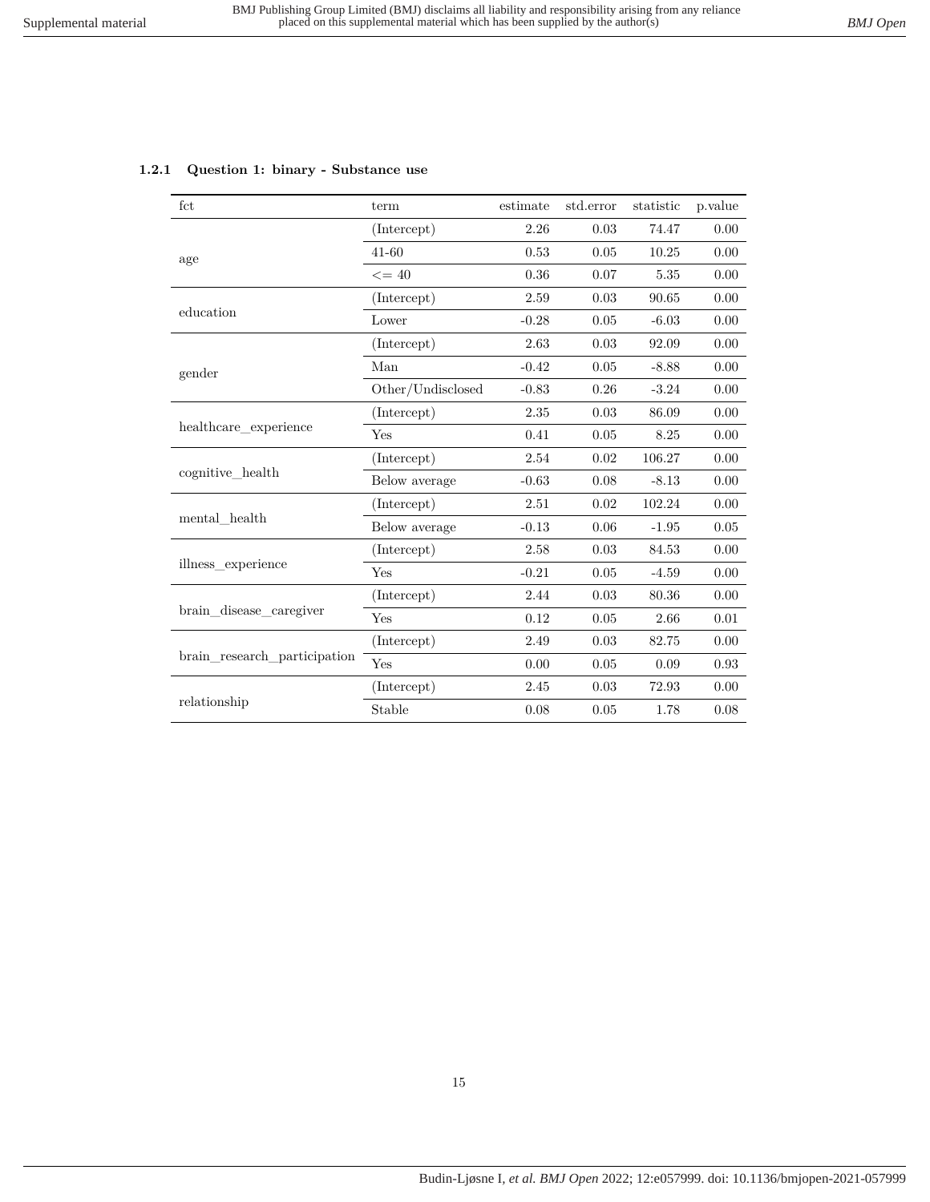### 1.2.1 Question 1: binary - Substance use

| fct | term | estimate | std.error | statistic | p.value |
|---|---|---|---|---|---|
| age | (Intercept) | 2.26 | 0.03 | 74.47 | 0.00 |
| | 41-60 | 0.53 | 0.05 | 10.25 | 0.00 |
| | <= 40 | 0.36 | 0.07 | 5.35 | 0.00 |
| education | (Intercept) | 2.59 | 0.03 | 90.65 | 0.00 |
| | Lower | -0.28 | 0.05 | -6.03 | 0.00 |
| gender | (Intercept) | 2.63 | 0.03 | 92.09 | 0.00 |
| | Man | -0.42 | 0.05 | -8.88 | 0.00 |
| | Other/Undisclosed | -0.83 | 0.26 | -3.24 | 0.00 |
| healthcare_experience | (Intercept) | 2.35 | 0.03 | 86.09 | 0.00 |
| | Yes | 0.41 | 0.05 | 8.25 | 0.00 |
| cognitive_health | (Intercept) | 2.54 | 0.02 | 106.27 | 0.00 |
| | Below average | -0.63 | 0.08 | -8.13 | 0.00 |
| mental_health | (Intercept) | 2.51 | 0.02 | 102.24 | 0.00 |
| | Below average | -0.13 | 0.06 | -1.95 | 0.05 |
| illness_experience | (Intercept) | 2.58 | 0.03 | 84.53 | 0.00 |
| | Yes | -0.21 | 0.05 | -4.59 | 0.00 |
| brain_disease_caregiver | (Intercept) | 2.44 | 0.03 | 80.36 | 0.00 |
| | Yes | 0.12 | 0.05 | 2.66 | 0.01 |
| brain_research_participation | (Intercept) | 2.49 | 0.03 | 82.75 | 0.00 |
| | Yes | 0.00 | 0.05 | 0.09 | 0.93 |
| relationship | (Intercept) | 2.45 | 0.03 | 72.93 | 0.00 |
| | Stable | 0.08 | 0.05 | 1.78 | 0.08 |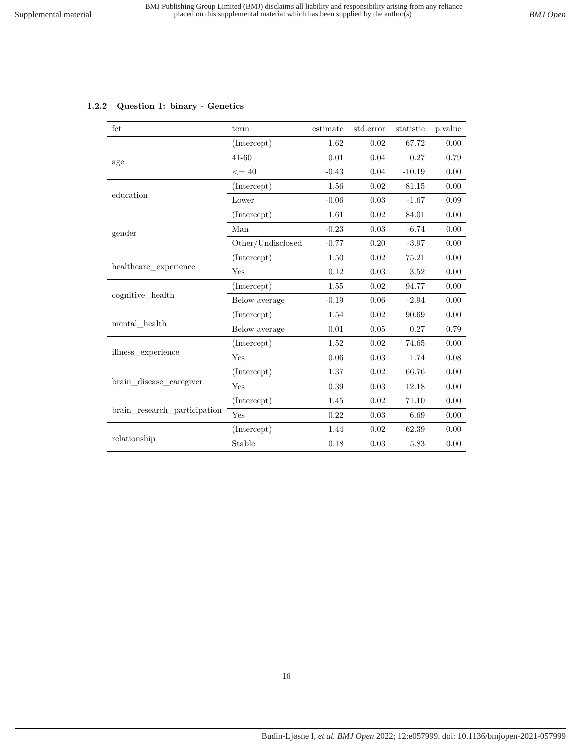### 1.2.2 Question 1: binary - Genetics

| fct | term | estimate | std.error | statistic | p.value |
|---|---|---|---|---|---|
| age | (Intercept) | 1.62 | 0.02 | 67.72 | 0.00 |
| | 41-60 | 0.01 | 0.04 | 0.27 | 0.79 |
| | <= 40 | -0.43 | 0.04 | -10.19 | 0.00 |
| education | (Intercept) | 1.56 | 0.02 | 81.15 | 0.00 |
| | Lower | -0.06 | 0.03 | -1.67 | 0.09 |
| gender | (Intercept) | 1.61 | 0.02 | 84.01 | 0.00 |
| | Man | -0.23 | 0.03 | -6.74 | 0.00 |
| | Other/Undisclosed | -0.77 | 0.20 | -3.97 | 0.00 |
| healthcare_experience | (Intercept) | 1.50 | 0.02 | 75.21 | 0.00 |
| | Yes | 0.12 | 0.03 | 3.52 | 0.00 |
| cognitive_health | (Intercept) | 1.55 | 0.02 | 94.77 | 0.00 |
| | Below average | -0.19 | 0.06 | -2.94 | 0.00 |
| mental_health | (Intercept) | 1.54 | 0.02 | 90.69 | 0.00 |
| | Below average | 0.01 | 0.05 | 0.27 | 0.79 |
| illness_experience | (Intercept) | 1.52 | 0.02 | 74.65 | 0.00 |
| | Yes | 0.06 | 0.03 | 1.74 | 0.08 |
| brain_disease_caregiver | (Intercept) | 1.37 | 0.02 | 66.76 | 0.00 |
| | Yes | 0.39 | 0.03 | 12.18 | 0.00 |
| brain_research_participation | (Intercept) | 1.45 | 0.02 | 71.10 | 0.00 |
| | Yes | 0.22 | 0.03 | 6.69 | 0.00 |
| relationship | (Intercept) | 1.44 | 0.02 | 62.39 | 0.00 |
| | Stable | 0.18 | 0.03 | 5.83 | 0.00 |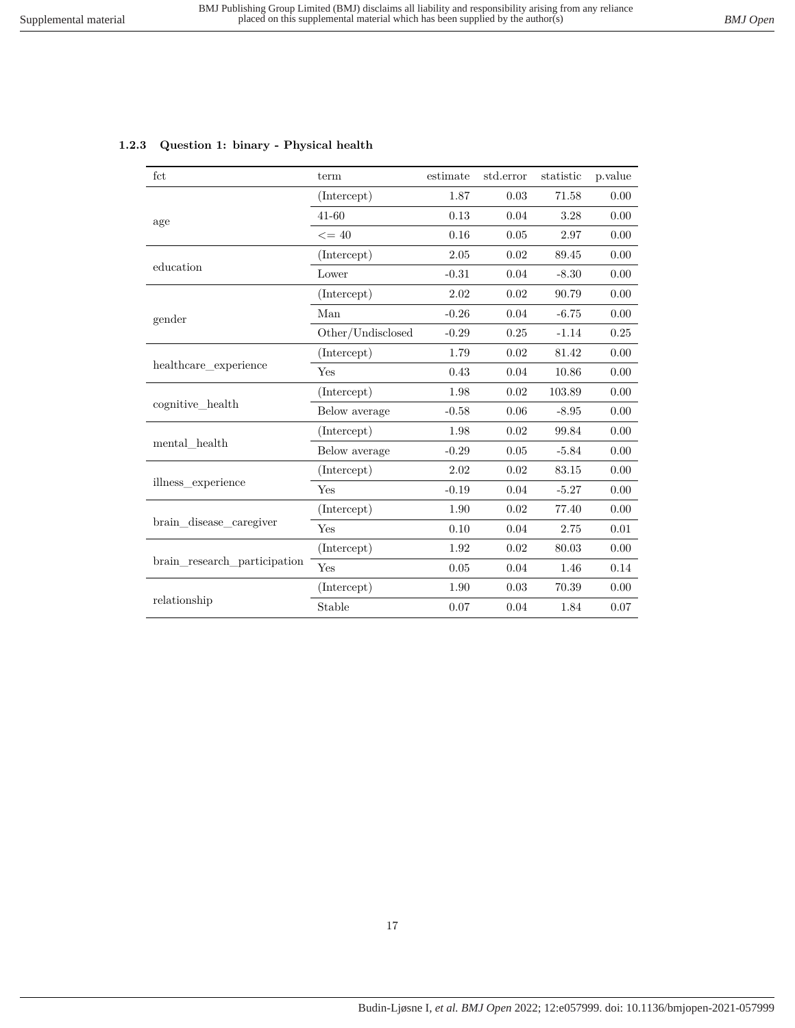### 1.2.3 Question 1: binary - Physical health

| fct | term | estimate | std.error | statistic | p.value |
|---|---|---|---|---|---|
| age | (Intercept) | 1.87 | 0.03 | 71.58 | 0.00 |
| | 41-60 | 0.13 | 0.04 | 3.28 | 0.00 |
| | <= 40 | 0.16 | 0.05 | 2.97 | 0.00 |
| education | (Intercept) | 2.05 | 0.02 | 89.45 | 0.00 |
| | Lower | -0.31 | 0.04 | -8.30 | 0.00 |
| gender | (Intercept) | 2.02 | 0.02 | 90.79 | 0.00 |
| | Man | -0.26 | 0.04 | -6.75 | 0.00 |
| | Other/Undisclosed | -0.29 | 0.25 | -1.14 | 0.25 |
| healthcare_experience | (Intercept) | 1.79 | 0.02 | 81.42 | 0.00 |
| | Yes | 0.43 | 0.04 | 10.86 | 0.00 |
| cognitive_health | (Intercept) | 1.98 | 0.02 | 103.89 | 0.00 |
| | Below average | -0.58 | 0.06 | -8.95 | 0.00 |
| mental_health | (Intercept) | 1.98 | 0.02 | 99.84 | 0.00 |
| | Below average | -0.29 | 0.05 | -5.84 | 0.00 |
| illness_experience | (Intercept) | 2.02 | 0.02 | 83.15 | 0.00 |
| | Yes | -0.19 | 0.04 | -5.27 | 0.00 |
| brain_disease_caregiver | (Intercept) | 1.90 | 0.02 | 77.40 | 0.00 |
| | Yes | 0.10 | 0.04 | 2.75 | 0.01 |
| brain_research_participation | (Intercept) | 1.92 | 0.02 | 80.03 | 0.00 |
| | Yes | 0.05 | 0.04 | 1.46 | 0.14 |
| relationship | (Intercept) | 1.90 | 0.03 | 70.39 | 0.00 |
| | Stable | 0.07 | 0.04 | 1.84 | 0.07 |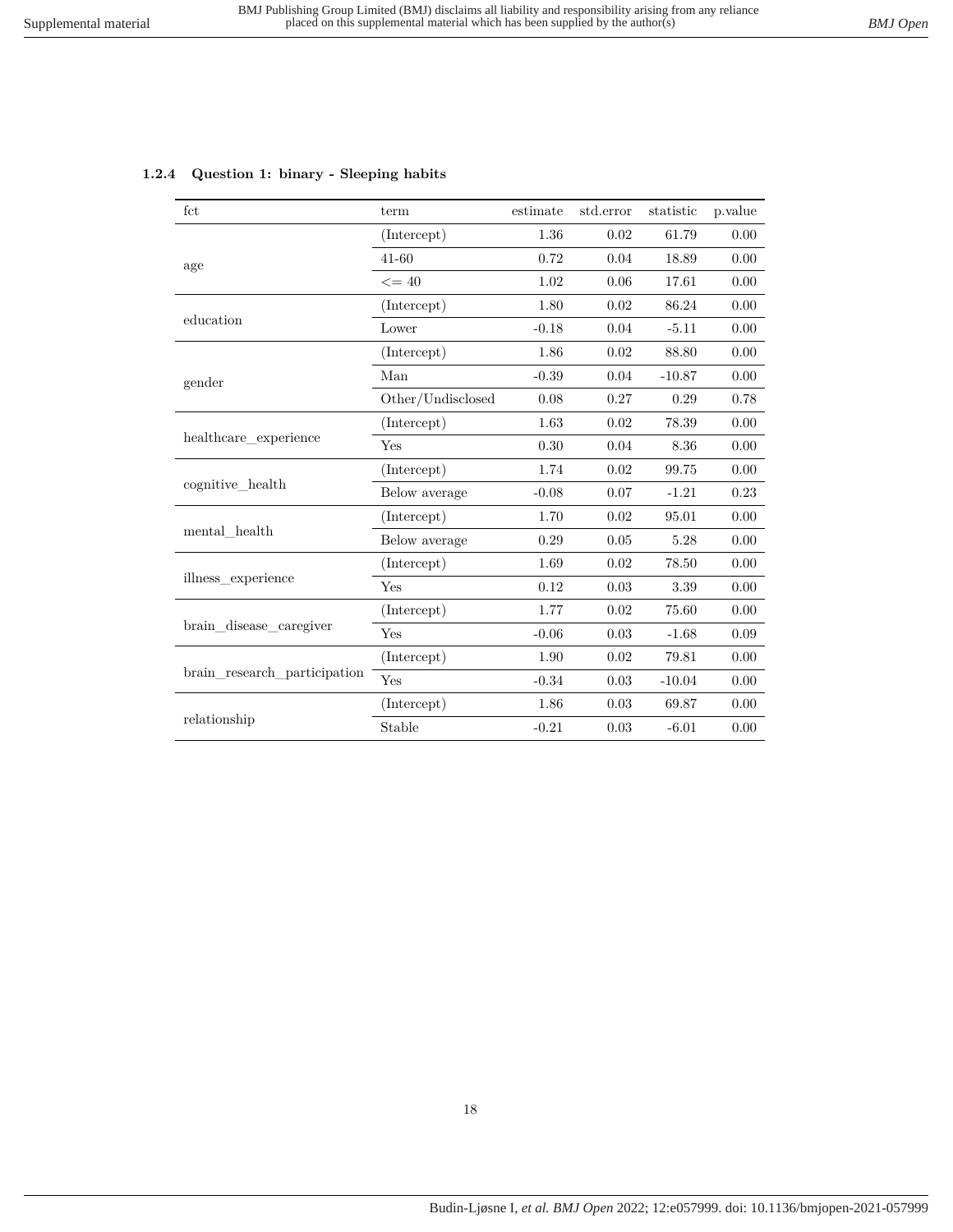### 1.2.4 Question 1: binary - Sleeping habits

| fct | term | estimate | std.error | statistic | p.value |
|---|---|---|---|---|---|
| age | (Intercept) | 1.36 | 0.02 | 61.79 | 0.00 |
| | 41-60 | 0.72 | 0.04 | 18.89 | 0.00 |
| | <= 40 | 1.02 | 0.06 | 17.61 | 0.00 |
| education | (Intercept) | 1.80 | 0.02 | 86.24 | 0.00 |
| | Lower | -0.18 | 0.04 | -5.11 | 0.00 |
| gender | (Intercept) | 1.86 | 0.02 | 88.80 | 0.00 |
| | Man | -0.39 | 0.04 | -10.87 | 0.00 |
| | Other/Undisclosed | 0.08 | 0.27 | 0.29 | 0.78 |
| healthcare_experience | (Intercept) | 1.63 | 0.02 | 78.39 | 0.00 |
| | Yes | 0.30 | 0.04 | 8.36 | 0.00 |
| cognitive_health | (Intercept) | 1.74 | 0.02 | 99.75 | 0.00 |
| | Below average | -0.08 | 0.07 | -1.21 | 0.23 |
| mental_health | (Intercept) | 1.70 | 0.02 | 95.01 | 0.00 |
| | Below average | 0.29 | 0.05 | 5.28 | 0.00 |
| illness_experience | (Intercept) | 1.69 | 0.02 | 78.50 | 0.00 |
| | Yes | 0.12 | 0.03 | 3.39 | 0.00 |
| brain_disease_caregiver | (Intercept) | 1.77 | 0.02 | 75.60 | 0.00 |
| | Yes | -0.06 | 0.03 | -1.68 | 0.09 |
| brain_research_participation | (Intercept) | 1.90 | 0.02 | 79.81 | 0.00 |
| | Yes | -0.34 | 0.03 | -10.04 | 0.00 |
| relationship | (Intercept) | 1.86 | 0.03 | 69.87 | 0.00 |
| | Stable | -0.21 | 0.03 | -6.01 | 0.00 |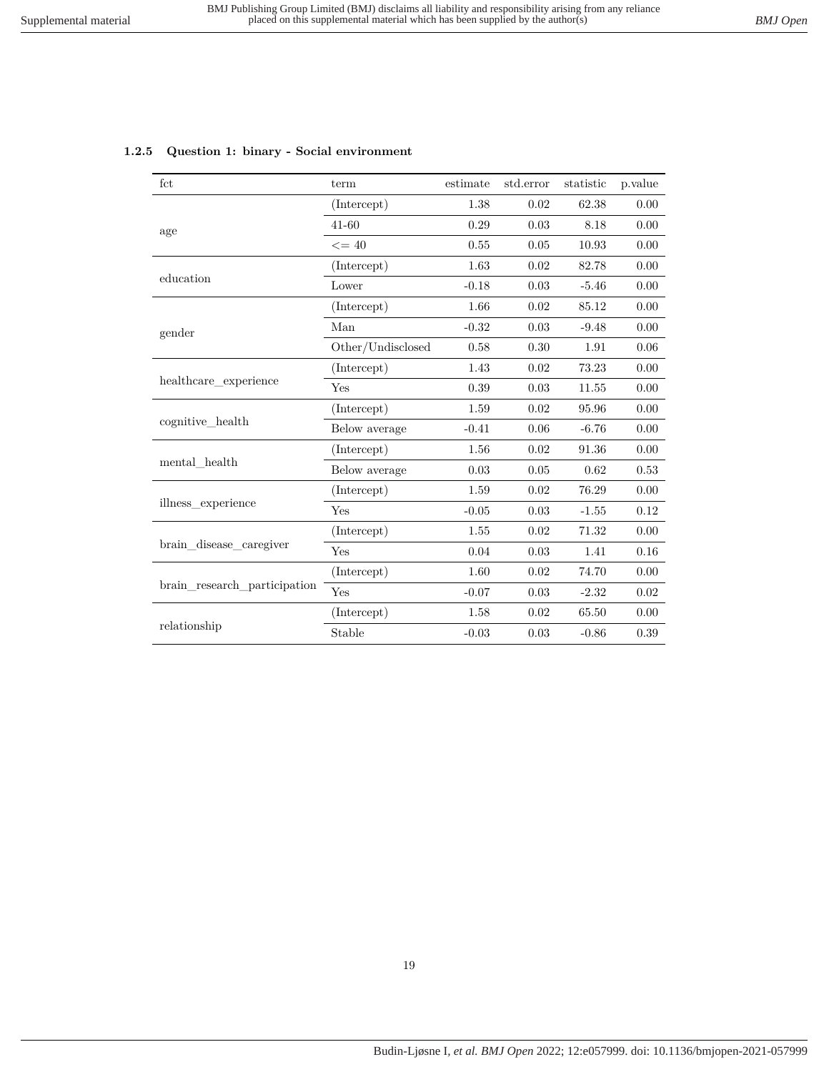### 1.2.5 Question 1: binary - Social environment

| fct | term | estimate | std.error | statistic | p.value |
|---|---|---|---|---|---|
| age | (Intercept) | 1.38 | 0.02 | 62.38 | 0.00 |
| | 41-60 | 0.29 | 0.03 | 8.18 | 0.00 |
| | <= 40 | 0.55 | 0.05 | 10.93 | 0.00 |
| education | (Intercept) | 1.63 | 0.02 | 82.78 | 0.00 |
| | Lower | -0.18 | 0.03 | -5.46 | 0.00 |
| gender | (Intercept) | 1.66 | 0.02 | 85.12 | 0.00 |
| | Man | -0.32 | 0.03 | -9.48 | 0.00 |
| | Other/Undisclosed | 0.58 | 0.30 | 1.91 | 0.06 |
| healthcare_experience | (Intercept) | 1.43 | 0.02 | 73.23 | 0.00 |
| | Yes | 0.39 | 0.03 | 11.55 | 0.00 |
| cognitive_health | (Intercept) | 1.59 | 0.02 | 95.96 | 0.00 |
| | Below average | -0.41 | 0.06 | -6.76 | 0.00 |
| mental_health | (Intercept) | 1.56 | 0.02 | 91.36 | 0.00 |
| | Below average | 0.03 | 0.05 | 0.62 | 0.53 |
| illness_experience | (Intercept) | 1.59 | 0.02 | 76.29 | 0.00 |
| | Yes | -0.05 | 0.03 | -1.55 | 0.12 |
| brain_disease_caregiver | (Intercept) | 1.55 | 0.02 | 71.32 | 0.00 |
| | Yes | 0.04 | 0.03 | 1.41 | 0.16 |
| brain_research_participation | (Intercept) | 1.60 | 0.02 | 74.70 | 0.00 |
| | Yes | -0.07 | 0.03 | -2.32 | 0.02 |
| relationship | (Intercept) | 1.58 | 0.02 | 65.50 | 0.00 |
| | Stable | -0.03 | 0.03 | -0.86 | 0.39 |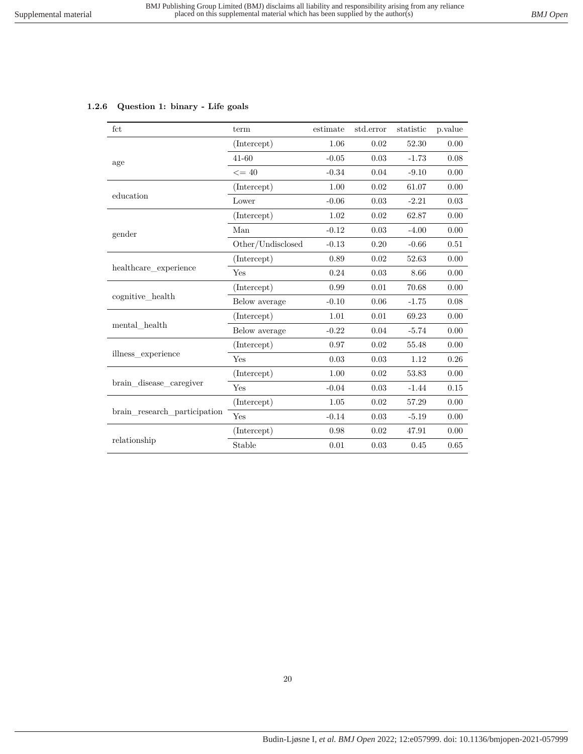### 1.2.6 Question 1: binary - Life goals

| fct | term | estimate | std.error | statistic | p.value |
|---|---|---|---|---|---|
| age | (Intercept) | 1.06 | 0.02 | 52.30 | 0.00 |
| | 41-60 | -0.05 | 0.03 | -1.73 | 0.08 |
| | <= 40 | -0.34 | 0.04 | -9.10 | 0.00 |
| education | (Intercept) | 1.00 | 0.02 | 61.07 | 0.00 |
| | Lower | -0.06 | 0.03 | -2.21 | 0.03 |
| gender | (Intercept) | 1.02 | 0.02 | 62.87 | 0.00 |
| | Man | -0.12 | 0.03 | -4.00 | 0.00 |
| | Other/Undisclosed | -0.13 | 0.20 | -0.66 | 0.51 |
| healthcare_experience | (Intercept) | 0.89 | 0.02 | 52.63 | 0.00 |
| | Yes | 0.24 | 0.03 | 8.66 | 0.00 |
| cognitive_health | (Intercept) | 0.99 | 0.01 | 70.68 | 0.00 |
| | Below average | -0.10 | 0.06 | -1.75 | 0.08 |
| mental_health | (Intercept) | 1.01 | 0.01 | 69.23 | 0.00 |
| | Below average | -0.22 | 0.04 | -5.74 | 0.00 |
| illness_experience | (Intercept) | 0.97 | 0.02 | 55.48 | 0.00 |
| | Yes | 0.03 | 0.03 | 1.12 | 0.26 |
| brain_disease_caregiver | (Intercept) | 1.00 | 0.02 | 53.83 | 0.00 |
| | Yes | -0.04 | 0.03 | -1.44 | 0.15 |
| brain_research_participation | (Intercept) | 1.05 | 0.02 | 57.29 | 0.00 |
| | Yes | -0.14 | 0.03 | -5.19 | 0.00 |
| relationship | (Intercept) | 0.98 | 0.02 | 47.91 | 0.00 |
| | Stable | 0.01 | 0.03 | 0.45 | 0.65 |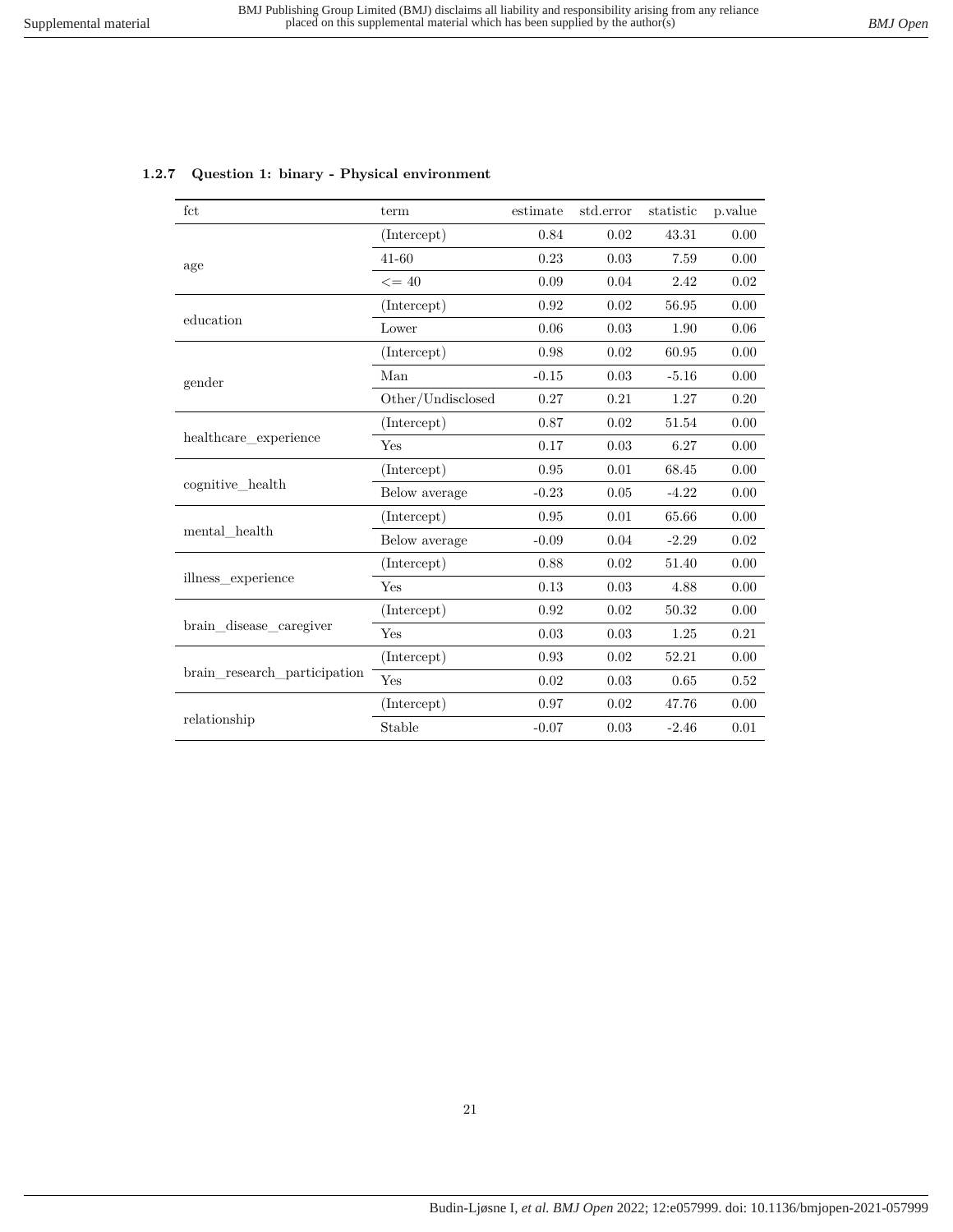### 1.2.7 Question 1: binary - Physical environment

| fct | term | estimate | std.error | statistic | p.value |
|---|---|---|---|---|---|
| age | (Intercept) | 0.84 | 0.02 | 43.31 | 0.00 |
| | 41-60 | 0.23 | 0.03 | 7.59 | 0.00 |
| | <= 40 | 0.09 | 0.04 | 2.42 | 0.02 |
| education | (Intercept) | 0.92 | 0.02 | 56.95 | 0.00 |
| | Lower | 0.06 | 0.03 | 1.90 | 0.06 |
| gender | (Intercept) | 0.98 | 0.02 | 60.95 | 0.00 |
| | Man | -0.15 | 0.03 | -5.16 | 0.00 |
| | Other/Undisclosed | 0.27 | 0.21 | 1.27 | 0.20 |
| healthcare_experience | (Intercept) | 0.87 | 0.02 | 51.54 | 0.00 |
| | Yes | 0.17 | 0.03 | 6.27 | 0.00 |
| cognitive_health | (Intercept) | 0.95 | 0.01 | 68.45 | 0.00 |
| | Below average | -0.23 | 0.05 | -4.22 | 0.00 |
| mental_health | (Intercept) | 0.95 | 0.01 | 65.66 | 0.00 |
| | Below average | -0.09 | 0.04 | -2.29 | 0.02 |
| illness_experience | (Intercept) | 0.88 | 0.02 | 51.40 | 0.00 |
| | Yes | 0.13 | 0.03 | 4.88 | 0.00 |
| brain_disease_caregiver | (Intercept) | 0.92 | 0.02 | 50.32 | 0.00 |
| | Yes | 0.03 | 0.03 | 1.25 | 0.21 |
| brain_research_participation | (Intercept) | 0.93 | 0.02 | 52.21 | 0.00 |
| | Yes | 0.02 | 0.03 | 0.65 | 0.52 |
| relationship | (Intercept) | 0.97 | 0.02 | 47.76 | 0.00 |
| | Stable | -0.07 | 0.03 | -2.46 | 0.01 |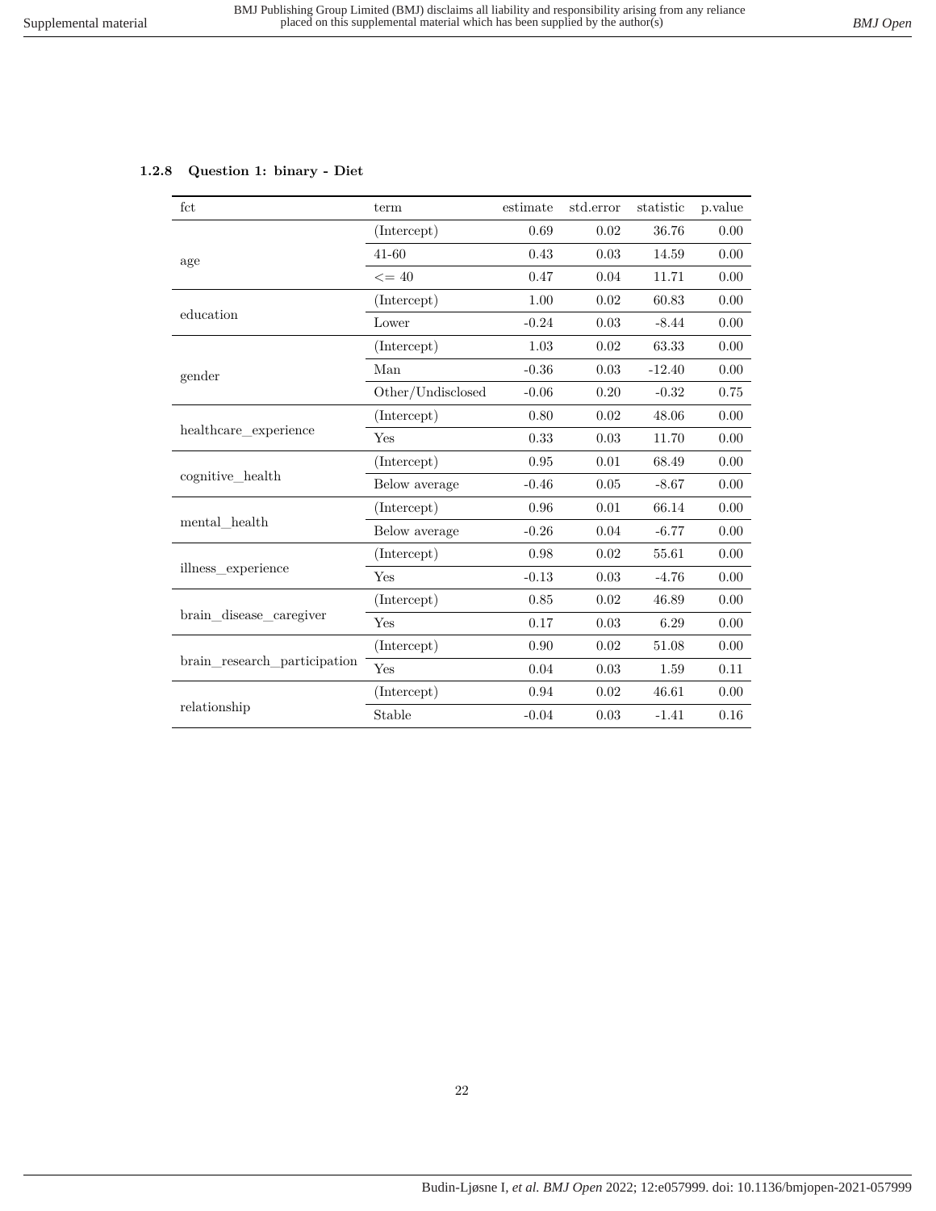### 1.2.8 Question 1: binary - Diet

| fct | term | estimate | std.error | statistic | p.value |
|---|---|---|---|---|---|
| age | (Intercept) | 0.69 | 0.02 | 36.76 | 0.00 |
| | 41-60 | 0.43 | 0.03 | 14.59 | 0.00 |
| | <= 40 | 0.47 | 0.04 | 11.71 | 0.00 |
| education | (Intercept) | 1.00 | 0.02 | 60.83 | 0.00 |
| | Lower | -0.24 | 0.03 | -8.44 | 0.00 |
| gender | (Intercept) | 1.03 | 0.02 | 63.33 | 0.00 |
| | Man | -0.36 | 0.03 | -12.40 | 0.00 |
| | Other/Undisclosed | -0.06 | 0.20 | -0.32 | 0.75 |
| healthcare_experience | (Intercept) | 0.80 | 0.02 | 48.06 | 0.00 |
| | Yes | 0.33 | 0.03 | 11.70 | 0.00 |
| cognitive_health | (Intercept) | 0.95 | 0.01 | 68.49 | 0.00 |
| | Below average | -0.46 | 0.05 | -8.67 | 0.00 |
| mental_health | (Intercept) | 0.96 | 0.01 | 66.14 | 0.00 |
| | Below average | -0.26 | 0.04 | -6.77 | 0.00 |
| illness_experience | (Intercept) | 0.98 | 0.02 | 55.61 | 0.00 |
| | Yes | -0.13 | 0.03 | -4.76 | 0.00 |
| brain_disease_caregiver | (Intercept) | 0.85 | 0.02 | 46.89 | 0.00 |
| | Yes | 0.17 | 0.03 | 6.29 | 0.00 |
| brain_research_participation | (Intercept) | 0.90 | 0.02 | 51.08 | 0.00 |
| | Yes | 0.04 | 0.03 | 1.59 | 0.11 |
| relationship | (Intercept) | 0.94 | 0.02 | 46.61 | 0.00 |
| | Stable | -0.04 | 0.03 | -1.41 | 0.16 |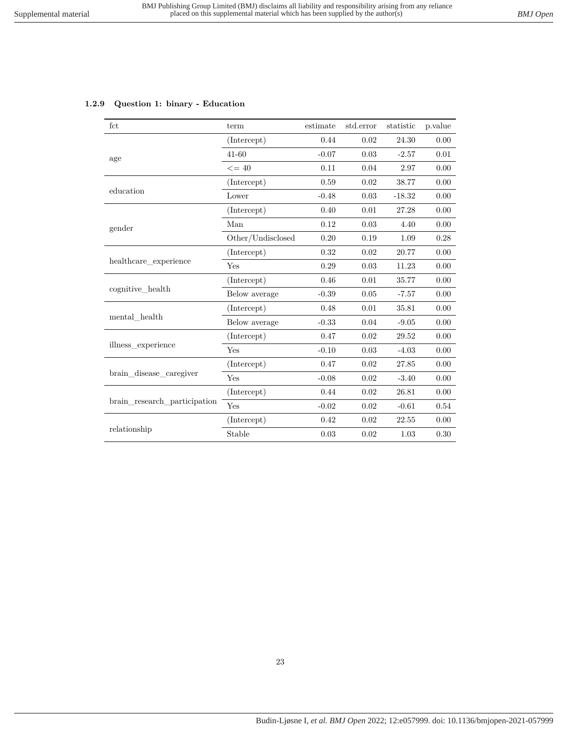### 1.2.9 Question 1: binary - Education

| fct | term | estimate | std.error | statistic | p.value |
|---|---|---|---|---|---|
| age | (Intercept) | 0.44 | 0.02 | 24.30 | 0.00 |
| | 41-60 | -0.07 | 0.03 | -2.57 | 0.01 |
| | <= 40 | 0.11 | 0.04 | 2.97 | 0.00 |
| education | (Intercept) | 0.59 | 0.02 | 38.77 | 0.00 |
| | Lower | -0.48 | 0.03 | -18.32 | 0.00 |
| gender | (Intercept) | 0.40 | 0.01 | 27.28 | 0.00 |
| | Man | 0.12 | 0.03 | 4.40 | 0.00 |
| | Other/Undisclosed | 0.20 | 0.19 | 1.09 | 0.28 |
| healthcare_experience | (Intercept) | 0.32 | 0.02 | 20.77 | 0.00 |
| | Yes | 0.29 | 0.03 | 11.23 | 0.00 |
| cognitive_health | (Intercept) | 0.46 | 0.01 | 35.77 | 0.00 |
| | Below average | -0.39 | 0.05 | -7.57 | 0.00 |
| mental_health | (Intercept) | 0.48 | 0.01 | 35.81 | 0.00 |
| | Below average | -0.33 | 0.04 | -9.05 | 0.00 |
| illness_experience | (Intercept) | 0.47 | 0.02 | 29.52 | 0.00 |
| | Yes | -0.10 | 0.03 | -4.03 | 0.00 |
| brain_disease_caregiver | (Intercept) | 0.47 | 0.02 | 27.85 | 0.00 |
| | Yes | -0.08 | 0.02 | -3.40 | 0.00 |
| brain_research_participation | (Intercept) | 0.44 | 0.02 | 26.81 | 0.00 |
| | Yes | -0.02 | 0.02 | -0.61 | 0.54 |
| relationship | (Intercept) | 0.42 | 0.02 | 22.55 | 0.00 |
| | Stable | 0.03 | 0.02 | 1.03 | 0.30 |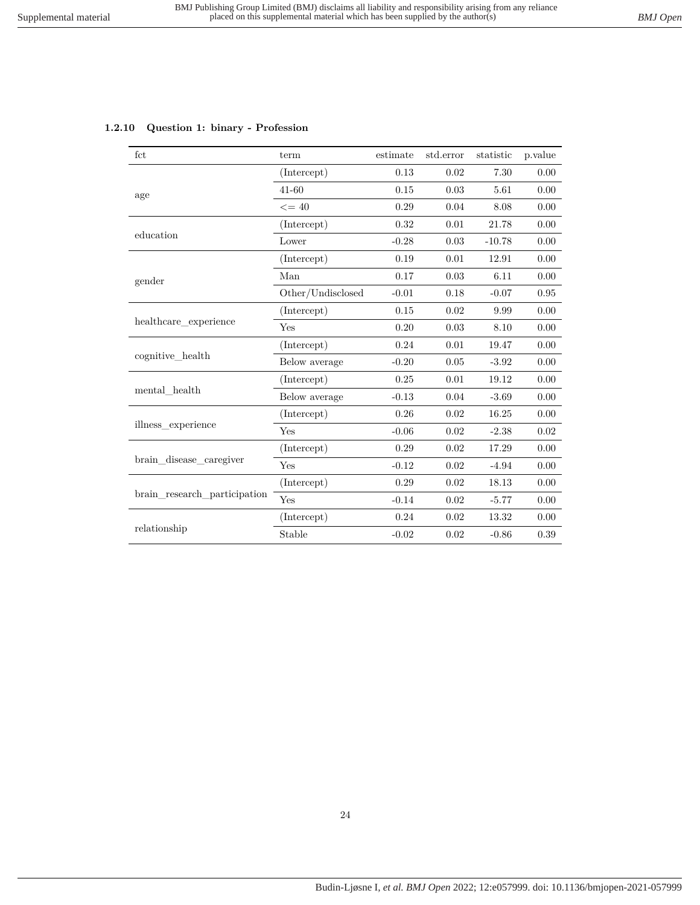### 1.2.10 Question 1: binary - Profession

| fct | term | estimate | std.error | statistic | p.value |
|---|---|---|---|---|---|
| age | (Intercept) | 0.13 | 0.02 | 7.30 | 0.00 |
| | 41-60 | 0.15 | 0.03 | 5.61 | 0.00 |
| | <= 40 | 0.29 | 0.04 | 8.08 | 0.00 |
| education | (Intercept) | 0.32 | 0.01 | 21.78 | 0.00 |
| | Lower | -0.28 | 0.03 | -10.78 | 0.00 |
| gender | (Intercept) | 0.19 | 0.01 | 12.91 | 0.00 |
| | Man | 0.17 | 0.03 | 6.11 | 0.00 |
| | Other/Undisclosed | -0.01 | 0.18 | -0.07 | 0.95 |
| healthcare_experience | (Intercept) | 0.15 | 0.02 | 9.99 | 0.00 |
| | Yes | 0.20 | 0.03 | 8.10 | 0.00 |
| cognitive_health | (Intercept) | 0.24 | 0.01 | 19.47 | 0.00 |
| | Below average | -0.20 | 0.05 | -3.92 | 0.00 |
| mental_health | (Intercept) | 0.25 | 0.01 | 19.12 | 0.00 |
| | Below average | -0.13 | 0.04 | -3.69 | 0.00 |
| illness_experience | (Intercept) | 0.26 | 0.02 | 16.25 | 0.00 |
| | Yes | -0.06 | 0.02 | -2.38 | 0.02 |
| brain_disease_caregiver | (Intercept) | 0.29 | 0.02 | 17.29 | 0.00 |
| | Yes | -0.12 | 0.02 | -4.94 | 0.00 |
| brain_research_participation | (Intercept) | 0.29 | 0.02 | 18.13 | 0.00 |
| | Yes | -0.14 | 0.02 | -5.77 | 0.00 |
| relationship | (Intercept) | 0.24 | 0.02 | 13.32 | 0.00 |
| | Stable | -0.02 | 0.02 | -0.86 | 0.39 |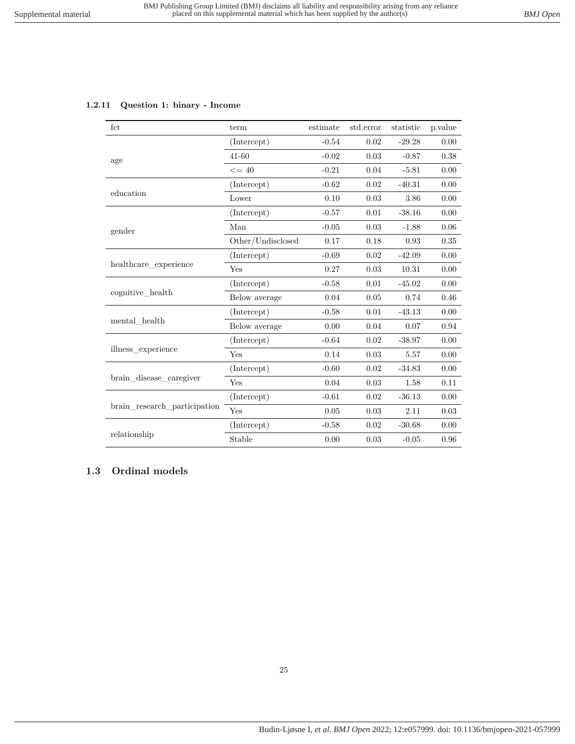### 1.2.11 Question 1: binary - Income

| fct | term | estimate | std.error | statistic | p.value |
|---|---|---|---|---|---|
| age | (Intercept) | -0.54 | 0.02 | -29.28 | 0.00 |
| | 41-60 | -0.02 | 0.03 | -0.87 | 0.38 |
| | <= 40 | -0.21 | 0.04 | -5.81 | 0.00 |
| education | (Intercept) | -0.62 | 0.02 | -40.31 | 0.00 |
| | Lower | 0.10 | 0.03 | 3.86 | 0.00 |
| gender | (Intercept) | -0.57 | 0.01 | -38.16 | 0.00 |
| | Man | -0.05 | 0.03 | -1.88 | 0.06 |
| | Other/Undisclosed | 0.17 | 0.18 | 0.93 | 0.35 |
| healthcare_experience | (Intercept) | -0.69 | 0.02 | -42.09 | 0.00 |
| | Yes | 0.27 | 0.03 | 10.31 | 0.00 |
| cognitive_health | (Intercept) | -0.58 | 0.01 | -45.02 | 0.00 |
| | Below average | 0.04 | 0.05 | 0.74 | 0.46 |
| mental_health | (Intercept) | -0.58 | 0.01 | -43.13 | 0.00 |
| | Below average | 0.00 | 0.04 | 0.07 | 0.94 |
| illness_experience | (Intercept) | -0.64 | 0.02 | -38.97 | 0.00 |
| | Yes | 0.14 | 0.03 | 5.57 | 0.00 |
| brain_disease_caregiver | (Intercept) | -0.60 | 0.02 | -34.83 | 0.00 |
| | Yes | 0.04 | 0.03 | 1.58 | 0.11 |
| brain_research_participation | (Intercept) | -0.61 | 0.02 | -36.13 | 0.00 |
| | Yes | 0.05 | 0.03 | 2.11 | 0.03 |
| relationship | (Intercept) | -0.58 | 0.02 | -30.68 | 0.00 |
| | Stable | 0.00 | 0.03 | -0.05 | 0.96 |

## 1.3 Ordinal models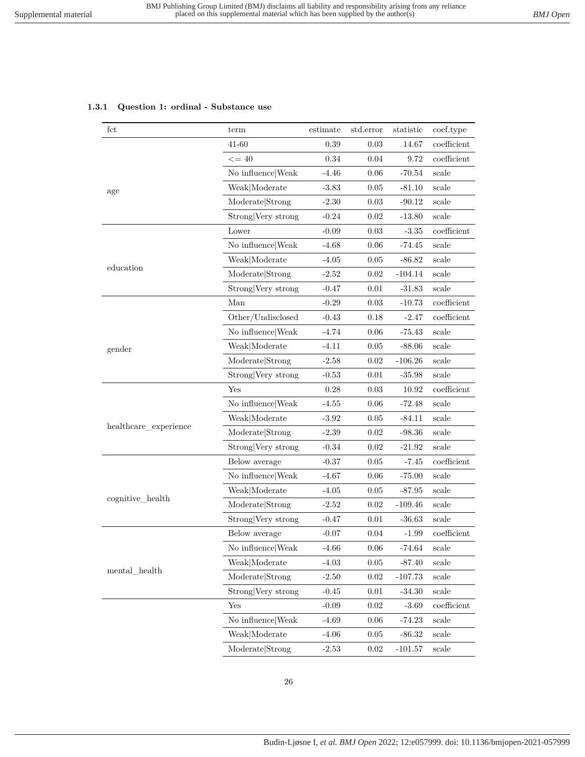### 1.3.1 Question 1: ordinal - Substance use

| fct | term | estimate | std.error | statistic | coef.type |
|---|---|---|---|---|---|
| age | 41-60 | 0.39 | 0.03 | 14.67 | coefficient |
| | <= 40 | 0.34 | 0.04 | 9.72 | coefficient |
| | No influence\|Weak | -4.46 | 0.06 | -70.54 | scale |
| | Weak\|Moderate | -3.83 | 0.05 | -81.10 | scale |
| | Moderate\|Strong | -2.30 | 0.03 | -90.12 | scale |
| | Strong\|Very strong | -0.24 | 0.02 | -13.80 | scale |
| education | Lower | -0.09 | 0.03 | -3.35 | coefficient |
| | No influence\|Weak | -4.68 | 0.06 | -74.45 | scale |
| | Weak\|Moderate | -4.05 | 0.05 | -86.82 | scale |
| | Moderate\|Strong | -2.52 | 0.02 | -104.14 | scale |
| | Strong\|Very strong | -0.47 | 0.01 | -31.83 | scale |
| gender | Man | -0.29 | 0.03 | -10.73 | coefficient |
| | Other/Undisclosed | -0.43 | 0.18 | -2.47 | coefficient |
| | No influence\|Weak | -4.74 | 0.06 | -75.43 | scale |
| | Weak\|Moderate | -4.11 | 0.05 | -88.06 | scale |
| | Moderate\|Strong | -2.58 | 0.02 | -106.26 | scale |
| | Strong\|Very strong | -0.53 | 0.01 | -35.98 | scale |
| healthcare_experience | Yes | 0.28 | 0.03 | 10.92 | coefficient |
| | No influence\|Weak | -4.55 | 0.06 | -72.48 | scale |
| | Weak\|Moderate | -3.92 | 0.05 | -84.11 | scale |
| | Moderate\|Strong | -2.39 | 0.02 | -98.36 | scale |
| | Strong\|Very strong | -0.34 | 0.02 | -21.92 | scale |
| cognitive_health | Below average | -0.37 | 0.05 | -7.45 | coefficient |
| | No influence\|Weak | -4.67 | 0.06 | -75.00 | scale |
| | Weak\|Moderate | -4.05 | 0.05 | -87.95 | scale |
| | Moderate\|Strong | -2.52 | 0.02 | -109.46 | scale |
| | Strong\|Very strong | -0.47 | 0.01 | -36.63 | scale |
| mental_health | Below average | -0.07 | 0.04 | -1.99 | coefficient |
| | No influence\|Weak | -4.66 | 0.06 | -74.64 | scale |
| | Weak\|Moderate | -4.03 | 0.05 | -87.40 | scale |
| | Moderate\|Strong | -2.50 | 0.02 | -107.73 | scale |
| | Strong\|Very strong | -0.45 | 0.01 | -34.30 | scale |
| | Yes | -0.09 | 0.02 | -3.69 | coefficient |
| | No influence\|Weak | -4.69 | 0.06 | -74.23 | scale |
| | Weak\|Moderate | -4.06 | 0.05 | -86.32 | scale |
| | Moderate\|Strong | -2.53 | 0.02 | -101.57 | scale |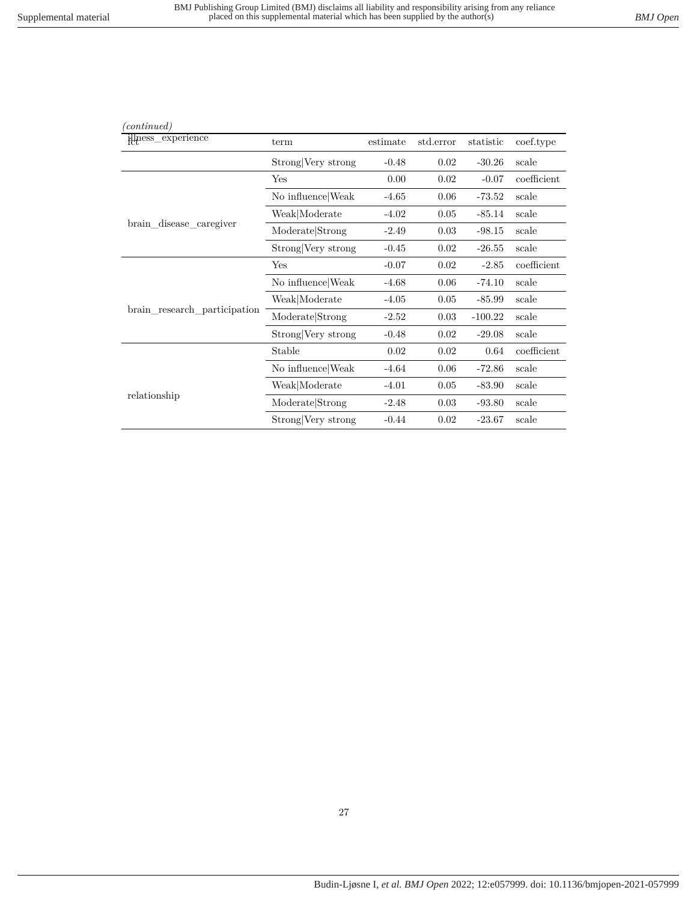*(continued)*

| illness_experience | term | estimate | std.error | statistic | coef.type |
|---|---|---|---|---|---|
| | Strong\|Very strong | -0.48 | 0.02 | -30.26 | scale |
| brain_disease_caregiver | Yes | 0.00 | 0.02 | -0.07 | coefficient |
| | No influence\|Weak | -4.65 | 0.06 | -73.52 | scale |
| | Weak\|Moderate | -4.02 | 0.05 | -85.14 | scale |
| | Moderate\|Strong | -2.49 | 0.03 | -98.15 | scale |
| | Strong\|Very strong | -0.45 | 0.02 | -26.55 | scale |
| brain_research_participation | Yes | -0.07 | 0.02 | -2.85 | coefficient |
| | No influence\|Weak | -4.68 | 0.06 | -74.10 | scale |
| | Weak\|Moderate | -4.05 | 0.05 | -85.99 | scale |
| | Moderate\|Strong | -2.52 | 0.03 | -100.22 | scale |
| | Strong\|Very strong | -0.48 | 0.02 | -29.08 | scale |
| relationship | Stable | 0.02 | 0.02 | 0.64 | coefficient |
| | No influence\|Weak | -4.64 | 0.06 | -72.86 | scale |
| | Weak\|Moderate | -4.01 | 0.05 | -83.90 | scale |
| | Moderate\|Strong | -2.48 | 0.03 | -93.80 | scale |
| | Strong\|Very strong | -0.44 | 0.02 | -23.67 | scale |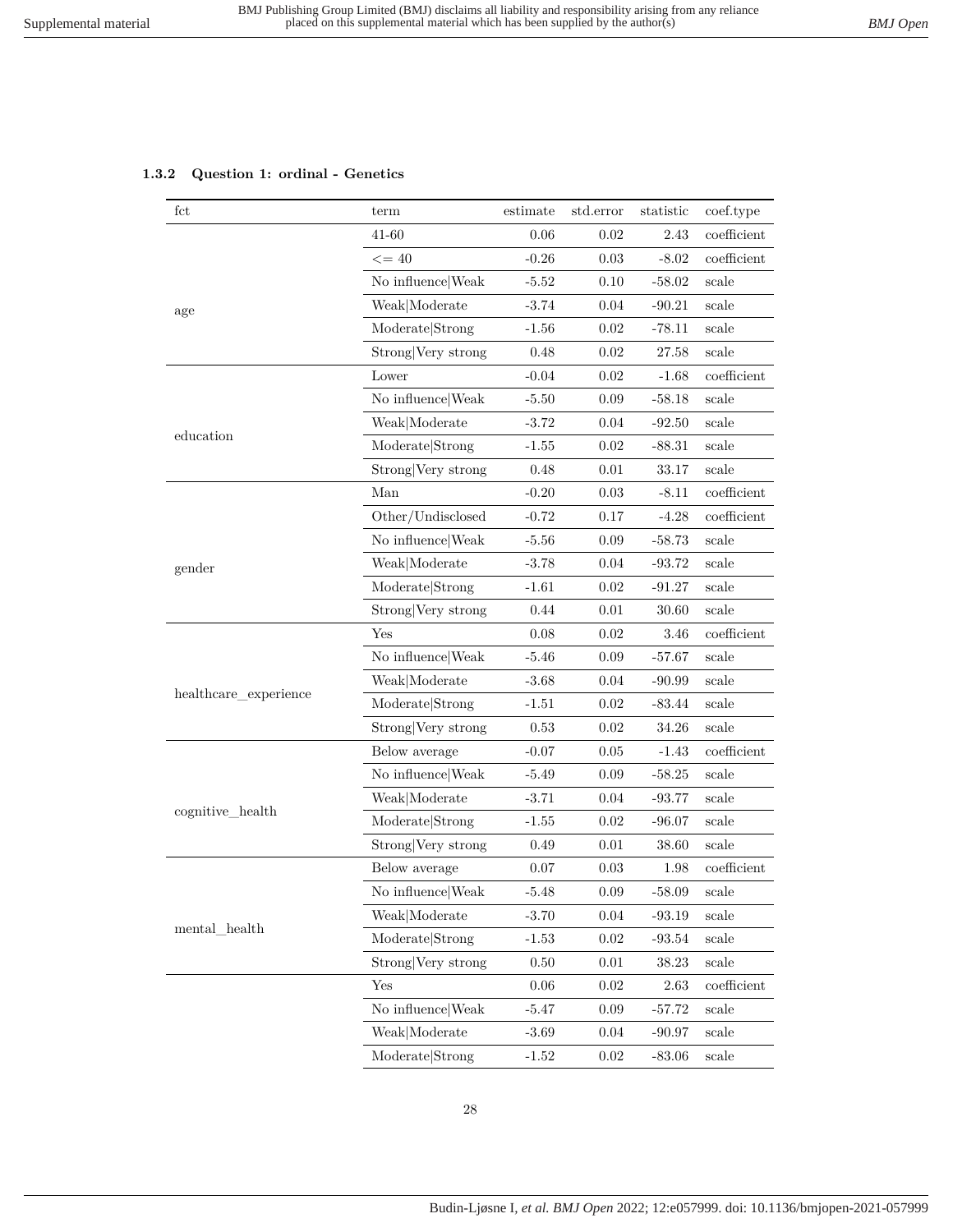### 1.3.2 Question 1: ordinal - Genetics

| fct | term | estimate | std.error | statistic | coef.type |
|---|---|---|---|---|---|
| age | 41-60 | 0.06 | 0.02 | 2.43 | coefficient |
| | <= 40 | -0.26 | 0.03 | -8.02 | coefficient |
| | No influence\|Weak | -5.52 | 0.10 | -58.02 | scale |
| | Weak\|Moderate | -3.74 | 0.04 | -90.21 | scale |
| | Moderate\|Strong | -1.56 | 0.02 | -78.11 | scale |
| | Strong\|Very strong | 0.48 | 0.02 | 27.58 | scale |
| education | Lower | -0.04 | 0.02 | -1.68 | coefficient |
| | No influence\|Weak | -5.50 | 0.09 | -58.18 | scale |
| | Weak\|Moderate | -3.72 | 0.04 | -92.50 | scale |
| | Moderate\|Strong | -1.55 | 0.02 | -88.31 | scale |
| | Strong\|Very strong | 0.48 | 0.01 | 33.17 | scale |
| gender | Man | -0.20 | 0.03 | -8.11 | coefficient |
| | Other/Undisclosed | -0.72 | 0.17 | -4.28 | coefficient |
| | No influence\|Weak | -5.56 | 0.09 | -58.73 | scale |
| | Weak\|Moderate | -3.78 | 0.04 | -93.72 | scale |
| | Moderate\|Strong | -1.61 | 0.02 | -91.27 | scale |
| | Strong\|Very strong | 0.44 | 0.01 | 30.60 | scale |
| healthcare_experience | Yes | 0.08 | 0.02 | 3.46 | coefficient |
| | No influence\|Weak | -5.46 | 0.09 | -57.67 | scale |
| | Weak\|Moderate | -3.68 | 0.04 | -90.99 | scale |
| | Moderate\|Strong | -1.51 | 0.02 | -83.44 | scale |
| | Strong\|Very strong | 0.53 | 0.02 | 34.26 | scale |
| cognitive_health | Below average | -0.07 | 0.05 | -1.43 | coefficient |
| | No influence\|Weak | -5.49 | 0.09 | -58.25 | scale |
| | Weak\|Moderate | -3.71 | 0.04 | -93.77 | scale |
| | Moderate\|Strong | -1.55 | 0.02 | -96.07 | scale |
| | Strong\|Very strong | 0.49 | 0.01 | 38.60 | scale |
| mental_health | Below average | 0.07 | 0.03 | 1.98 | coefficient |
| | No influence\|Weak | -5.48 | 0.09 | -58.09 | scale |
| | Weak\|Moderate | -3.70 | 0.04 | -93.19 | scale |
| | Moderate\|Strong | -1.53 | 0.02 | -93.54 | scale |
| | Strong\|Very strong | 0.50 | 0.01 | 38.23 | scale |
| | Yes | 0.06 | 0.02 | 2.63 | coefficient |
| | No influence\|Weak | -5.47 | 0.09 | -57.72 | scale |
| | Weak\|Moderate | -3.69 | 0.04 | -90.97 | scale |
| | Moderate\|Strong | -1.52 | 0.02 | -83.06 | scale |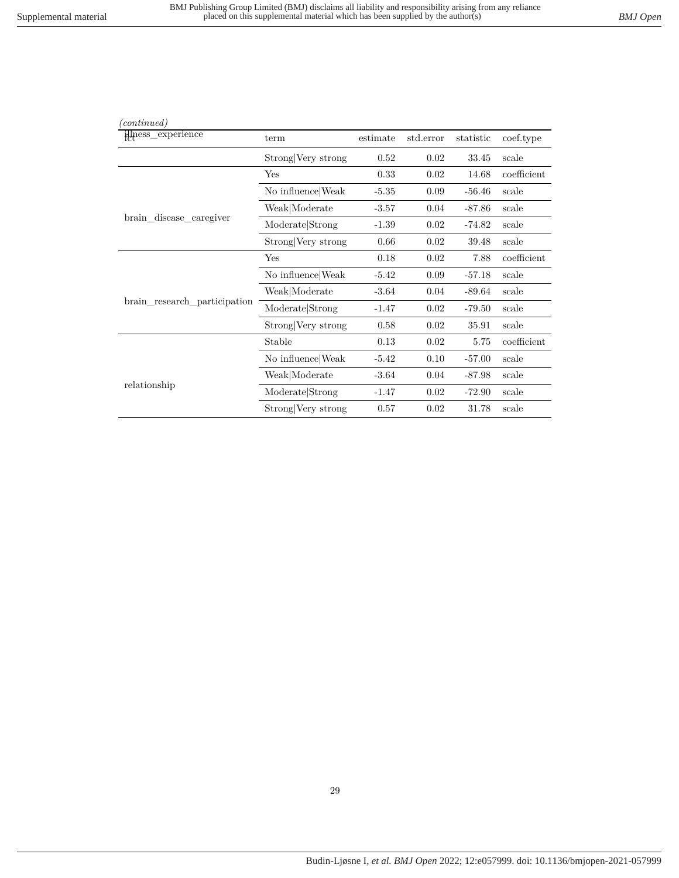*(continued)*

| fct | term | estimate | std.error | statistic | coef.type |
|---|---|---|---|---|---|
| illness_experience | Strong\|Very strong | 0.52 | 0.02 | 33.45 | scale |
| brain_disease_caregiver | Yes | 0.33 | 0.02 | 14.68 | coefficient |
| | No influence\|Weak | -5.35 | 0.09 | -56.46 | scale |
| | Weak\|Moderate | -3.57 | 0.04 | -87.86 | scale |
| | Moderate\|Strong | -1.39 | 0.02 | -74.82 | scale |
| | Strong\|Very strong | 0.66 | 0.02 | 39.48 | scale |
| brain_research_participation | Yes | 0.18 | 0.02 | 7.88 | coefficient |
| | No influence\|Weak | -5.42 | 0.09 | -57.18 | scale |
| | Weak\|Moderate | -3.64 | 0.04 | -89.64 | scale |
| | Moderate\|Strong | -1.47 | 0.02 | -79.50 | scale |
| | Strong\|Very strong | 0.58 | 0.02 | 35.91 | scale |
| relationship | Stable | 0.13 | 0.02 | 5.75 | coefficient |
| | No influence\|Weak | -5.42 | 0.10 | -57.00 | scale |
| | Weak\|Moderate | -3.64 | 0.04 | -87.98 | scale |
| | Moderate\|Strong | -1.47 | 0.02 | -72.90 | scale |
| | Strong\|Very strong | 0.57 | 0.02 | 31.78 | scale |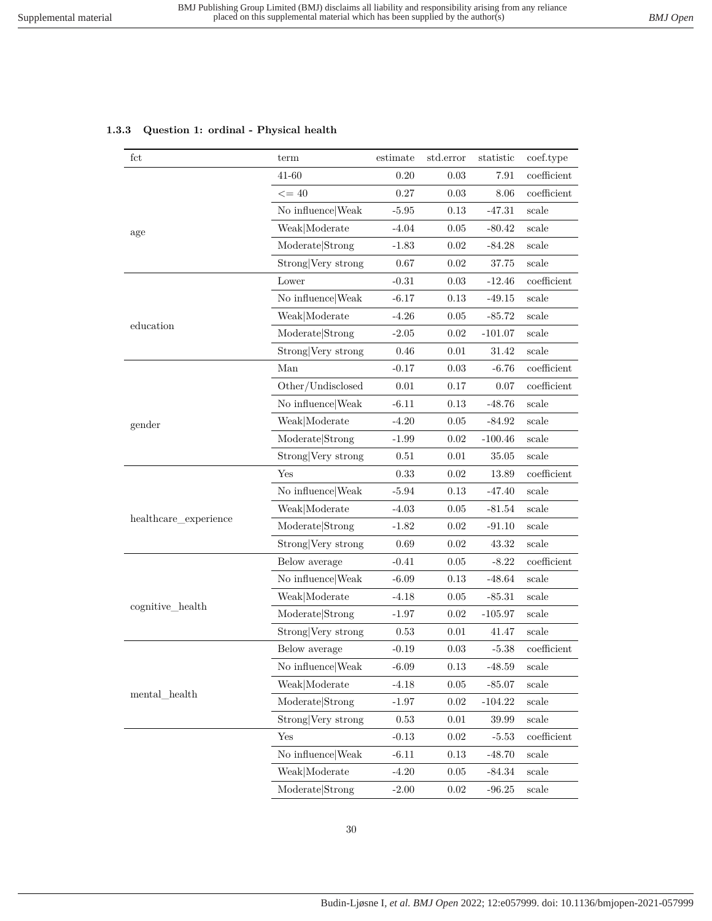### 1.3.3 Question 1: ordinal - Physical health

| fct | term | estimate | std.error | statistic | coef.type |
|---|---|---|---|---|---|
| age | 41-60 | 0.20 | 0.03 | 7.91 | coefficient |
| | <= 40 | 0.27 | 0.03 | 8.06 | coefficient |
| | No influence\|Weak | -5.95 | 0.13 | -47.31 | scale |
| | Weak\|Moderate | -4.04 | 0.05 | -80.42 | scale |
| | Moderate\|Strong | -1.83 | 0.02 | -84.28 | scale |
| | Strong\|Very strong | 0.67 | 0.02 | 37.75 | scale |
| education | Lower | -0.31 | 0.03 | -12.46 | coefficient |
| | No influence\|Weak | -6.17 | 0.13 | -49.15 | scale |
| | Weak\|Moderate | -4.26 | 0.05 | -85.72 | scale |
| | Moderate\|Strong | -2.05 | 0.02 | -101.07 | scale |
| | Strong\|Very strong | 0.46 | 0.01 | 31.42 | scale |
| gender | Man | -0.17 | 0.03 | -6.76 | coefficient |
| | Other/Undisclosed | 0.01 | 0.17 | 0.07 | coefficient |
| | No influence\|Weak | -6.11 | 0.13 | -48.76 | scale |
| | Weak\|Moderate | -4.20 | 0.05 | -84.92 | scale |
| | Moderate\|Strong | -1.99 | 0.02 | -100.46 | scale |
| | Strong\|Very strong | 0.51 | 0.01 | 35.05 | scale |
| healthcare_experience | Yes | 0.33 | 0.02 | 13.89 | coefficient |
| | No influence\|Weak | -5.94 | 0.13 | -47.40 | scale |
| | Weak\|Moderate | -4.03 | 0.05 | -81.54 | scale |
| | Moderate\|Strong | -1.82 | 0.02 | -91.10 | scale |
| | Strong\|Very strong | 0.69 | 0.02 | 43.32 | scale |
| cognitive_health | Below average | -0.41 | 0.05 | -8.22 | coefficient |
| | No influence\|Weak | -6.09 | 0.13 | -48.64 | scale |
| | Weak\|Moderate | -4.18 | 0.05 | -85.31 | scale |
| | Moderate\|Strong | -1.97 | 0.02 | -105.97 | scale |
| | Strong\|Very strong | 0.53 | 0.01 | 41.47 | scale |
| mental_health | Below average | -0.19 | 0.03 | -5.38 | coefficient |
| | No influence\|Weak | -6.09 | 0.13 | -48.59 | scale |
| | Weak\|Moderate | -4.18 | 0.05 | -85.07 | scale |
| | Moderate\|Strong | -1.97 | 0.02 | -104.22 | scale |
| | Strong\|Very strong | 0.53 | 0.01 | 39.99 | scale |
| | Yes | -0.13 | 0.02 | -5.53 | coefficient |
| | No influence\|Weak | -6.11 | 0.13 | -48.70 | scale |
| | Weak\|Moderate | -4.20 | 0.05 | -84.34 | scale |
| | Moderate\|Strong | -2.00 | 0.02 | -96.25 | scale |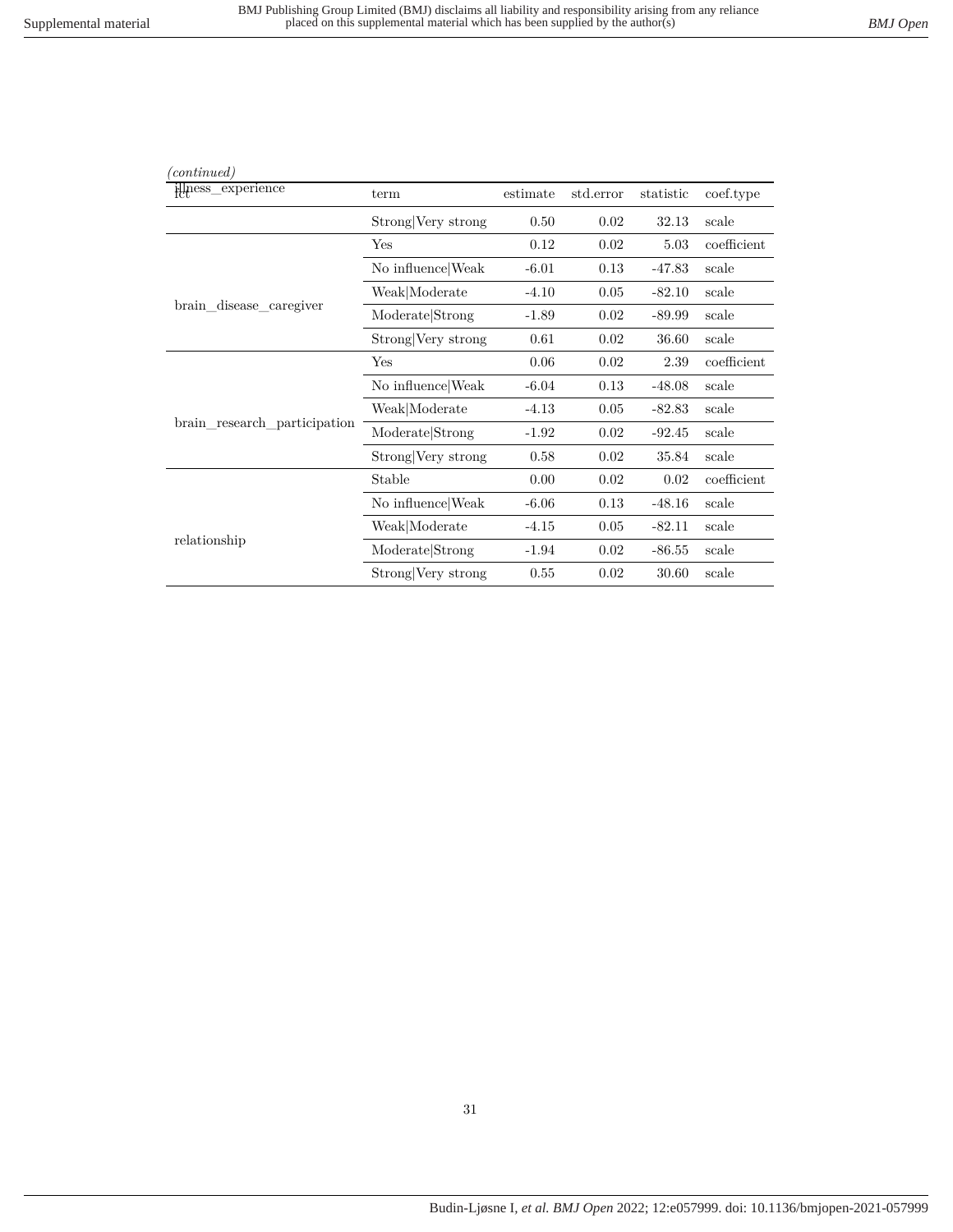*(continued)*

| fct | term | estimate | std.error | statistic | coef.type |
|---|---|---|---|---|---|
| illness_experience | Strong\|Very strong | 0.50 | 0.02 | 32.13 | scale |
| brain_disease_caregiver | Yes | 0.12 | 0.02 | 5.03 | coefficient |
| | No influence\|Weak | -6.01 | 0.13 | -47.83 | scale |
| | Weak\|Moderate | -4.10 | 0.05 | -82.10 | scale |
| | Moderate\|Strong | -1.89 | 0.02 | -89.99 | scale |
| | Strong\|Very strong | 0.61 | 0.02 | 36.60 | scale |
| brain_research_participation | Yes | 0.06 | 0.02 | 2.39 | coefficient |
| | No influence\|Weak | -6.04 | 0.13 | -48.08 | scale |
| | Weak\|Moderate | -4.13 | 0.05 | -82.83 | scale |
| | Moderate\|Strong | -1.92 | 0.02 | -92.45 | scale |
| | Strong\|Very strong | 0.58 | 0.02 | 35.84 | scale |
| relationship | Stable | 0.00 | 0.02 | 0.02 | coefficient |
| | No influence\|Weak | -6.06 | 0.13 | -48.16 | scale |
| | Weak\|Moderate | -4.15 | 0.05 | -82.11 | scale |
| | Moderate\|Strong | -1.94 | 0.02 | -86.55 | scale |
| | Strong\|Very strong | 0.55 | 0.02 | 30.60 | scale |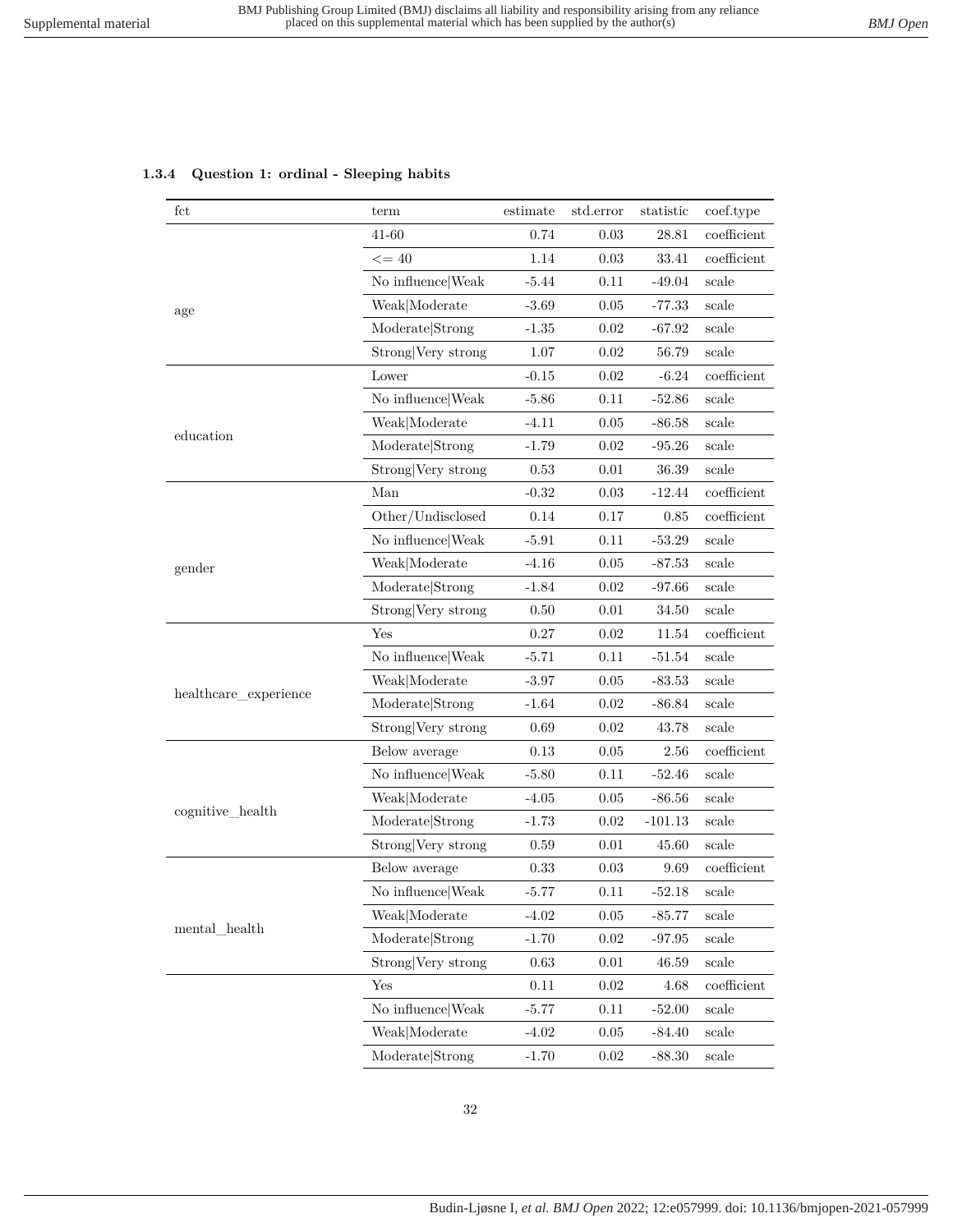### 1.3.4 Question 1: ordinal - Sleeping habits

| fct | term | estimate | std.error | statistic | coef.type |
|---|---|---|---|---|---|
| age | 41-60 | 0.74 | 0.03 | 28.81 | coefficient |
| | <= 40 | 1.14 | 0.03 | 33.41 | coefficient |
| | No influence\|Weak | -5.44 | 0.11 | -49.04 | scale |
| | Weak\|Moderate | -3.69 | 0.05 | -77.33 | scale |
| | Moderate\|Strong | -1.35 | 0.02 | -67.92 | scale |
| | Strong\|Very strong | 1.07 | 0.02 | 56.79 | scale |
| education | Lower | -0.15 | 0.02 | -6.24 | coefficient |
| | No influence\|Weak | -5.86 | 0.11 | -52.86 | scale |
| | Weak\|Moderate | -4.11 | 0.05 | -86.58 | scale |
| | Moderate\|Strong | -1.79 | 0.02 | -95.26 | scale |
| | Strong\|Very strong | 0.53 | 0.01 | 36.39 | scale |
| gender | Man | -0.32 | 0.03 | -12.44 | coefficient |
| | Other/Undisclosed | 0.14 | 0.17 | 0.85 | coefficient |
| | No influence\|Weak | -5.91 | 0.11 | -53.29 | scale |
| | Weak\|Moderate | -4.16 | 0.05 | -87.53 | scale |
| | Moderate\|Strong | -1.84 | 0.02 | -97.66 | scale |
| | Strong\|Very strong | 0.50 | 0.01 | 34.50 | scale |
| healthcare_experience | Yes | 0.27 | 0.02 | 11.54 | coefficient |
| | No influence\|Weak | -5.71 | 0.11 | -51.54 | scale |
| | Weak\|Moderate | -3.97 | 0.05 | -83.53 | scale |
| | Moderate\|Strong | -1.64 | 0.02 | -86.84 | scale |
| | Strong\|Very strong | 0.69 | 0.02 | 43.78 | scale |
| cognitive_health | Below average | 0.13 | 0.05 | 2.56 | coefficient |
| | No influence\|Weak | -5.80 | 0.11 | -52.46 | scale |
| | Weak\|Moderate | -4.05 | 0.05 | -86.56 | scale |
| | Moderate\|Strong | -1.73 | 0.02 | -101.13 | scale |
| | Strong\|Very strong | 0.59 | 0.01 | 45.60 | scale |
| mental_health | Below average | 0.33 | 0.03 | 9.69 | coefficient |
| | No influence\|Weak | -5.77 | 0.11 | -52.18 | scale |
| | Weak\|Moderate | -4.02 | 0.05 | -85.77 | scale |
| | Moderate\|Strong | -1.70 | 0.02 | -97.95 | scale |
| | Strong\|Very strong | 0.63 | 0.01 | 46.59 | scale |
| | Yes | 0.11 | 0.02 | 4.68 | coefficient |
| | No influence\|Weak | -5.77 | 0.11 | -52.00 | scale |
| | Weak\|Moderate | -4.02 | 0.05 | -84.40 | scale |
| | Moderate\|Strong | -1.70 | 0.02 | -88.30 | scale |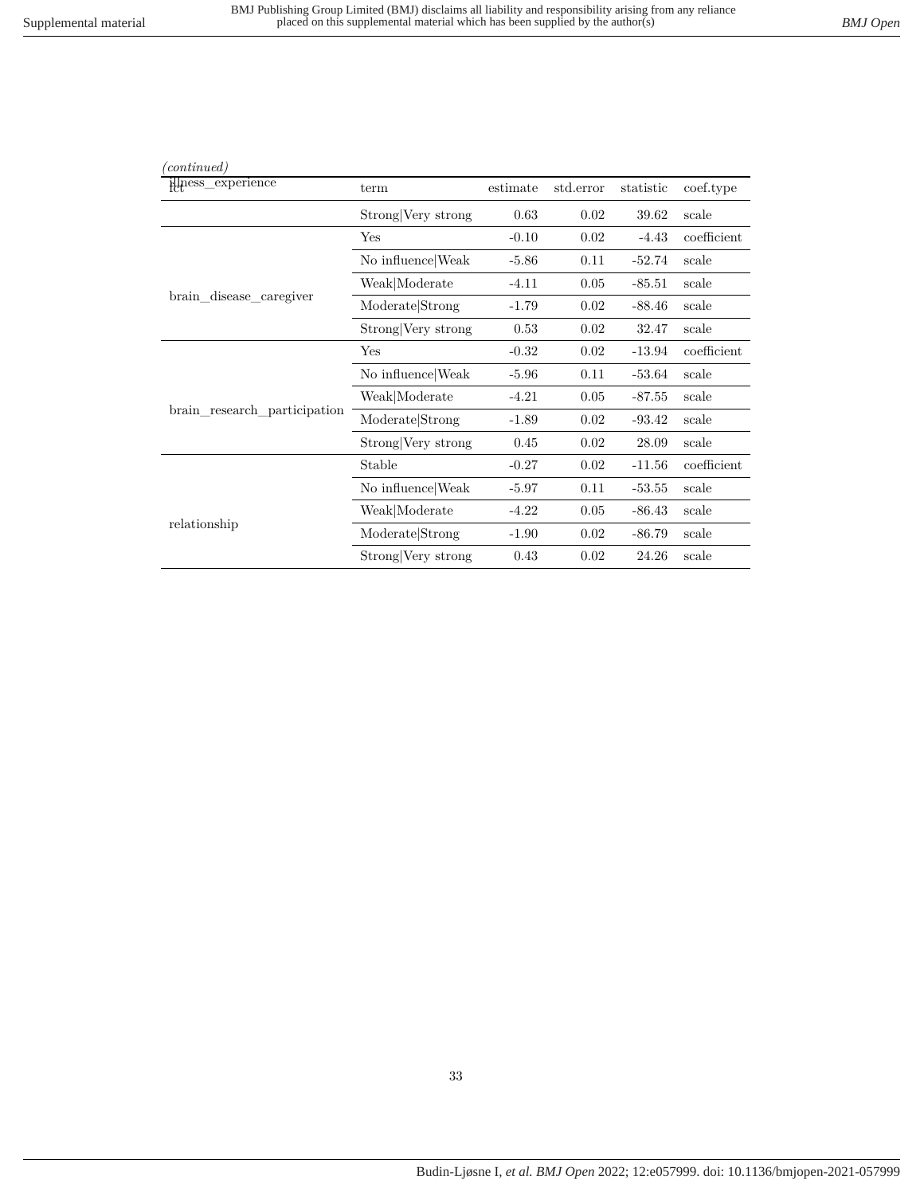*(continued)*

| illness_experience | term | estimate | std.error | statistic | coef.type |
|---|---|---|---|---|---|
| | Strong\|Very strong | 0.63 | 0.02 | 39.62 | scale |
| brain_disease_caregiver | Yes | -0.10 | 0.02 | -4.43 | coefficient |
| | No influence\|Weak | -5.86 | 0.11 | -52.74 | scale |
| | Weak\|Moderate | -4.11 | 0.05 | -85.51 | scale |
| | Moderate\|Strong | -1.79 | 0.02 | -88.46 | scale |
| | Strong\|Very strong | 0.53 | 0.02 | 32.47 | scale |
| brain_research_participation | Yes | -0.32 | 0.02 | -13.94 | coefficient |
| | No influence\|Weak | -5.96 | 0.11 | -53.64 | scale |
| | Weak\|Moderate | -4.21 | 0.05 | -87.55 | scale |
| | Moderate\|Strong | -1.89 | 0.02 | -93.42 | scale |
| | Strong\|Very strong | 0.45 | 0.02 | 28.09 | scale |
| relationship | Stable | -0.27 | 0.02 | -11.56 | coefficient |
| | No influence\|Weak | -5.97 | 0.11 | -53.55 | scale |
| | Weak\|Moderate | -4.22 | 0.05 | -86.43 | scale |
| | Moderate\|Strong | -1.90 | 0.02 | -86.79 | scale |
| | Strong\|Very strong | 0.43 | 0.02 | 24.26 | scale |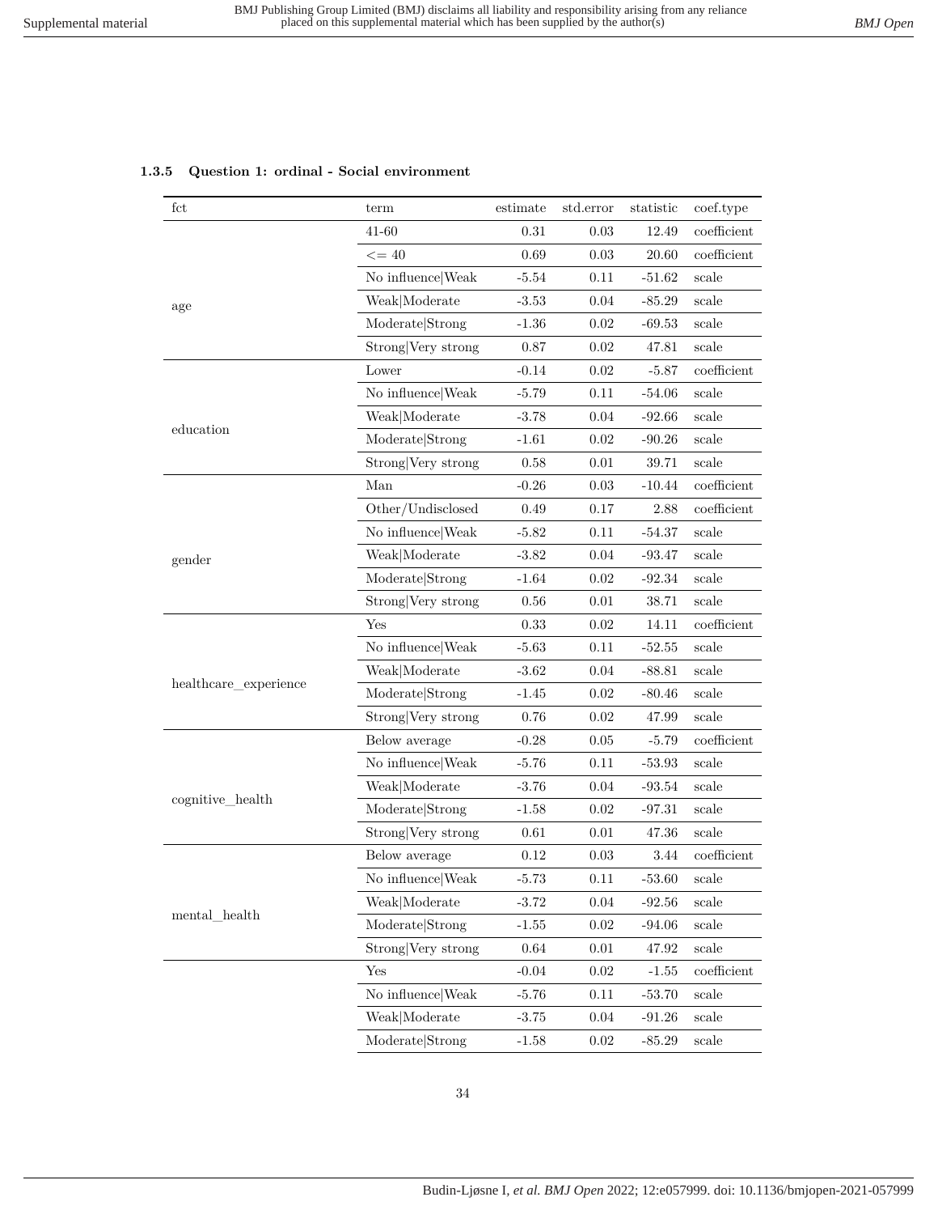### 1.3.5 Question 1: ordinal - Social environment

| fct | term | estimate | std.error | statistic | coef.type |
|---|---|---|---|---|---|
| age | 41-60 | 0.31 | 0.03 | 12.49 | coefficient |
| | <= 40 | 0.69 | 0.03 | 20.60 | coefficient |
| | No influence\|Weak | -5.54 | 0.11 | -51.62 | scale |
| | Weak\|Moderate | -3.53 | 0.04 | -85.29 | scale |
| | Moderate\|Strong | -1.36 | 0.02 | -69.53 | scale |
| | Strong\|Very strong | 0.87 | 0.02 | 47.81 | scale |
| education | Lower | -0.14 | 0.02 | -5.87 | coefficient |
| | No influence\|Weak | -5.79 | 0.11 | -54.06 | scale |
| | Weak\|Moderate | -3.78 | 0.04 | -92.66 | scale |
| | Moderate\|Strong | -1.61 | 0.02 | -90.26 | scale |
| | Strong\|Very strong | 0.58 | 0.01 | 39.71 | scale |
| gender | Man | -0.26 | 0.03 | -10.44 | coefficient |
| | Other/Undisclosed | 0.49 | 0.17 | 2.88 | coefficient |
| | No influence\|Weak | -5.82 | 0.11 | -54.37 | scale |
| | Weak\|Moderate | -3.82 | 0.04 | -93.47 | scale |
| | Moderate\|Strong | -1.64 | 0.02 | -92.34 | scale |
| | Strong\|Very strong | 0.56 | 0.01 | 38.71 | scale |
| healthcare_experience | Yes | 0.33 | 0.02 | 14.11 | coefficient |
| | No influence\|Weak | -5.63 | 0.11 | -52.55 | scale |
| | Weak\|Moderate | -3.62 | 0.04 | -88.81 | scale |
| | Moderate\|Strong | -1.45 | 0.02 | -80.46 | scale |
| | Strong\|Very strong | 0.76 | 0.02 | 47.99 | scale |
| cognitive_health | Below average | -0.28 | 0.05 | -5.79 | coefficient |
| | No influence\|Weak | -5.76 | 0.11 | -53.93 | scale |
| | Weak\|Moderate | -3.76 | 0.04 | -93.54 | scale |
| | Moderate\|Strong | -1.58 | 0.02 | -97.31 | scale |
| | Strong\|Very strong | 0.61 | 0.01 | 47.36 | scale |
| mental_health | Below average | 0.12 | 0.03 | 3.44 | coefficient |
| | No influence\|Weak | -5.73 | 0.11 | -53.60 | scale |
| | Weak\|Moderate | -3.72 | 0.04 | -92.56 | scale |
| | Moderate\|Strong | -1.55 | 0.02 | -94.06 | scale |
| | Strong\|Very strong | 0.64 | 0.01 | 47.92 | scale |
| | Yes | -0.04 | 0.02 | -1.55 | coefficient |
| | No influence\|Weak | -5.76 | 0.11 | -53.70 | scale |
| | Weak\|Moderate | -3.75 | 0.04 | -91.26 | scale |
| | Moderate\|Strong | -1.58 | 0.02 | -85.29 | scale |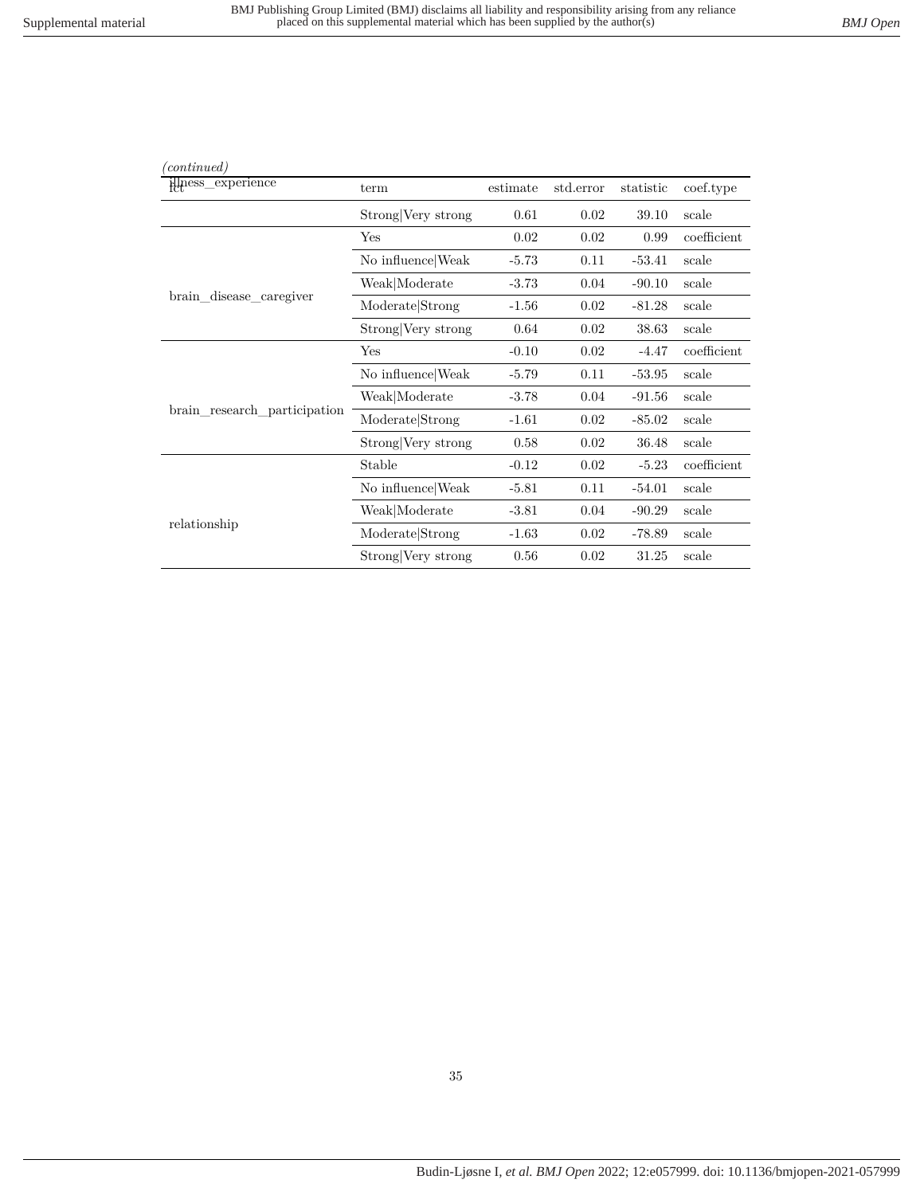*(continued)*

| fct | term | estimate | std.error | statistic | coef.type |
|---|---|---|---|---|---|
| illness_experience | Strong\|Very strong | 0.61 | 0.02 | 39.10 | scale |
| brain_disease_caregiver | Yes | 0.02 | 0.02 | 0.99 | coefficient |
| | No influence\|Weak | -5.73 | 0.11 | -53.41 | scale |
| | Weak\|Moderate | -3.73 | 0.04 | -90.10 | scale |
| | Moderate\|Strong | -1.56 | 0.02 | -81.28 | scale |
| | Strong\|Very strong | 0.64 | 0.02 | 38.63 | scale |
| brain_research_participation | Yes | -0.10 | 0.02 | -4.47 | coefficient |
| | No influence\|Weak | -5.79 | 0.11 | -53.95 | scale |
| | Weak\|Moderate | -3.78 | 0.04 | -91.56 | scale |
| | Moderate\|Strong | -1.61 | 0.02 | -85.02 | scale |
| | Strong\|Very strong | 0.58 | 0.02 | 36.48 | scale |
| relationship | Stable | -0.12 | 0.02 | -5.23 | coefficient |
| | No influence\|Weak | -5.81 | 0.11 | -54.01 | scale |
| | Weak\|Moderate | -3.81 | 0.04 | -90.29 | scale |
| | Moderate\|Strong | -1.63 | 0.02 | -78.89 | scale |
| | Strong\|Very strong | 0.56 | 0.02 | 31.25 | scale |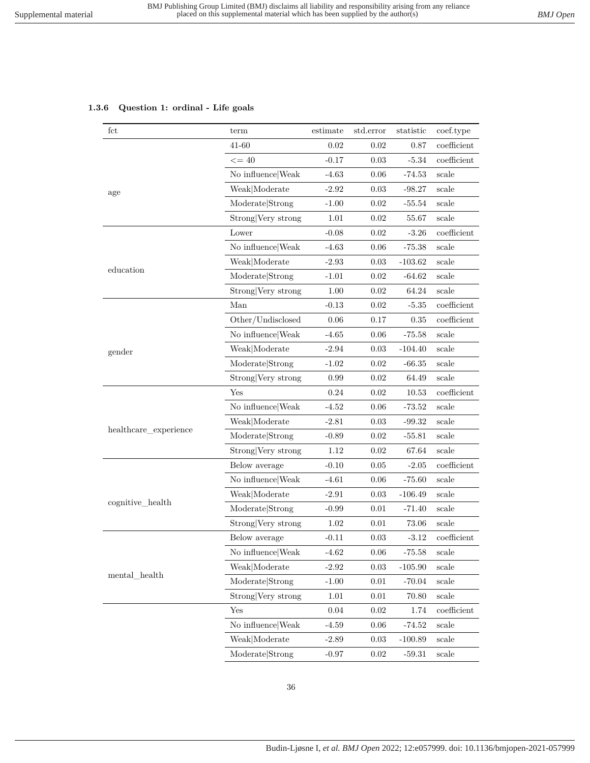### 1.3.6 Question 1: ordinal - Life goals

| fct | term | estimate | std.error | statistic | coef.type |
|---|---|---|---|---|---|
| age | 41-60 | 0.02 | 0.02 | 0.87 | coefficient |
| | <= 40 | -0.17 | 0.03 | -5.34 | coefficient |
| | No influence\|Weak | -4.63 | 0.06 | -74.53 | scale |
| | Weak\|Moderate | -2.92 | 0.03 | -98.27 | scale |
| | Moderate\|Strong | -1.00 | 0.02 | -55.54 | scale |
| | Strong\|Very strong | 1.01 | 0.02 | 55.67 | scale |
| education | Lower | -0.08 | 0.02 | -3.26 | coefficient |
| | No influence\|Weak | -4.63 | 0.06 | -75.38 | scale |
| | Weak\|Moderate | -2.93 | 0.03 | -103.62 | scale |
| | Moderate\|Strong | -1.01 | 0.02 | -64.62 | scale |
| | Strong\|Very strong | 1.00 | 0.02 | 64.24 | scale |
| gender | Man | -0.13 | 0.02 | -5.35 | coefficient |
| | Other/Undisclosed | 0.06 | 0.17 | 0.35 | coefficient |
| | No influence\|Weak | -4.65 | 0.06 | -75.58 | scale |
| | Weak\|Moderate | -2.94 | 0.03 | -104.40 | scale |
| | Moderate\|Strong | -1.02 | 0.02 | -66.35 | scale |
| | Strong\|Very strong | 0.99 | 0.02 | 64.49 | scale |
| healthcare_experience | Yes | 0.24 | 0.02 | 10.53 | coefficient |
| | No influence\|Weak | -4.52 | 0.06 | -73.52 | scale |
| | Weak\|Moderate | -2.81 | 0.03 | -99.32 | scale |
| | Moderate\|Strong | -0.89 | 0.02 | -55.81 | scale |
| | Strong\|Very strong | 1.12 | 0.02 | 67.64 | scale |
| cognitive_health | Below average | -0.10 | 0.05 | -2.05 | coefficient |
| | No influence\|Weak | -4.61 | 0.06 | -75.60 | scale |
| | Weak\|Moderate | -2.91 | 0.03 | -106.49 | scale |
| | Moderate\|Strong | -0.99 | 0.01 | -71.40 | scale |
| | Strong\|Very strong | 1.02 | 0.01 | 73.06 | scale |
| mental_health | Below average | -0.11 | 0.03 | -3.12 | coefficient |
| | No influence\|Weak | -4.62 | 0.06 | -75.58 | scale |
| | Weak\|Moderate | -2.92 | 0.03 | -105.90 | scale |
| | Moderate\|Strong | -1.00 | 0.01 | -70.04 | scale |
| | Strong\|Very strong | 1.01 | 0.01 | 70.80 | scale |
| | Yes | 0.04 | 0.02 | 1.74 | coefficient |
| | No influence\|Weak | -4.59 | 0.06 | -74.52 | scale |
| | Weak\|Moderate | -2.89 | 0.03 | -100.89 | scale |
| | Moderate\|Strong | -0.97 | 0.02 | -59.31 | scale |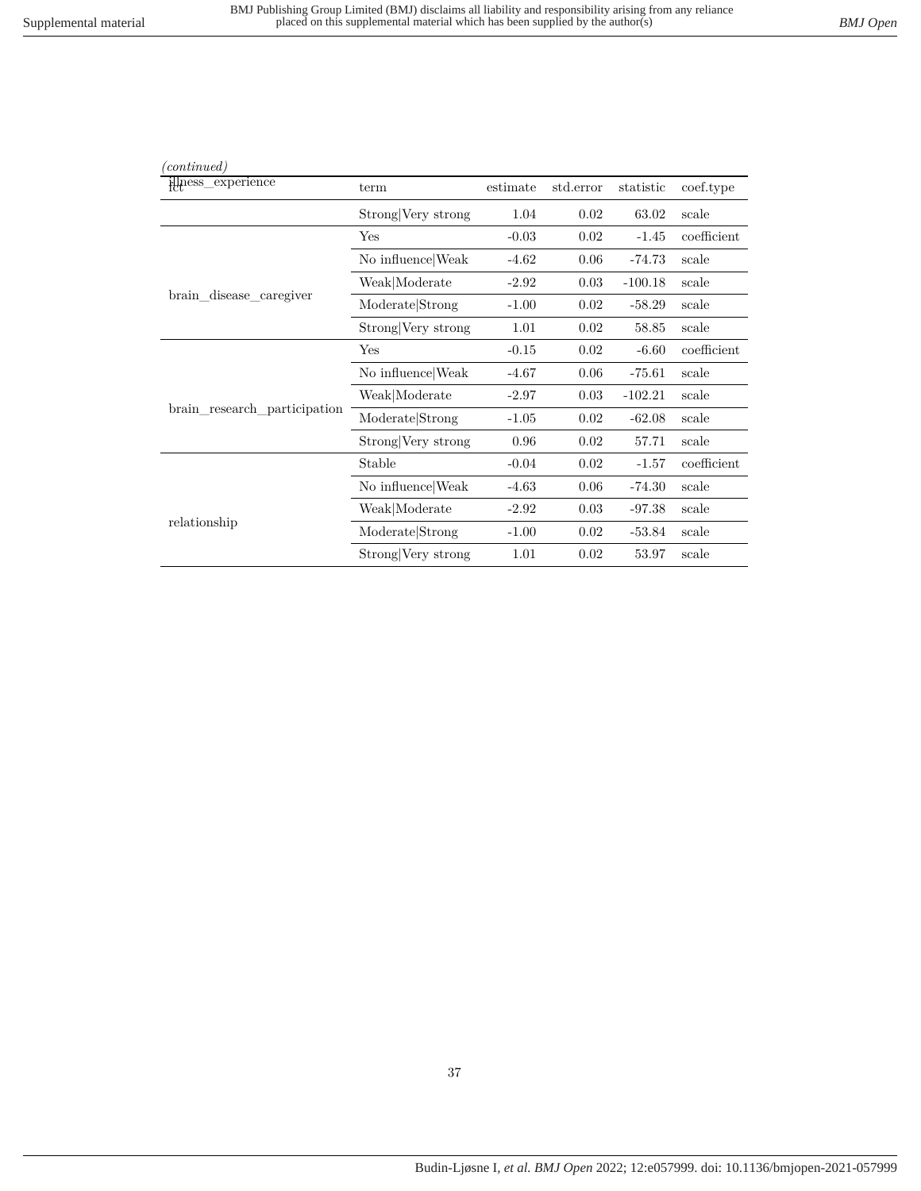*(continued)*

| fct | term | estimate | std.error | statistic | coef.type |
|---|---|---|---|---|---|
| illness_experience | Strong\|Very strong | 1.04 | 0.02 | 63.02 | scale |
| brain_disease_caregiver | Yes | -0.03 | 0.02 | -1.45 | coefficient |
| | No influence\|Weak | -4.62 | 0.06 | -74.73 | scale |
| | Weak\|Moderate | -2.92 | 0.03 | -100.18 | scale |
| | Moderate\|Strong | -1.00 | 0.02 | -58.29 | scale |
| | Strong\|Very strong | 1.01 | 0.02 | 58.85 | scale |
| brain_research_participation | Yes | -0.15 | 0.02 | -6.60 | coefficient |
| | No influence\|Weak | -4.67 | 0.06 | -75.61 | scale |
| | Weak\|Moderate | -2.97 | 0.03 | -102.21 | scale |
| | Moderate\|Strong | -1.05 | 0.02 | -62.08 | scale |
| | Strong\|Very strong | 0.96 | 0.02 | 57.71 | scale |
| relationship | Stable | -0.04 | 0.02 | -1.57 | coefficient |
| | No influence\|Weak | -4.63 | 0.06 | -74.30 | scale |
| | Weak\|Moderate | -2.92 | 0.03 | -97.38 | scale |
| | Moderate\|Strong | -1.00 | 0.02 | -53.84 | scale |
| | Strong\|Very strong | 1.01 | 0.02 | 53.97 | scale |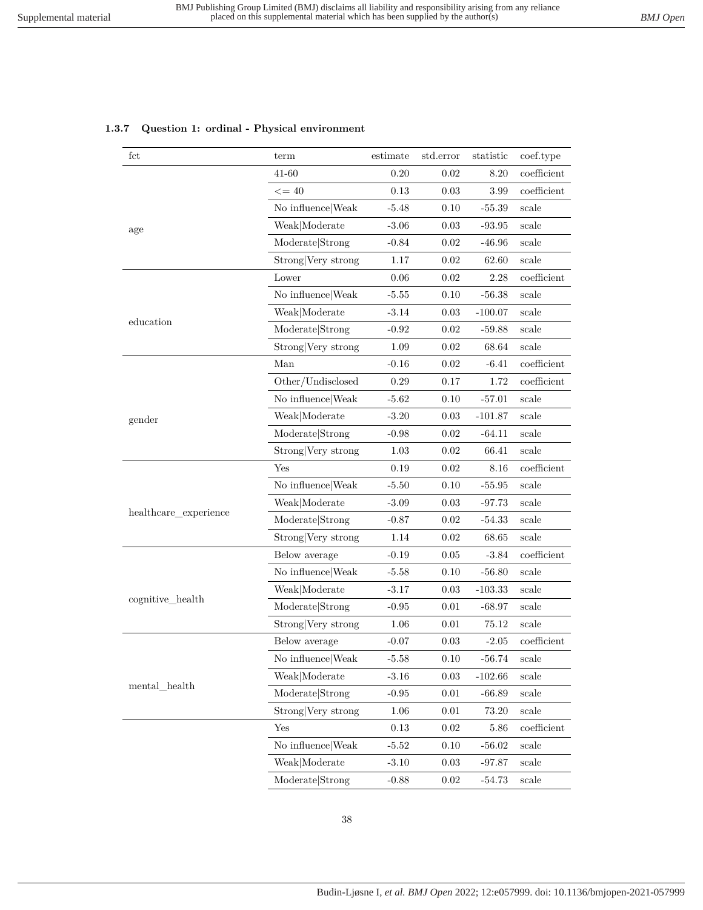### 1.3.7 Question 1: ordinal - Physical environment

| fct | term | estimate | std.error | statistic | coef.type |
|---|---|---|---|---|---|
| age | 41-60 | 0.20 | 0.02 | 8.20 | coefficient |
| | <= 40 | 0.13 | 0.03 | 3.99 | coefficient |
| | No influence\|Weak | -5.48 | 0.10 | -55.39 | scale |
| | Weak\|Moderate | -3.06 | 0.03 | -93.95 | scale |
| | Moderate\|Strong | -0.84 | 0.02 | -46.96 | scale |
| | Strong\|Very strong | 1.17 | 0.02 | 62.60 | scale |
| education | Lower | 0.06 | 0.02 | 2.28 | coefficient |
| | No influence\|Weak | -5.55 | 0.10 | -56.38 | scale |
| | Weak\|Moderate | -3.14 | 0.03 | -100.07 | scale |
| | Moderate\|Strong | -0.92 | 0.02 | -59.88 | scale |
| | Strong\|Very strong | 1.09 | 0.02 | 68.64 | scale |
| gender | Man | -0.16 | 0.02 | -6.41 | coefficient |
| | Other/Undisclosed | 0.29 | 0.17 | 1.72 | coefficient |
| | No influence\|Weak | -5.62 | 0.10 | -57.01 | scale |
| | Weak\|Moderate | -3.20 | 0.03 | -101.87 | scale |
| | Moderate\|Strong | -0.98 | 0.02 | -64.11 | scale |
| | Strong\|Very strong | 1.03 | 0.02 | 66.41 | scale |
| healthcare_experience | Yes | 0.19 | 0.02 | 8.16 | coefficient |
| | No influence\|Weak | -5.50 | 0.10 | -55.95 | scale |
| | Weak\|Moderate | -3.09 | 0.03 | -97.73 | scale |
| | Moderate\|Strong | -0.87 | 0.02 | -54.33 | scale |
| | Strong\|Very strong | 1.14 | 0.02 | 68.65 | scale |
| cognitive_health | Below average | -0.19 | 0.05 | -3.84 | coefficient |
| | No influence\|Weak | -5.58 | 0.10 | -56.80 | scale |
| | Weak\|Moderate | -3.17 | 0.03 | -103.33 | scale |
| | Moderate\|Strong | -0.95 | 0.01 | -68.97 | scale |
| | Strong\|Very strong | 1.06 | 0.01 | 75.12 | scale |
| mental_health | Below average | -0.07 | 0.03 | -2.05 | coefficient |
| | No influence\|Weak | -5.58 | 0.10 | -56.74 | scale |
| | Weak\|Moderate | -3.16 | 0.03 | -102.66 | scale |
| | Moderate\|Strong | -0.95 | 0.01 | -66.89 | scale |
| | Strong\|Very strong | 1.06 | 0.01 | 73.20 | scale |
| | Yes | 0.13 | 0.02 | 5.86 | coefficient |
| | No influence\|Weak | -5.52 | 0.10 | -56.02 | scale |
| | Weak\|Moderate | -3.10 | 0.03 | -97.87 | scale |
| | Moderate\|Strong | -0.88 | 0.02 | -54.73 | scale |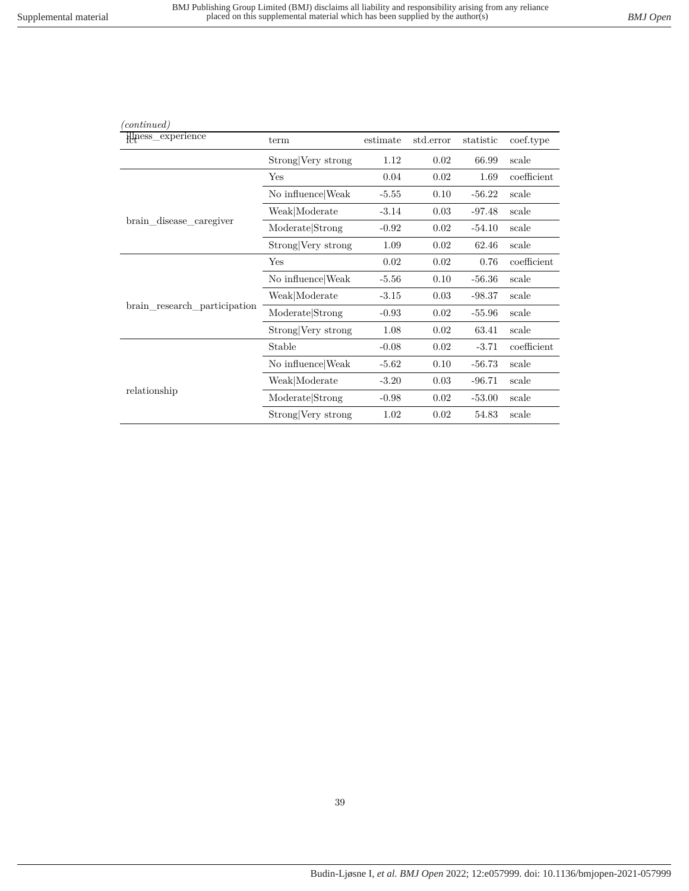*(continued)*

| effect | term | estimate | std.error | statistic | coef.type |
|---|---|---|---|---|---|
| illness_experience | Strong|Very strong | 1.12 | 0.02 | 66.99 | scale |
| brain_disease_caregiver | Yes | 0.04 | 0.02 | 1.69 | coefficient |
| | No influence|Weak | -5.55 | 0.10 | -56.22 | scale |
| | Weak|Moderate | -3.14 | 0.03 | -97.48 | scale |
| | Moderate|Strong | -0.92 | 0.02 | -54.10 | scale |
| | Strong|Very strong | 1.09 | 0.02 | 62.46 | scale |
| brain_research_participation | Yes | 0.02 | 0.02 | 0.76 | coefficient |
| | No influence|Weak | -5.56 | 0.10 | -56.36 | scale |
| | Weak|Moderate | -3.15 | 0.03 | -98.37 | scale |
| | Moderate|Strong | -0.93 | 0.02 | -55.96 | scale |
| | Strong|Very strong | 1.08 | 0.02 | 63.41 | scale |
| relationship | Stable | -0.08 | 0.02 | -3.71 | coefficient |
| | No influence|Weak | -5.62 | 0.10 | -56.73 | scale |
| | Weak|Moderate | -3.20 | 0.03 | -96.71 | scale |
| | Moderate|Strong | -0.98 | 0.02 | -53.00 | scale |
| | Strong|Very strong | 1.02 | 0.02 | 54.83 | scale |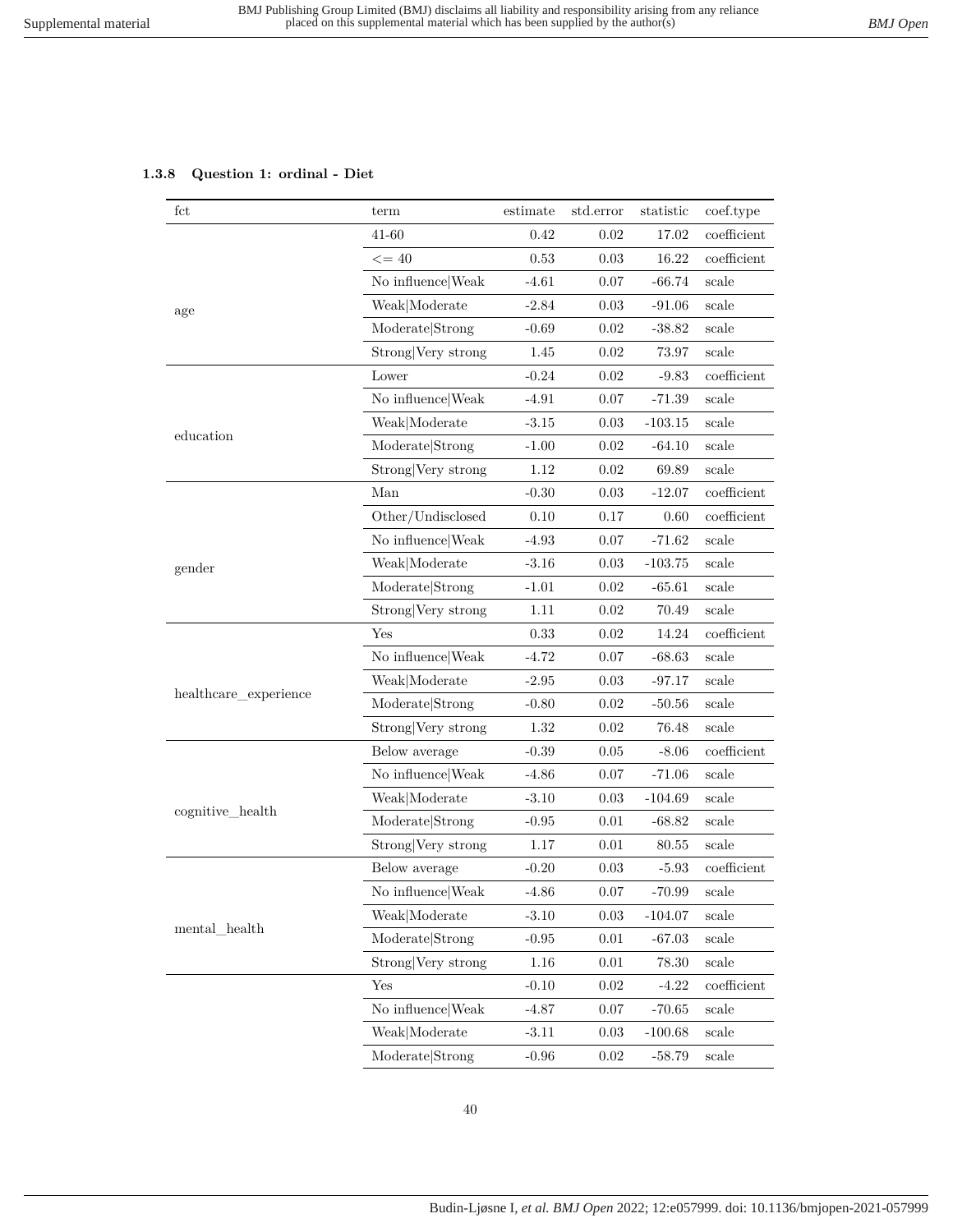### 1.3.8 Question 1: ordinal - Diet

| fct | term | estimate | std.error | statistic | coef.type |
|---|---|---|---|---|---|
| age | 41-60 | 0.42 | 0.02 | 17.02 | coefficient |
| | <= 40 | 0.53 | 0.03 | 16.22 | coefficient |
| | No influence\|Weak | -4.61 | 0.07 | -66.74 | scale |
| | Weak\|Moderate | -2.84 | 0.03 | -91.06 | scale |
| | Moderate\|Strong | -0.69 | 0.02 | -38.82 | scale |
| | Strong\|Very strong | 1.45 | 0.02 | 73.97 | scale |
| education | Lower | -0.24 | 0.02 | -9.83 | coefficient |
| | No influence\|Weak | -4.91 | 0.07 | -71.39 | scale |
| | Weak\|Moderate | -3.15 | 0.03 | -103.15 | scale |
| | Moderate\|Strong | -1.00 | 0.02 | -64.10 | scale |
| | Strong\|Very strong | 1.12 | 0.02 | 69.89 | scale |
| gender | Man | -0.30 | 0.03 | -12.07 | coefficient |
| | Other/Undisclosed | 0.10 | 0.17 | 0.60 | coefficient |
| | No influence\|Weak | -4.93 | 0.07 | -71.62 | scale |
| | Weak\|Moderate | -3.16 | 0.03 | -103.75 | scale |
| | Moderate\|Strong | -1.01 | 0.02 | -65.61 | scale |
| | Strong\|Very strong | 1.11 | 0.02 | 70.49 | scale |
| healthcare_experience | Yes | 0.33 | 0.02 | 14.24 | coefficient |
| | No influence\|Weak | -4.72 | 0.07 | -68.63 | scale |
| | Weak\|Moderate | -2.95 | 0.03 | -97.17 | scale |
| | Moderate\|Strong | -0.80 | 0.02 | -50.56 | scale |
| | Strong\|Very strong | 1.32 | 0.02 | 76.48 | scale |
| cognitive_health | Below average | -0.39 | 0.05 | -8.06 | coefficient |
| | No influence\|Weak | -4.86 | 0.07 | -71.06 | scale |
| | Weak\|Moderate | -3.10 | 0.03 | -104.69 | scale |
| | Moderate\|Strong | -0.95 | 0.01 | -68.82 | scale |
| | Strong\|Very strong | 1.17 | 0.01 | 80.55 | scale |
| mental_health | Below average | -0.20 | 0.03 | -5.93 | coefficient |
| | No influence\|Weak | -4.86 | 0.07 | -70.99 | scale |
| | Weak\|Moderate | -3.10 | 0.03 | -104.07 | scale |
| | Moderate\|Strong | -0.95 | 0.01 | -67.03 | scale |
| | Strong\|Very strong | 1.16 | 0.01 | 78.30 | scale |
| | Yes | -0.10 | 0.02 | -4.22 | coefficient |
| | No influence\|Weak | -4.87 | 0.07 | -70.65 | scale |
| | Weak\|Moderate | -3.11 | 0.03 | -100.68 | scale |
| | Moderate\|Strong | -0.96 | 0.02 | -58.79 | scale |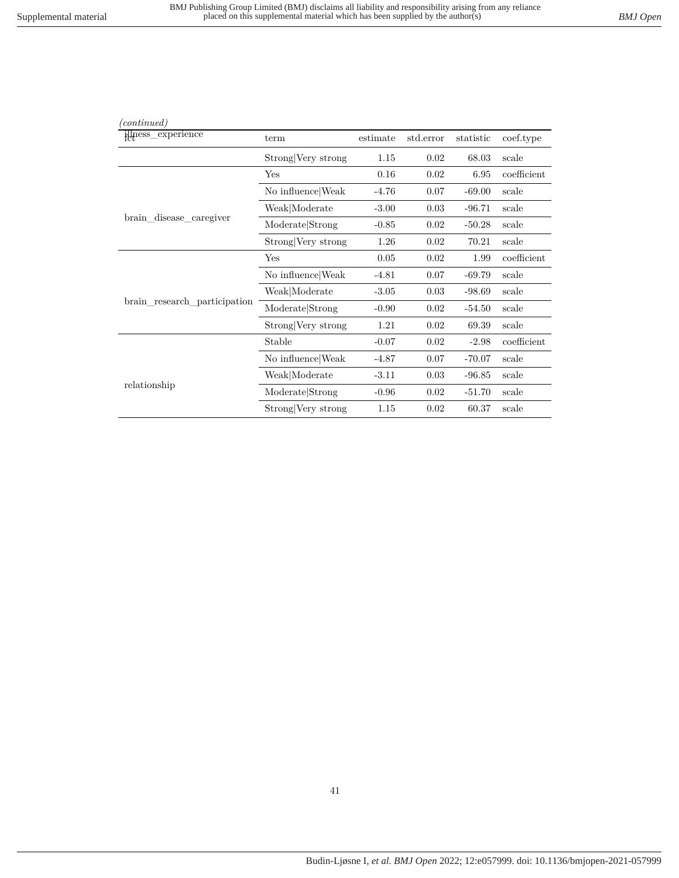*(continued)*

| effect | term | estimate | std.error | statistic | coef.type |
|---|---|---|---|---|---|
| illness_experience | Strong\|Very strong | 1.15 | 0.02 | 68.03 | scale |
| brain_disease_caregiver | Yes | 0.16 | 0.02 | 6.95 | coefficient |
| | No influence\|Weak | -4.76 | 0.07 | -69.00 | scale |
| | Weak\|Moderate | -3.00 | 0.03 | -96.71 | scale |
| | Moderate\|Strong | -0.85 | 0.02 | -50.28 | scale |
| | Strong\|Very strong | 1.26 | 0.02 | 70.21 | scale |
| brain_research_participation | Yes | 0.05 | 0.02 | 1.99 | coefficient |
| | No influence\|Weak | -4.81 | 0.07 | -69.79 | scale |
| | Weak\|Moderate | -3.05 | 0.03 | -98.69 | scale |
| | Moderate\|Strong | -0.90 | 0.02 | -54.50 | scale |
| | Strong\|Very strong | 1.21 | 0.02 | 69.39 | scale |
| relationship | Stable | -0.07 | 0.02 | -2.98 | coefficient |
| | No influence\|Weak | -4.87 | 0.07 | -70.07 | scale |
| | Weak\|Moderate | -3.11 | 0.03 | -96.85 | scale |
| | Moderate\|Strong | -0.96 | 0.02 | -51.70 | scale |
| | Strong\|Very strong | 1.15 | 0.02 | 60.37 | scale |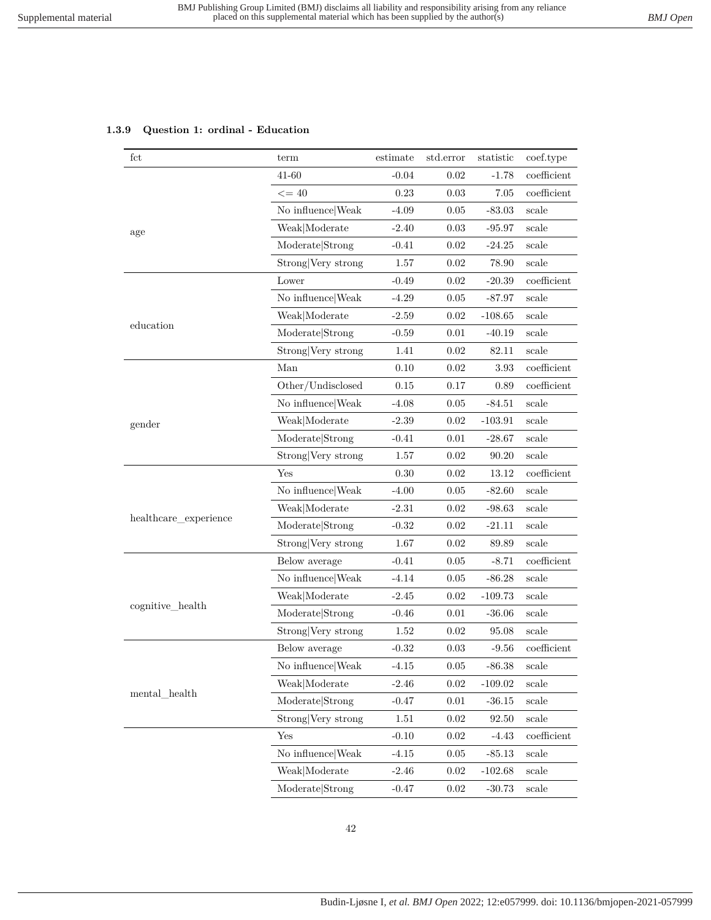### 1.3.9 Question 1: ordinal - Education

| fct | term | estimate | std.error | statistic | coef.type |
|---|---|---|---|---|---|
| age | 41-60 | -0.04 | 0.02 | -1.78 | coefficient |
| | <= 40 | 0.23 | 0.03 | 7.05 | coefficient |
| | No influence\|Weak | -4.09 | 0.05 | -83.03 | scale |
| | Weak\|Moderate | -2.40 | 0.03 | -95.97 | scale |
| | Moderate\|Strong | -0.41 | 0.02 | -24.25 | scale |
| | Strong\|Very strong | 1.57 | 0.02 | 78.90 | scale |
| education | Lower | -0.49 | 0.02 | -20.39 | coefficient |
| | No influence\|Weak | -4.29 | 0.05 | -87.97 | scale |
| | Weak\|Moderate | -2.59 | 0.02 | -108.65 | scale |
| | Moderate\|Strong | -0.59 | 0.01 | -40.19 | scale |
| | Strong\|Very strong | 1.41 | 0.02 | 82.11 | scale |
| gender | Man | 0.10 | 0.02 | 3.93 | coefficient |
| | Other/Undisclosed | 0.15 | 0.17 | 0.89 | coefficient |
| | No influence\|Weak | -4.08 | 0.05 | -84.51 | scale |
| | Weak\|Moderate | -2.39 | 0.02 | -103.91 | scale |
| | Moderate\|Strong | -0.41 | 0.01 | -28.67 | scale |
| | Strong\|Very strong | 1.57 | 0.02 | 90.20 | scale |
| healthcare_experience | Yes | 0.30 | 0.02 | 13.12 | coefficient |
| | No influence\|Weak | -4.00 | 0.05 | -82.60 | scale |
| | Weak\|Moderate | -2.31 | 0.02 | -98.63 | scale |
| | Moderate\|Strong | -0.32 | 0.02 | -21.11 | scale |
| | Strong\|Very strong | 1.67 | 0.02 | 89.89 | scale |
| cognitive_health | Below average | -0.41 | 0.05 | -8.71 | coefficient |
| | No influence\|Weak | -4.14 | 0.05 | -86.28 | scale |
| | Weak\|Moderate | -2.45 | 0.02 | -109.73 | scale |
| | Moderate\|Strong | -0.46 | 0.01 | -36.06 | scale |
| | Strong\|Very strong | 1.52 | 0.02 | 95.08 | scale |
| mental_health | Below average | -0.32 | 0.03 | -9.56 | coefficient |
| | No influence\|Weak | -4.15 | 0.05 | -86.38 | scale |
| | Weak\|Moderate | -2.46 | 0.02 | -109.02 | scale |
| | Moderate\|Strong | -0.47 | 0.01 | -36.15 | scale |
| | Strong\|Very strong | 1.51 | 0.02 | 92.50 | scale |
| | Yes | -0.10 | 0.02 | -4.43 | coefficient |
| | No influence\|Weak | -4.15 | 0.05 | -85.13 | scale |
| | Weak\|Moderate | -2.46 | 0.02 | -102.68 | scale |
| | Moderate\|Strong | -0.47 | 0.02 | -30.73 | scale |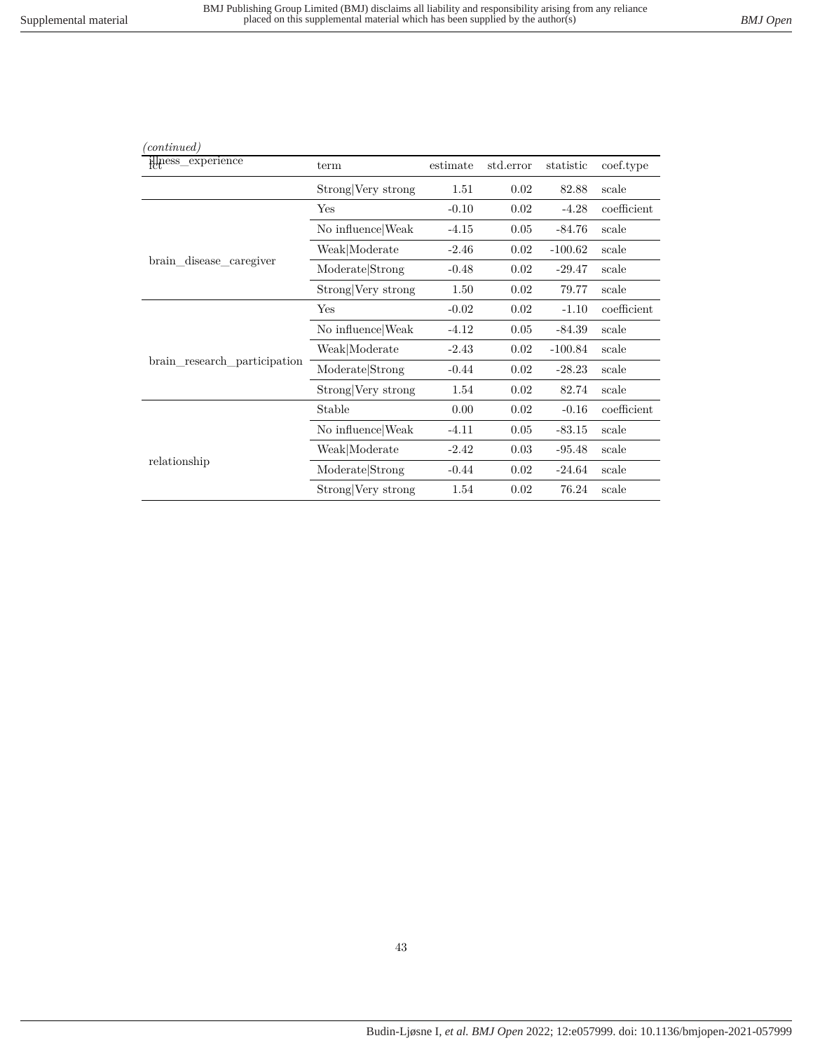*(continued)*

| fct | term | estimate | std.error | statistic | coef.type |
|---|---|---|---|---|---|
| illness_experience | Strong\|Very strong | 1.51 | 0.02 | 82.88 | scale |
| brain_disease_caregiver | Yes | -0.10 | 0.02 | -4.28 | coefficient |
| | No influence\|Weak | -4.15 | 0.05 | -84.76 | scale |
| | Weak\|Moderate | -2.46 | 0.02 | -100.62 | scale |
| | Moderate\|Strong | -0.48 | 0.02 | -29.47 | scale |
| | Strong\|Very strong | 1.50 | 0.02 | 79.77 | scale |
| brain_research_participation | Yes | -0.02 | 0.02 | -1.10 | coefficient |
| | No influence\|Weak | -4.12 | 0.05 | -84.39 | scale |
| | Weak\|Moderate | -2.43 | 0.02 | -100.84 | scale |
| | Moderate\|Strong | -0.44 | 0.02 | -28.23 | scale |
| | Strong\|Very strong | 1.54 | 0.02 | 82.74 | scale |
| relationship | Stable | 0.00 | 0.02 | -0.16 | coefficient |
| | No influence\|Weak | -4.11 | 0.05 | -83.15 | scale |
| | Weak\|Moderate | -2.42 | 0.03 | -95.48 | scale |
| | Moderate\|Strong | -0.44 | 0.02 | -24.64 | scale |
| | Strong\|Very strong | 1.54 | 0.02 | 76.24 | scale |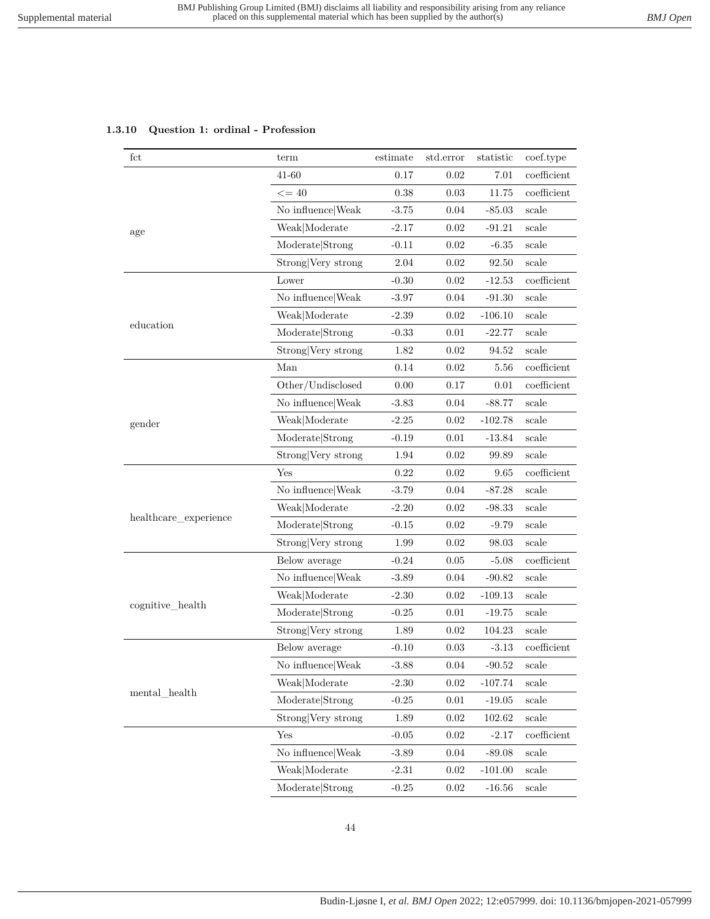### 1.3.10 Question 1: ordinal - Profession

| fct | term | estimate | std.error | statistic | coef.type |
|---|---|---|---|---|---|
| age | 41-60 | 0.17 | 0.02 | 7.01 | coefficient |
| | <= 40 | 0.38 | 0.03 | 11.75 | coefficient |
| | No influence\|Weak | -3.75 | 0.04 | -85.03 | scale |
| | Weak\|Moderate | -2.17 | 0.02 | -91.21 | scale |
| | Moderate\|Strong | -0.11 | 0.02 | -6.35 | scale |
| | Strong\|Very strong | 2.04 | 0.02 | 92.50 | scale |
| education | Lower | -0.30 | 0.02 | -12.53 | coefficient |
| | No influence\|Weak | -3.97 | 0.04 | -91.30 | scale |
| | Weak\|Moderate | -2.39 | 0.02 | -106.10 | scale |
| | Moderate\|Strong | -0.33 | 0.01 | -22.77 | scale |
| | Strong\|Very strong | 1.82 | 0.02 | 94.52 | scale |
| gender | Man | 0.14 | 0.02 | 5.56 | coefficient |
| | Other/Undisclosed | 0.00 | 0.17 | 0.01 | coefficient |
| | No influence\|Weak | -3.83 | 0.04 | -88.77 | scale |
| | Weak\|Moderate | -2.25 | 0.02 | -102.78 | scale |
| | Moderate\|Strong | -0.19 | 0.01 | -13.84 | scale |
| | Strong\|Very strong | 1.94 | 0.02 | 99.89 | scale |
| healthcare_experience | Yes | 0.22 | 0.02 | 9.65 | coefficient |
| | No influence\|Weak | -3.79 | 0.04 | -87.28 | scale |
| | Weak\|Moderate | -2.20 | 0.02 | -98.33 | scale |
| | Moderate\|Strong | -0.15 | 0.02 | -9.79 | scale |
| | Strong\|Very strong | 1.99 | 0.02 | 98.03 | scale |
| cognitive_health | Below average | -0.24 | 0.05 | -5.08 | coefficient |
| | No influence\|Weak | -3.89 | 0.04 | -90.82 | scale |
| | Weak\|Moderate | -2.30 | 0.02 | -109.13 | scale |
| | Moderate\|Strong | -0.25 | 0.01 | -19.75 | scale |
| | Strong\|Very strong | 1.89 | 0.02 | 104.23 | scale |
| mental_health | Below average | -0.10 | 0.03 | -3.13 | coefficient |
| | No influence\|Weak | -3.88 | 0.04 | -90.52 | scale |
| | Weak\|Moderate | -2.30 | 0.02 | -107.74 | scale |
| | Moderate\|Strong | -0.25 | 0.01 | -19.05 | scale |
| | Strong\|Very strong | 1.89 | 0.02 | 102.62 | scale |
| | Yes | -0.05 | 0.02 | -2.17 | coefficient |
| | No influence\|Weak | -3.89 | 0.04 | -89.08 | scale |
| | Weak\|Moderate | -2.31 | 0.02 | -101.00 | scale |
| | Moderate\|Strong | -0.25 | 0.02 | -16.56 | scale |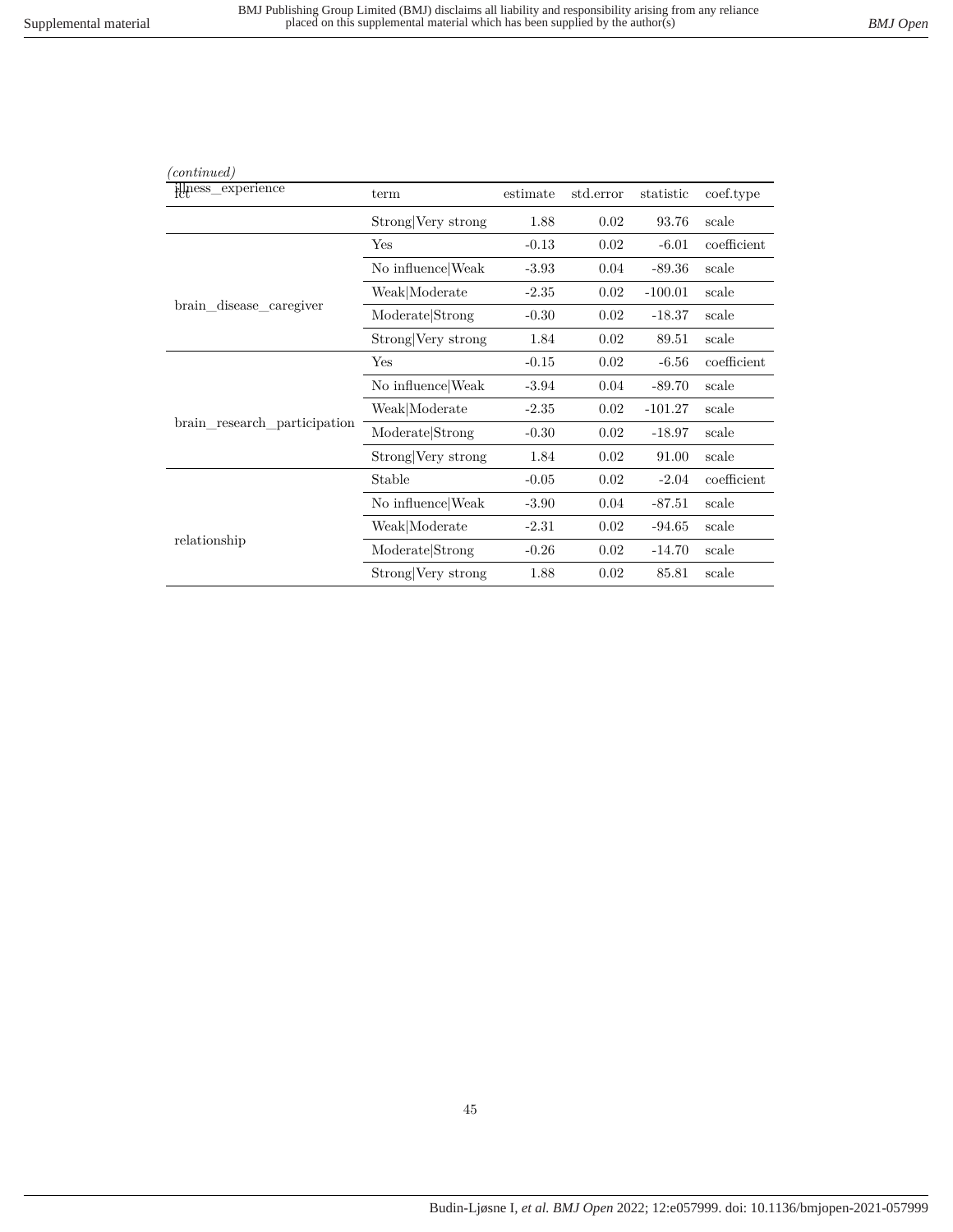*(continued)*

| fct | term | estimate | std.error | statistic | coef.type |
|---|---|---|---|---|---|
| illness_experience | Strong\|Very strong | 1.88 | 0.02 | 93.76 | scale |
| brain_disease_caregiver | Yes | -0.13 | 0.02 | -6.01 | coefficient |
| | No influence\|Weak | -3.93 | 0.04 | -89.36 | scale |
| | Weak\|Moderate | -2.35 | 0.02 | -100.01 | scale |
| | Moderate\|Strong | -0.30 | 0.02 | -18.37 | scale |
| | Strong\|Very strong | 1.84 | 0.02 | 89.51 | scale |
| brain_research_participation | Yes | -0.15 | 0.02 | -6.56 | coefficient |
| | No influence\|Weak | -3.94 | 0.04 | -89.70 | scale |
| | Weak\|Moderate | -2.35 | 0.02 | -101.27 | scale |
| | Moderate\|Strong | -0.30 | 0.02 | -18.97 | scale |
| | Strong\|Very strong | 1.84 | 0.02 | 91.00 | scale |
| relationship | Stable | -0.05 | 0.02 | -2.04 | coefficient |
| | No influence\|Weak | -3.90 | 0.04 | -87.51 | scale |
| | Weak\|Moderate | -2.31 | 0.02 | -94.65 | scale |
| | Moderate\|Strong | -0.26 | 0.02 | -14.70 | scale |
| | Strong\|Very strong | 1.88 | 0.02 | 85.81 | scale |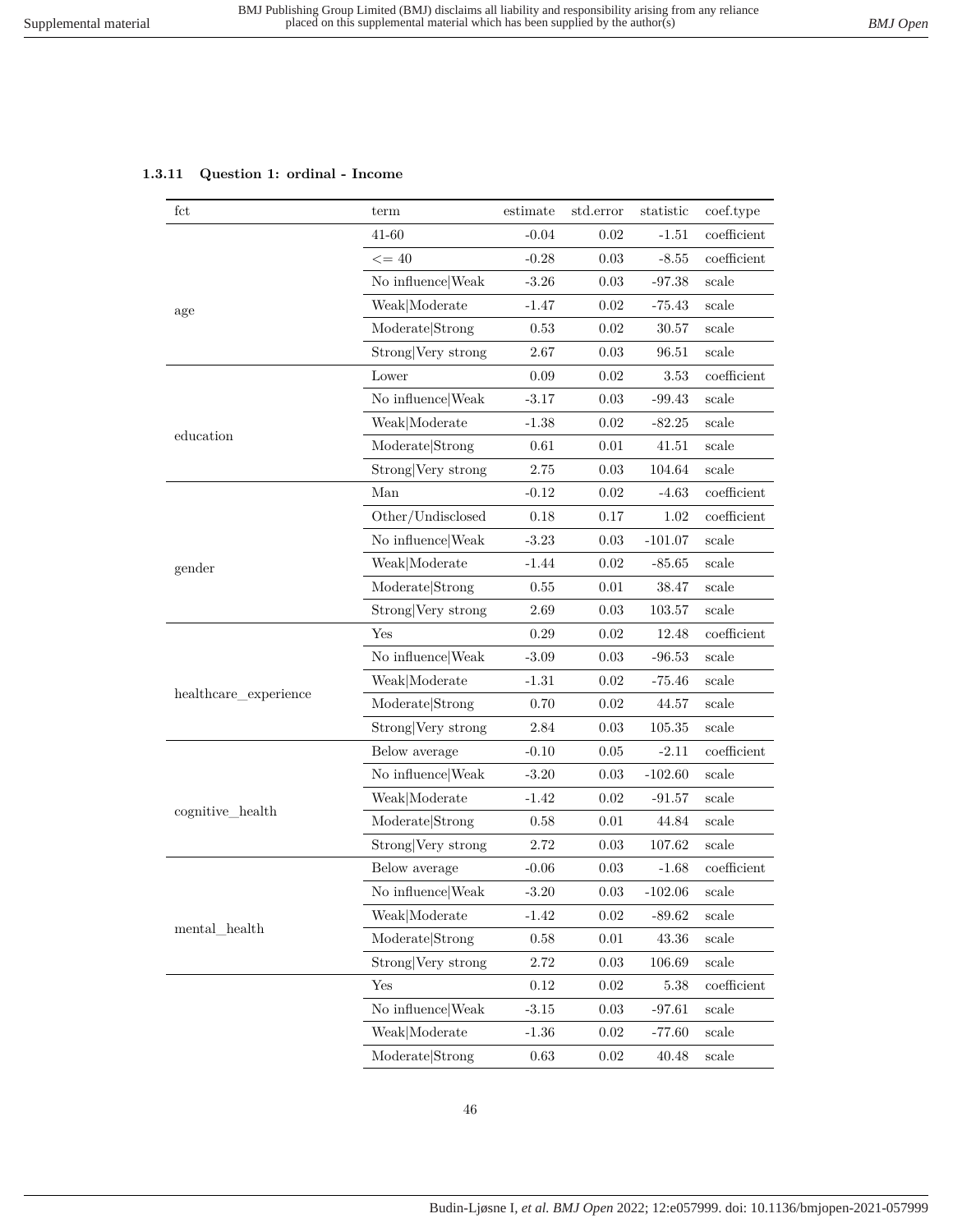### 1.3.11 Question 1: ordinal - Income

| fct | term | estimate | std.error | statistic | coef.type |
|---|---|---|---|---|---|
| age | 41-60 | -0.04 | 0.02 | -1.51 | coefficient |
| | <= 40 | -0.28 | 0.03 | -8.55 | coefficient |
| | No influence\|Weak | -3.26 | 0.03 | -97.38 | scale |
| | Weak\|Moderate | -1.47 | 0.02 | -75.43 | scale |
| | Moderate\|Strong | 0.53 | 0.02 | 30.57 | scale |
| | Strong\|Very strong | 2.67 | 0.03 | 96.51 | scale |
| education | Lower | 0.09 | 0.02 | 3.53 | coefficient |
| | No influence\|Weak | -3.17 | 0.03 | -99.43 | scale |
| | Weak\|Moderate | -1.38 | 0.02 | -82.25 | scale |
| | Moderate\|Strong | 0.61 | 0.01 | 41.51 | scale |
| | Strong\|Very strong | 2.75 | 0.03 | 104.64 | scale |
| gender | Man | -0.12 | 0.02 | -4.63 | coefficient |
| | Other/Undisclosed | 0.18 | 0.17 | 1.02 | coefficient |
| | No influence\|Weak | -3.23 | 0.03 | -101.07 | scale |
| | Weak\|Moderate | -1.44 | 0.02 | -85.65 | scale |
| | Moderate\|Strong | 0.55 | 0.01 | 38.47 | scale |
| | Strong\|Very strong | 2.69 | 0.03 | 103.57 | scale |
| healthcare_experience | Yes | 0.29 | 0.02 | 12.48 | coefficient |
| | No influence\|Weak | -3.09 | 0.03 | -96.53 | scale |
| | Weak\|Moderate | -1.31 | 0.02 | -75.46 | scale |
| | Moderate\|Strong | 0.70 | 0.02 | 44.57 | scale |
| | Strong\|Very strong | 2.84 | 0.03 | 105.35 | scale |
| cognitive_health | Below average | -0.10 | 0.05 | -2.11 | coefficient |
| | No influence\|Weak | -3.20 | 0.03 | -102.60 | scale |
| | Weak\|Moderate | -1.42 | 0.02 | -91.57 | scale |
| | Moderate\|Strong | 0.58 | 0.01 | 44.84 | scale |
| | Strong\|Very strong | 2.72 | 0.03 | 107.62 | scale |
| mental_health | Below average | -0.06 | 0.03 | -1.68 | coefficient |
| | No influence\|Weak | -3.20 | 0.03 | -102.06 | scale |
| | Weak\|Moderate | -1.42 | 0.02 | -89.62 | scale |
| | Moderate\|Strong | 0.58 | 0.01 | 43.36 | scale |
| | Strong\|Very strong | 2.72 | 0.03 | 106.69 | scale |
| | Yes | 0.12 | 0.02 | 5.38 | coefficient |
| | No influence\|Weak | -3.15 | 0.03 | -97.61 | scale |
| | Weak\|Moderate | -1.36 | 0.02 | -77.60 | scale |
| | Moderate\|Strong | 0.63 | 0.02 | 40.48 | scale |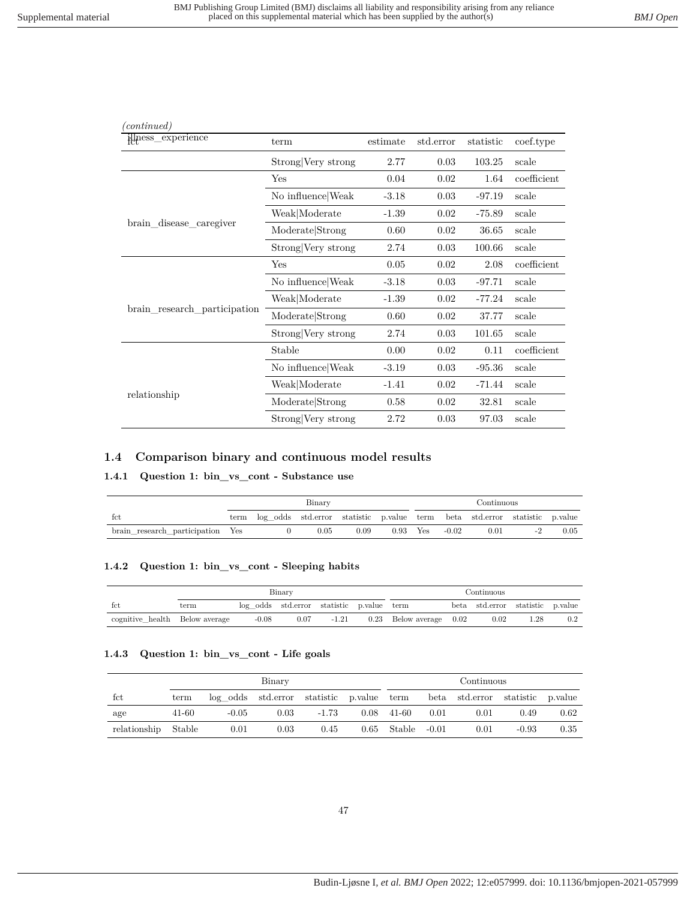*(continued)*

| fct | term | estimate | std.error | statistic | coef.type |
|---|---|---|---|---|---|
| illness_experience | Strong\|Very strong | 2.77 | 0.03 | 103.25 | scale |
| brain_disease_caregiver | Yes | 0.04 | 0.02 | 1.64 | coefficient |
| | No influence\|Weak | -3.18 | 0.03 | -97.19 | scale |
| | Weak\|Moderate | -1.39 | 0.02 | -75.89 | scale |
| | Moderate\|Strong | 0.60 | 0.02 | 36.65 | scale |
| | Strong\|Very strong | 2.74 | 0.03 | 100.66 | scale |
| brain_research_participation | Yes | 0.05 | 0.02 | 2.08 | coefficient |
| | No influence\|Weak | -3.18 | 0.03 | -97.71 | scale |
| | Weak\|Moderate | -1.39 | 0.02 | -77.24 | scale |
| | Moderate\|Strong | 0.60 | 0.02 | 37.77 | scale |
| | Strong\|Very strong | 2.74 | 0.03 | 101.65 | scale |
| relationship | Stable | 0.00 | 0.02 | 0.11 | coefficient |
| | No influence\|Weak | -3.19 | 0.03 | -95.36 | scale |
| | Weak\|Moderate | -1.41 | 0.02 | -71.44 | scale |
| | Moderate\|Strong | 0.58 | 0.02 | 32.81 | scale |
| | Strong\|Very strong | 2.72 | 0.03 | 97.03 | scale |

## 1.4 Comparison binary and continuous model results

### 1.4.1 Question 1: bin_vs_cont - Substance use

| | Binary | | | | | Continuous | | | | |
|---|---|---|---|---|---|---|---|---|---|---|
| fct | term | log_odds | std.error | statistic | p.value | term | beta | std.error | statistic | p.value |
| brain_research_participation | Yes | 0 | 0.05 | 0.09 | 0.93 | Yes | -0.02 | 0.01 | -2 | 0.05 |

### 1.4.2 Question 1: bin_vs_cont - Sleeping habits

| | Binary | | | | | Continuous | | | | |
|---|---|---|---|---|---|---|---|---|---|---|
| fct | term | log_odds | std.error | statistic | p.value | term | beta | std.error | statistic | p.value |
| cognitive_health | Below average | -0.08 | 0.07 | -1.21 | 0.23 | Below average | 0.02 | 0.02 | 1.28 | 0.2 |

### 1.4.3 Question 1: bin_vs_cont - Life goals

| | Binary | | | | | Continuous | | | | |
|---|---|---|---|---|---|---|---|---|---|---|
| fct | term | log_odds | std.error | statistic | p.value | term | beta | std.error | statistic | p.value |
| age | 41-60 | -0.05 | 0.03 | -1.73 | 0.08 | 41-60 | 0.01 | 0.01 | 0.49 | 0.62 |
| relationship | Stable | 0.01 | 0.03 | 0.45 | 0.65 | Stable | -0.01 | 0.01 | -0.93 | 0.35 |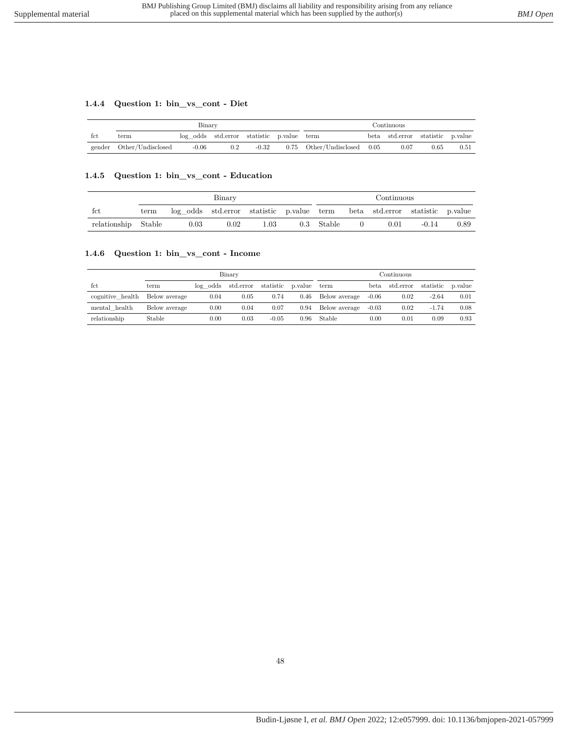### 1.4.4 Question 1: bin_vs_cont - Diet

| | Binary | | | | | Continuous | | | | |
|---|---|---|---|---|---|---|---|---|---|---|
| fct | term | log_odds | std.error | statistic | p.value | term | beta | std.error | statistic | p.value |
| gender | Other/Undisclosed | -0.06 | 0.2 | -0.32 | 0.75 | Other/Undisclosed | 0.05 | 0.07 | 0.65 | 0.51 |

### 1.4.5 Question 1: bin_vs_cont - Education

| | Binary | | | | | Continuous | | | | |
|---|---|---|---|---|---|---|---|---|---|---|
| fct | term | log_odds | std.error | statistic | p.value | term | beta | std.error | statistic | p.value |
| relationship | Stable | 0.03 | 0.02 | 1.03 | 0.3 | Stable | 0 | 0.01 | -0.14 | 0.89 |

### 1.4.6 Question 1: bin_vs_cont - Income

| | Binary | | | | | Continuous | | | | |
|---|---|---|---|---|---|---|---|---|---|---|
| fct | term | log_odds | std.error | statistic | p.value | term | beta | std.error | statistic | p.value |
| cognitive_health | Below average | 0.04 | 0.05 | 0.74 | 0.46 | Below average | -0.06 | 0.02 | -2.64 | 0.01 |
| mental_health | Below average | 0.00 | 0.04 | 0.07 | 0.94 | Below average | -0.03 | 0.02 | -1.74 | 0.08 |
| relationship | Stable | 0.00 | 0.03 | -0.05 | 0.96 | Stable | 0.00 | 0.01 | 0.09 | 0.93 |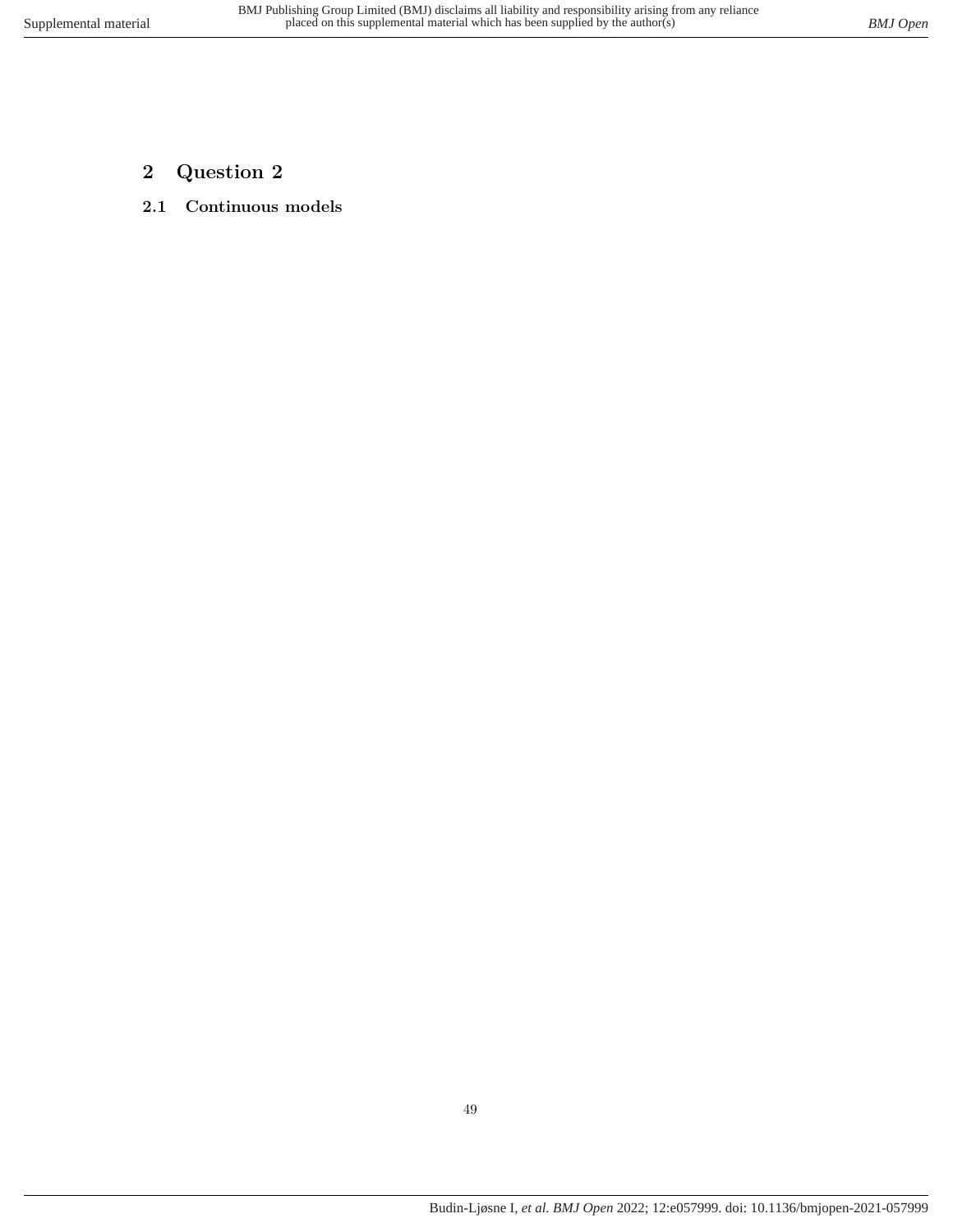# 2 Question 2

## 2.1 Continuous models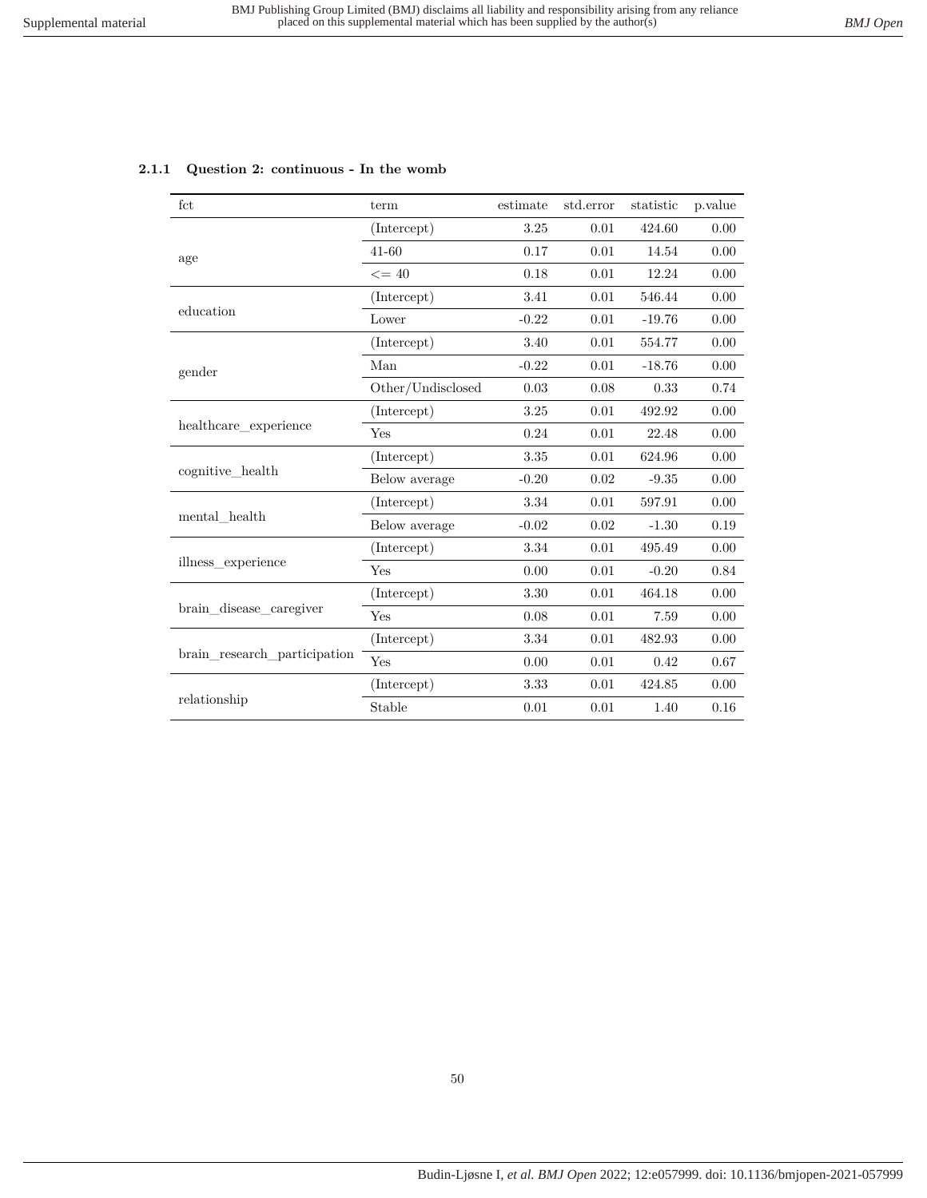### 2.1.1 Question 2: continuous - In the womb

| fct | term | estimate | std.error | statistic | p.value |
|---|---|---|---|---|---|
| age | (Intercept) | 3.25 | 0.01 | 424.60 | 0.00 |
| | 41-60 | 0.17 | 0.01 | 14.54 | 0.00 |
| | <= 40 | 0.18 | 0.01 | 12.24 | 0.00 |
| education | (Intercept) | 3.41 | 0.01 | 546.44 | 0.00 |
| | Lower | -0.22 | 0.01 | -19.76 | 0.00 |
| gender | (Intercept) | 3.40 | 0.01 | 554.77 | 0.00 |
| | Man | -0.22 | 0.01 | -18.76 | 0.00 |
| | Other/Undisclosed | 0.03 | 0.08 | 0.33 | 0.74 |
| healthcare_experience | (Intercept) | 3.25 | 0.01 | 492.92 | 0.00 |
| | Yes | 0.24 | 0.01 | 22.48 | 0.00 |
| cognitive_health | (Intercept) | 3.35 | 0.01 | 624.96 | 0.00 |
| | Below average | -0.20 | 0.02 | -9.35 | 0.00 |
| mental_health | (Intercept) | 3.34 | 0.01 | 597.91 | 0.00 |
| | Below average | -0.02 | 0.02 | -1.30 | 0.19 |
| illness_experience | (Intercept) | 3.34 | 0.01 | 495.49 | 0.00 |
| | Yes | 0.00 | 0.01 | -0.20 | 0.84 |
| brain_disease_caregiver | (Intercept) | 3.30 | 0.01 | 464.18 | 0.00 |
| | Yes | 0.08 | 0.01 | 7.59 | 0.00 |
| brain_research_participation | (Intercept) | 3.34 | 0.01 | 482.93 | 0.00 |
| | Yes | 0.00 | 0.01 | 0.42 | 0.67 |
| relationship | (Intercept) | 3.33 | 0.01 | 424.85 | 0.00 |
| | Stable | 0.01 | 0.01 | 1.40 | 0.16 |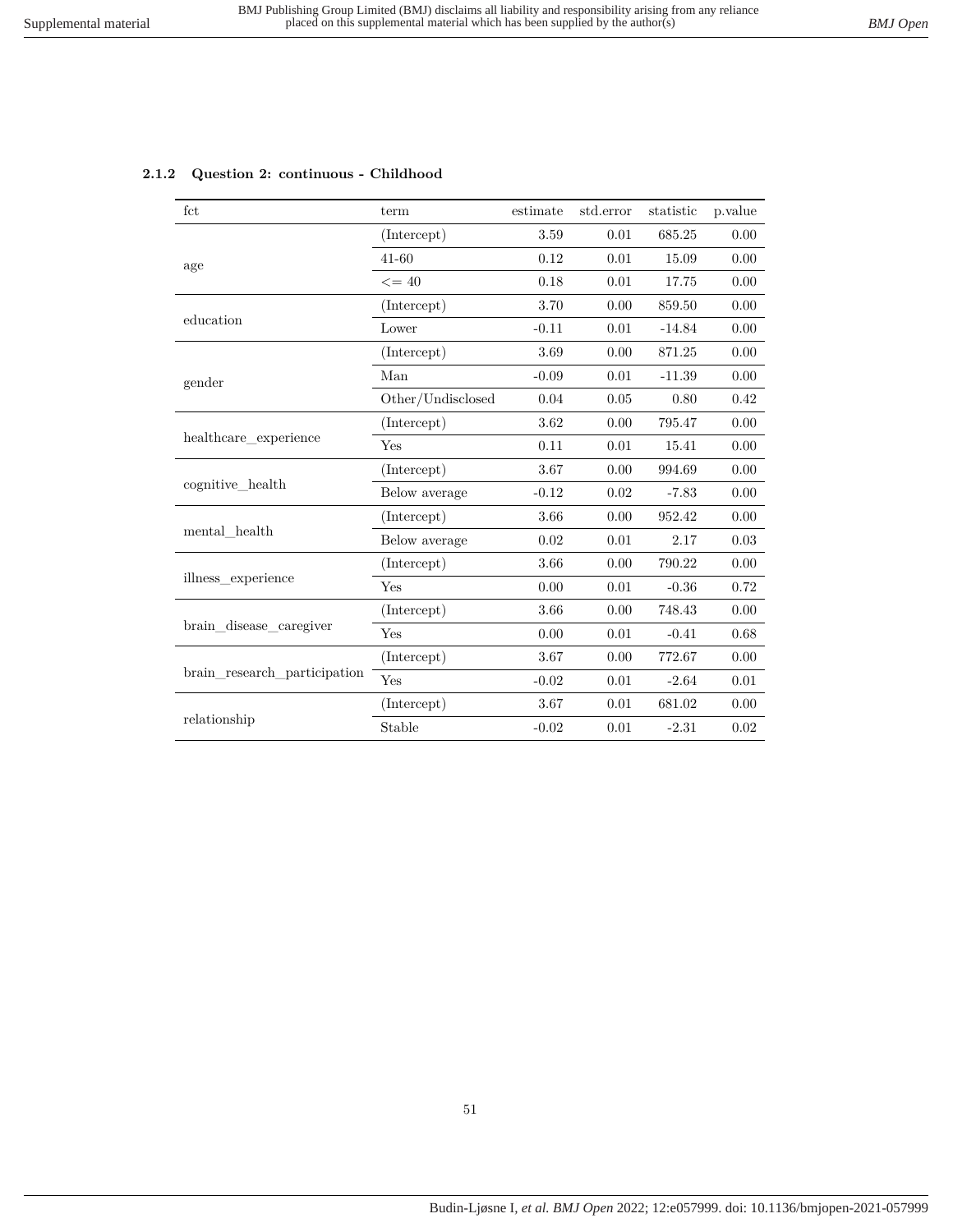### 2.1.2 Question 2: continuous - Childhood

| fct | term | estimate | std.error | statistic | p.value |
|---|---|---|---|---|---|
| age | (Intercept) | 3.59 | 0.01 | 685.25 | 0.00 |
| | 41-60 | 0.12 | 0.01 | 15.09 | 0.00 |
| | <= 40 | 0.18 | 0.01 | 17.75 | 0.00 |
| education | (Intercept) | 3.70 | 0.00 | 859.50 | 0.00 |
| | Lower | -0.11 | 0.01 | -14.84 | 0.00 |
| gender | (Intercept) | 3.69 | 0.00 | 871.25 | 0.00 |
| | Man | -0.09 | 0.01 | -11.39 | 0.00 |
| | Other/Undisclosed | 0.04 | 0.05 | 0.80 | 0.42 |
| healthcare_experience | (Intercept) | 3.62 | 0.00 | 795.47 | 0.00 |
| | Yes | 0.11 | 0.01 | 15.41 | 0.00 |
| cognitive_health | (Intercept) | 3.67 | 0.00 | 994.69 | 0.00 |
| | Below average | -0.12 | 0.02 | -7.83 | 0.00 |
| mental_health | (Intercept) | 3.66 | 0.00 | 952.42 | 0.00 |
| | Below average | 0.02 | 0.01 | 2.17 | 0.03 |
| illness_experience | (Intercept) | 3.66 | 0.00 | 790.22 | 0.00 |
| | Yes | 0.00 | 0.01 | -0.36 | 0.72 |
| brain_disease_caregiver | (Intercept) | 3.66 | 0.00 | 748.43 | 0.00 |
| | Yes | 0.00 | 0.01 | -0.41 | 0.68 |
| brain_research_participation | (Intercept) | 3.67 | 0.00 | 772.67 | 0.00 |
| | Yes | -0.02 | 0.01 | -2.64 | 0.01 |
| relationship | (Intercept) | 3.67 | 0.01 | 681.02 | 0.00 |
| | Stable | -0.02 | 0.01 | -2.31 | 0.02 |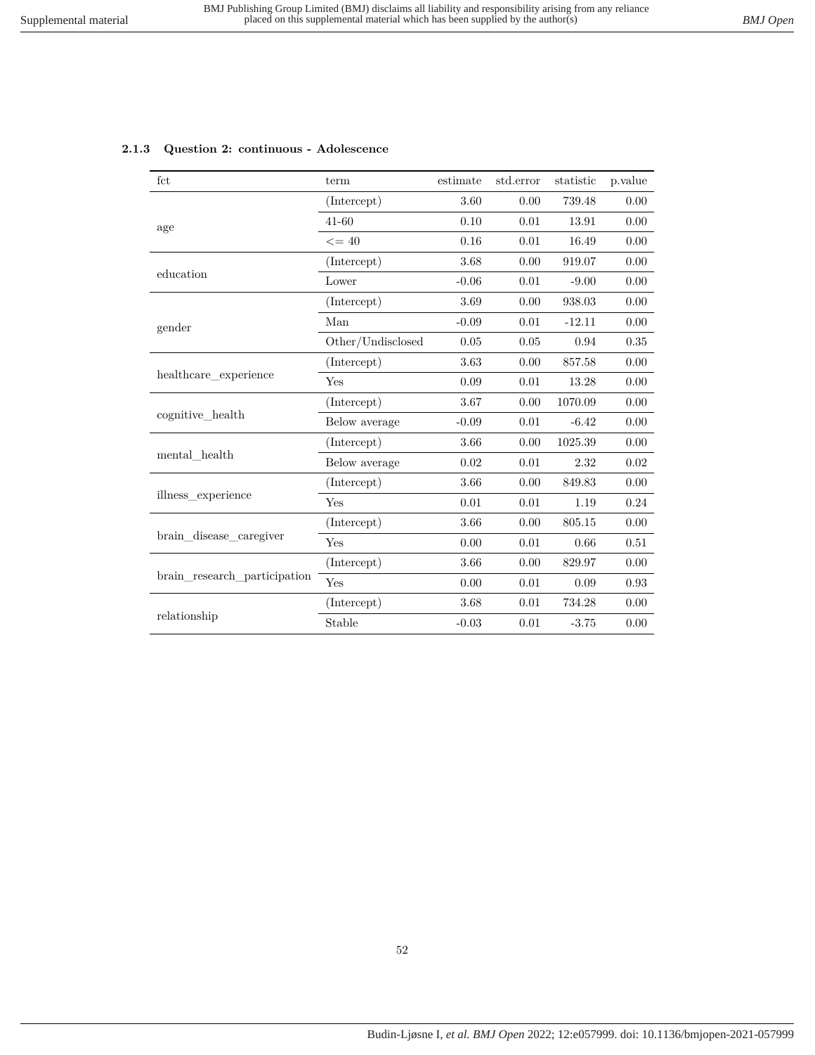### 2.1.3 Question 2: continuous - Adolescence

| fct | term | estimate | std.error | statistic | p.value |
|---|---|---|---|---|---|
| age | (Intercept) | 3.60 | 0.00 | 739.48 | 0.00 |
| | 41-60 | 0.10 | 0.01 | 13.91 | 0.00 |
| | <= 40 | 0.16 | 0.01 | 16.49 | 0.00 |
| education | (Intercept) | 3.68 | 0.00 | 919.07 | 0.00 |
| | Lower | -0.06 | 0.01 | -9.00 | 0.00 |
| gender | (Intercept) | 3.69 | 0.00 | 938.03 | 0.00 |
| | Man | -0.09 | 0.01 | -12.11 | 0.00 |
| | Other/Undisclosed | 0.05 | 0.05 | 0.94 | 0.35 |
| healthcare_experience | (Intercept) | 3.63 | 0.00 | 857.58 | 0.00 |
| | Yes | 0.09 | 0.01 | 13.28 | 0.00 |
| cognitive_health | (Intercept) | 3.67 | 0.00 | 1070.09 | 0.00 |
| | Below average | -0.09 | 0.01 | -6.42 | 0.00 |
| mental_health | (Intercept) | 3.66 | 0.00 | 1025.39 | 0.00 |
| | Below average | 0.02 | 0.01 | 2.32 | 0.02 |
| illness_experience | (Intercept) | 3.66 | 0.00 | 849.83 | 0.00 |
| | Yes | 0.01 | 0.01 | 1.19 | 0.24 |
| brain_disease_caregiver | (Intercept) | 3.66 | 0.00 | 805.15 | 0.00 |
| | Yes | 0.00 | 0.01 | 0.66 | 0.51 |
| brain_research_participation | (Intercept) | 3.66 | 0.00 | 829.97 | 0.00 |
| | Yes | 0.00 | 0.01 | 0.09 | 0.93 |
| relationship | (Intercept) | 3.68 | 0.01 | 734.28 | 0.00 |
| | Stable | -0.03 | 0.01 | -3.75 | 0.00 |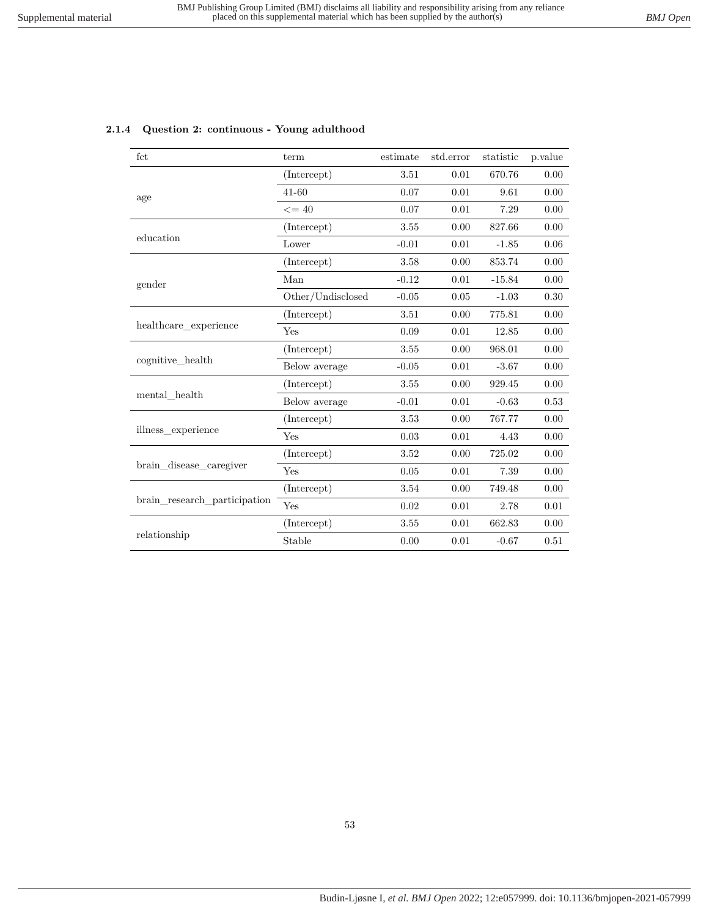### 2.1.4 Question 2: continuous - Young adulthood

| fct | term | estimate | std.error | statistic | p.value |
|---|---|---|---|---|---|
| age | (Intercept) | 3.51 | 0.01 | 670.76 | 0.00 |
| | 41-60 | 0.07 | 0.01 | 9.61 | 0.00 |
| | <= 40 | 0.07 | 0.01 | 7.29 | 0.00 |
| education | (Intercept) | 3.55 | 0.00 | 827.66 | 0.00 |
| | Lower | -0.01 | 0.01 | -1.85 | 0.06 |
| gender | (Intercept) | 3.58 | 0.00 | 853.74 | 0.00 |
| | Man | -0.12 | 0.01 | -15.84 | 0.00 |
| | Other/Undisclosed | -0.05 | 0.05 | -1.03 | 0.30 |
| healthcare_experience | (Intercept) | 3.51 | 0.00 | 775.81 | 0.00 |
| | Yes | 0.09 | 0.01 | 12.85 | 0.00 |
| cognitive_health | (Intercept) | 3.55 | 0.00 | 968.01 | 0.00 |
| | Below average | -0.05 | 0.01 | -3.67 | 0.00 |
| mental_health | (Intercept) | 3.55 | 0.00 | 929.45 | 0.00 |
| | Below average | -0.01 | 0.01 | -0.63 | 0.53 |
| illness_experience | (Intercept) | 3.53 | 0.00 | 767.77 | 0.00 |
| | Yes | 0.03 | 0.01 | 4.43 | 0.00 |
| brain_disease_caregiver | (Intercept) | 3.52 | 0.00 | 725.02 | 0.00 |
| | Yes | 0.05 | 0.01 | 7.39 | 0.00 |
| brain_research_participation | (Intercept) | 3.54 | 0.00 | 749.48 | 0.00 |
| | Yes | 0.02 | 0.01 | 2.78 | 0.01 |
| relationship | (Intercept) | 3.55 | 0.01 | 662.83 | 0.00 |
| | Stable | 0.00 | 0.01 | -0.67 | 0.51 |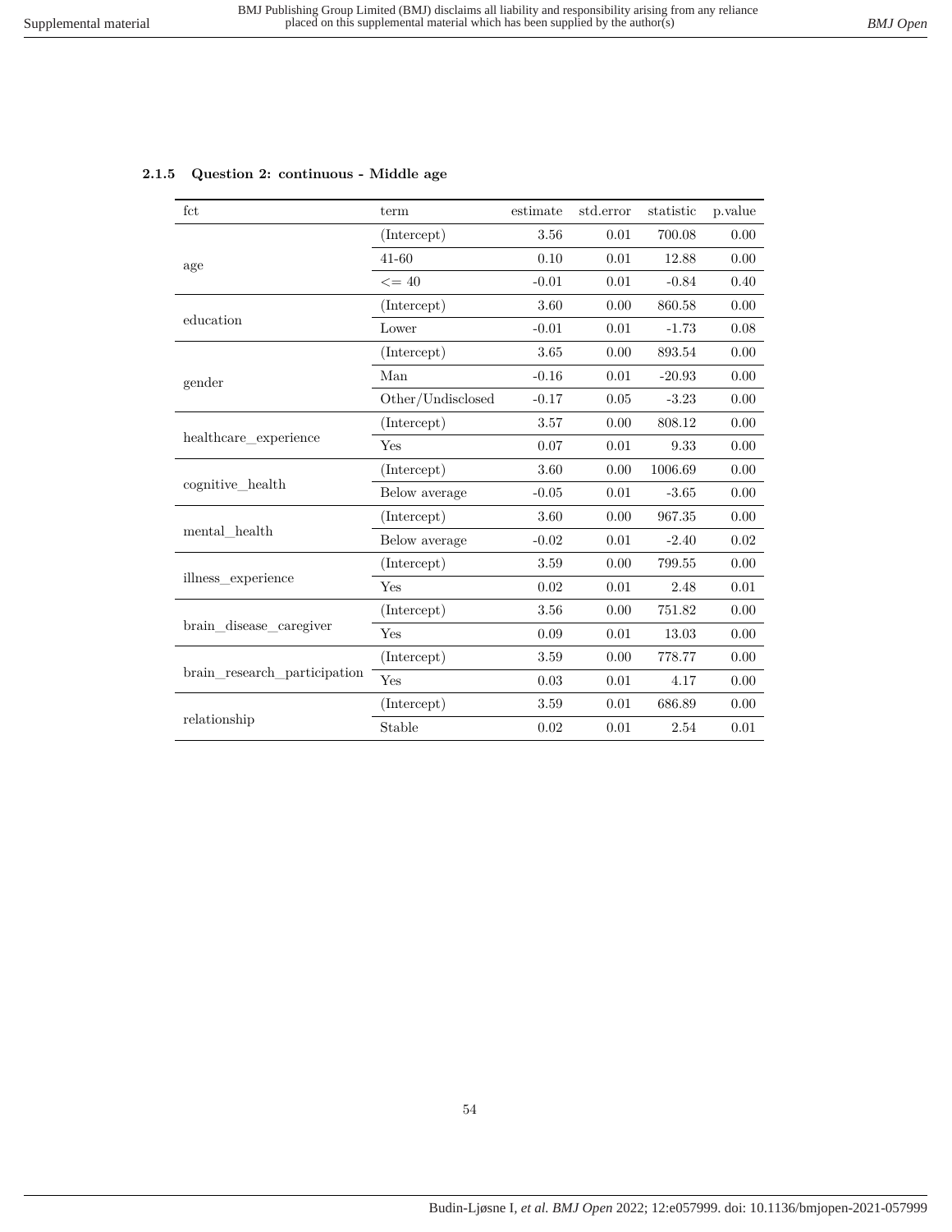### 2.1.5 Question 2: continuous - Middle age

| fct | term | estimate | std.error | statistic | p.value |
|---|---|---|---|---|---|
| age | (Intercept) | 3.56 | 0.01 | 700.08 | 0.00 |
| | 41-60 | 0.10 | 0.01 | 12.88 | 0.00 |
| | <= 40 | -0.01 | 0.01 | -0.84 | 0.40 |
| education | (Intercept) | 3.60 | 0.00 | 860.58 | 0.00 |
| | Lower | -0.01 | 0.01 | -1.73 | 0.08 |
| gender | (Intercept) | 3.65 | 0.00 | 893.54 | 0.00 |
| | Man | -0.16 | 0.01 | -20.93 | 0.00 |
| | Other/Undisclosed | -0.17 | 0.05 | -3.23 | 0.00 |
| healthcare_experience | (Intercept) | 3.57 | 0.00 | 808.12 | 0.00 |
| | Yes | 0.07 | 0.01 | 9.33 | 0.00 |
| cognitive_health | (Intercept) | 3.60 | 0.00 | 1006.69 | 0.00 |
| | Below average | -0.05 | 0.01 | -3.65 | 0.00 |
| mental_health | (Intercept) | 3.60 | 0.00 | 967.35 | 0.00 |
| | Below average | -0.02 | 0.01 | -2.40 | 0.02 |
| illness_experience | (Intercept) | 3.59 | 0.00 | 799.55 | 0.00 |
| | Yes | 0.02 | 0.01 | 2.48 | 0.01 |
| brain_disease_caregiver | (Intercept) | 3.56 | 0.00 | 751.82 | 0.00 |
| | Yes | 0.09 | 0.01 | 13.03 | 0.00 |
| brain_research_participation | (Intercept) | 3.59 | 0.00 | 778.77 | 0.00 |
| | Yes | 0.03 | 0.01 | 4.17 | 0.00 |
| relationship | (Intercept) | 3.59 | 0.01 | 686.89 | 0.00 |
| | Stable | 0.02 | 0.01 | 2.54 | 0.01 |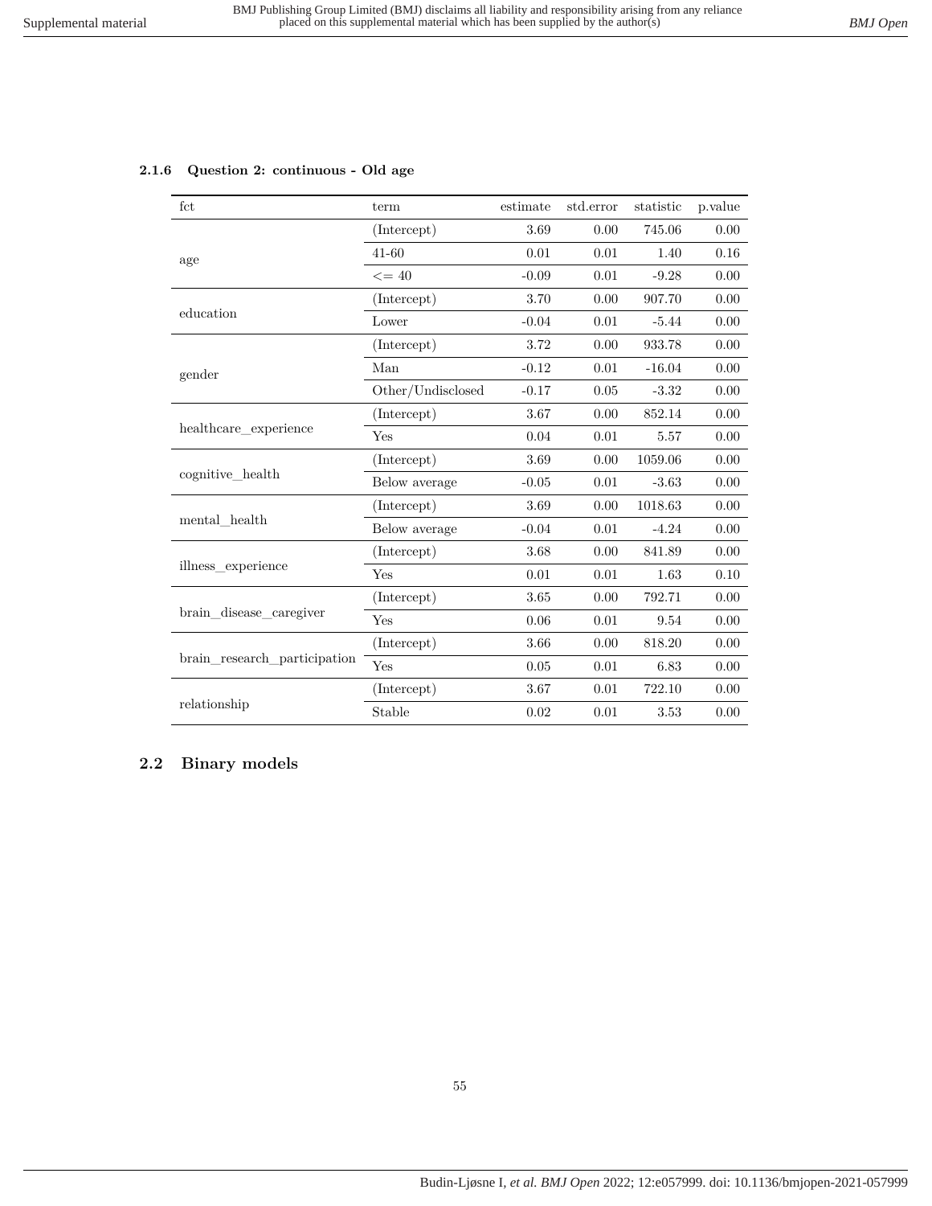### 2.1.6 Question 2: continuous - Old age

| fct | term | estimate | std.error | statistic | p.value |
|---|---|---|---|---|---|
| age | (Intercept) | 3.69 | 0.00 | 745.06 | 0.00 |
| | 41-60 | 0.01 | 0.01 | 1.40 | 0.16 |
| | <= 40 | -0.09 | 0.01 | -9.28 | 0.00 |
| education | (Intercept) | 3.70 | 0.00 | 907.70 | 0.00 |
| | Lower | -0.04 | 0.01 | -5.44 | 0.00 |
| gender | (Intercept) | 3.72 | 0.00 | 933.78 | 0.00 |
| | Man | -0.12 | 0.01 | -16.04 | 0.00 |
| | Other/Undisclosed | -0.17 | 0.05 | -3.32 | 0.00 |
| healthcare_experience | (Intercept) | 3.67 | 0.00 | 852.14 | 0.00 |
| | Yes | 0.04 | 0.01 | 5.57 | 0.00 |
| cognitive_health | (Intercept) | 3.69 | 0.00 | 1059.06 | 0.00 |
| | Below average | -0.05 | 0.01 | -3.63 | 0.00 |
| mental_health | (Intercept) | 3.69 | 0.00 | 1018.63 | 0.00 |
| | Below average | -0.04 | 0.01 | -4.24 | 0.00 |
| illness_experience | (Intercept) | 3.68 | 0.00 | 841.89 | 0.00 |
| | Yes | 0.01 | 0.01 | 1.63 | 0.10 |
| brain_disease_caregiver | (Intercept) | 3.65 | 0.00 | 792.71 | 0.00 |
| | Yes | 0.06 | 0.01 | 9.54 | 0.00 |
| brain_research_participation | (Intercept) | 3.66 | 0.00 | 818.20 | 0.00 |
| | Yes | 0.05 | 0.01 | 6.83 | 0.00 |
| relationship | (Intercept) | 3.67 | 0.01 | 722.10 | 0.00 |
| | Stable | 0.02 | 0.01 | 3.53 | 0.00 |

## 2.2 Binary models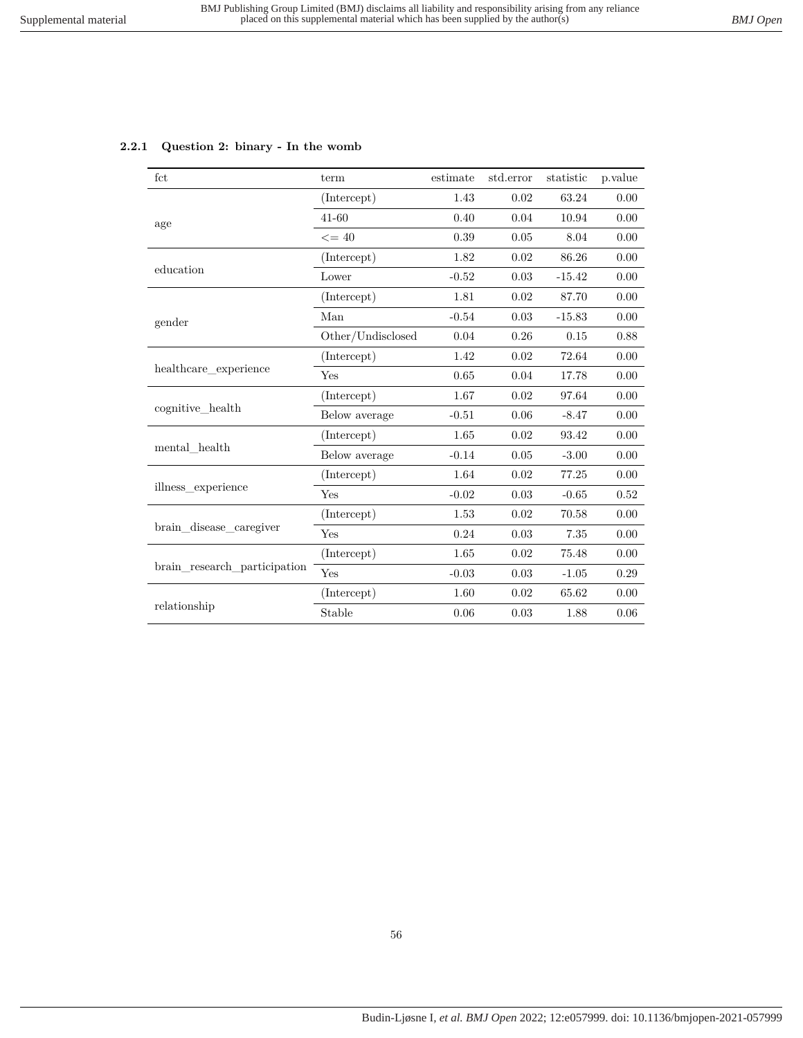### 2.2.1 Question 2: binary - In the womb

| fct | term | estimate | std.error | statistic | p.value |
|---|---|---|---|---|---|
| age | (Intercept) | 1.43 | 0.02 | 63.24 | 0.00 |
| | 41-60 | 0.40 | 0.04 | 10.94 | 0.00 |
| | <= 40 | 0.39 | 0.05 | 8.04 | 0.00 |
| education | (Intercept) | 1.82 | 0.02 | 86.26 | 0.00 |
| | Lower | -0.52 | 0.03 | -15.42 | 0.00 |
| gender | (Intercept) | 1.81 | 0.02 | 87.70 | 0.00 |
| | Man | -0.54 | 0.03 | -15.83 | 0.00 |
| | Other/Undisclosed | 0.04 | 0.26 | 0.15 | 0.88 |
| healthcare_experience | (Intercept) | 1.42 | 0.02 | 72.64 | 0.00 |
| | Yes | 0.65 | 0.04 | 17.78 | 0.00 |
| cognitive_health | (Intercept) | 1.67 | 0.02 | 97.64 | 0.00 |
| | Below average | -0.51 | 0.06 | -8.47 | 0.00 |
| mental_health | (Intercept) | 1.65 | 0.02 | 93.42 | 0.00 |
| | Below average | -0.14 | 0.05 | -3.00 | 0.00 |
| illness_experience | (Intercept) | 1.64 | 0.02 | 77.25 | 0.00 |
| | Yes | -0.02 | 0.03 | -0.65 | 0.52 |
| brain_disease_caregiver | (Intercept) | 1.53 | 0.02 | 70.58 | 0.00 |
| | Yes | 0.24 | 0.03 | 7.35 | 0.00 |
| brain_research_participation | (Intercept) | 1.65 | 0.02 | 75.48 | 0.00 |
| | Yes | -0.03 | 0.03 | -1.05 | 0.29 |
| relationship | (Intercept) | 1.60 | 0.02 | 65.62 | 0.00 |
| | Stable | 0.06 | 0.03 | 1.88 | 0.06 |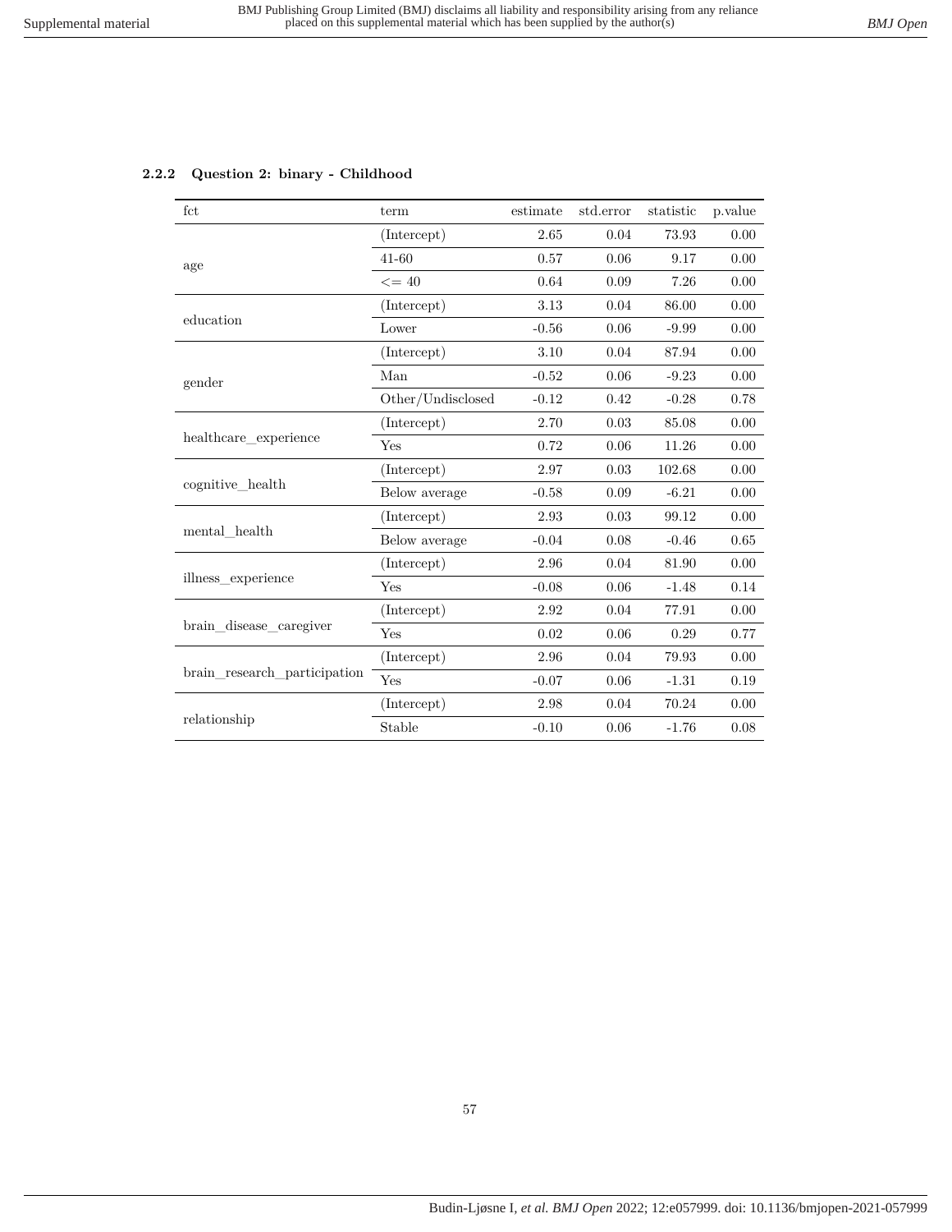### 2.2.2 Question 2: binary - Childhood

| fct | term | estimate | std.error | statistic | p.value |
|---|---|---|---|---|---|
| age | (Intercept) | 2.65 | 0.04 | 73.93 | 0.00 |
| | 41-60 | 0.57 | 0.06 | 9.17 | 0.00 |
| | <= 40 | 0.64 | 0.09 | 7.26 | 0.00 |
| education | (Intercept) | 3.13 | 0.04 | 86.00 | 0.00 |
| | Lower | -0.56 | 0.06 | -9.99 | 0.00 |
| gender | (Intercept) | 3.10 | 0.04 | 87.94 | 0.00 |
| | Man | -0.52 | 0.06 | -9.23 | 0.00 |
| | Other/Undisclosed | -0.12 | 0.42 | -0.28 | 0.78 |
| healthcare_experience | (Intercept) | 2.70 | 0.03 | 85.08 | 0.00 |
| | Yes | 0.72 | 0.06 | 11.26 | 0.00 |
| cognitive_health | (Intercept) | 2.97 | 0.03 | 102.68 | 0.00 |
| | Below average | -0.58 | 0.09 | -6.21 | 0.00 |
| mental_health | (Intercept) | 2.93 | 0.03 | 99.12 | 0.00 |
| | Below average | -0.04 | 0.08 | -0.46 | 0.65 |
| illness_experience | (Intercept) | 2.96 | 0.04 | 81.90 | 0.00 |
| | Yes | -0.08 | 0.06 | -1.48 | 0.14 |
| brain_disease_caregiver | (Intercept) | 2.92 | 0.04 | 77.91 | 0.00 |
| | Yes | 0.02 | 0.06 | 0.29 | 0.77 |
| brain_research_participation | (Intercept) | 2.96 | 0.04 | 79.93 | 0.00 |
| | Yes | -0.07 | 0.06 | -1.31 | 0.19 |
| relationship | (Intercept) | 2.98 | 0.04 | 70.24 | 0.00 |
| | Stable | -0.10 | 0.06 | -1.76 | 0.08 |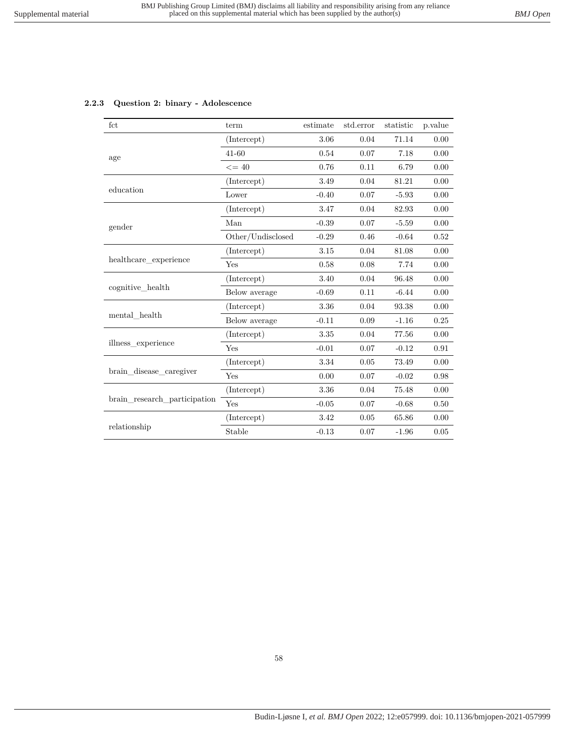### 2.2.3 Question 2: binary - Adolescence

| fct | term | estimate | std.error | statistic | p.value |
|---|---|---|---|---|---|
| age | (Intercept) | 3.06 | 0.04 | 71.14 | 0.00 |
| | 41-60 | 0.54 | 0.07 | 7.18 | 0.00 |
| | <= 40 | 0.76 | 0.11 | 6.79 | 0.00 |
| education | (Intercept) | 3.49 | 0.04 | 81.21 | 0.00 |
| | Lower | -0.40 | 0.07 | -5.93 | 0.00 |
| gender | (Intercept) | 3.47 | 0.04 | 82.93 | 0.00 |
| | Man | -0.39 | 0.07 | -5.59 | 0.00 |
| | Other/Undisclosed | -0.29 | 0.46 | -0.64 | 0.52 |
| healthcare_experience | (Intercept) | 3.15 | 0.04 | 81.08 | 0.00 |
| | Yes | 0.58 | 0.08 | 7.74 | 0.00 |
| cognitive_health | (Intercept) | 3.40 | 0.04 | 96.48 | 0.00 |
| | Below average | -0.69 | 0.11 | -6.44 | 0.00 |
| mental_health | (Intercept) | 3.36 | 0.04 | 93.38 | 0.00 |
| | Below average | -0.11 | 0.09 | -1.16 | 0.25 |
| illness_experience | (Intercept) | 3.35 | 0.04 | 77.56 | 0.00 |
| | Yes | -0.01 | 0.07 | -0.12 | 0.91 |
| brain_disease_caregiver | (Intercept) | 3.34 | 0.05 | 73.49 | 0.00 |
| | Yes | 0.00 | 0.07 | -0.02 | 0.98 |
| brain_research_participation | (Intercept) | 3.36 | 0.04 | 75.48 | 0.00 |
| | Yes | -0.05 | 0.07 | -0.68 | 0.50 |
| relationship | (Intercept) | 3.42 | 0.05 | 65.86 | 0.00 |
| | Stable | -0.13 | 0.07 | -1.96 | 0.05 |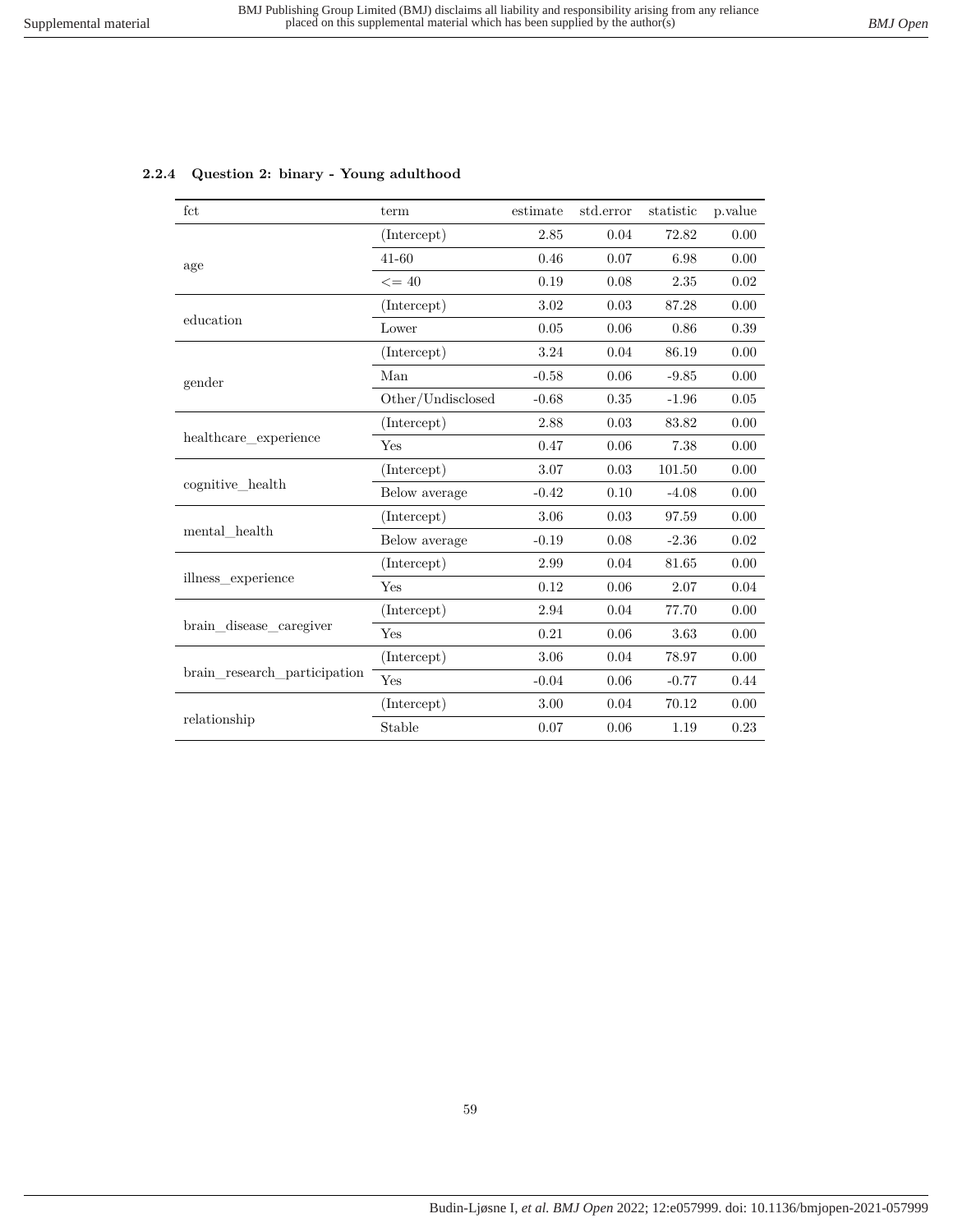### 2.2.4 Question 2: binary - Young adulthood

| fct | term | estimate | std.error | statistic | p.value |
|---|---|---|---|---|---|
| age | (Intercept) | 2.85 | 0.04 | 72.82 | 0.00 |
| | 41-60 | 0.46 | 0.07 | 6.98 | 0.00 |
| | <= 40 | 0.19 | 0.08 | 2.35 | 0.02 |
| education | (Intercept) | 3.02 | 0.03 | 87.28 | 0.00 |
| | Lower | 0.05 | 0.06 | 0.86 | 0.39 |
| gender | (Intercept) | 3.24 | 0.04 | 86.19 | 0.00 |
| | Man | -0.58 | 0.06 | -9.85 | 0.00 |
| | Other/Undisclosed | -0.68 | 0.35 | -1.96 | 0.05 |
| healthcare_experience | (Intercept) | 2.88 | 0.03 | 83.82 | 0.00 |
| | Yes | 0.47 | 0.06 | 7.38 | 0.00 |
| cognitive_health | (Intercept) | 3.07 | 0.03 | 101.50 | 0.00 |
| | Below average | -0.42 | 0.10 | -4.08 | 0.00 |
| mental_health | (Intercept) | 3.06 | 0.03 | 97.59 | 0.00 |
| | Below average | -0.19 | 0.08 | -2.36 | 0.02 |
| illness_experience | (Intercept) | 2.99 | 0.04 | 81.65 | 0.00 |
| | Yes | 0.12 | 0.06 | 2.07 | 0.04 |
| brain_disease_caregiver | (Intercept) | 2.94 | 0.04 | 77.70 | 0.00 |
| | Yes | 0.21 | 0.06 | 3.63 | 0.00 |
| brain_research_participation | (Intercept) | 3.06 | 0.04 | 78.97 | 0.00 |
| | Yes | -0.04 | 0.06 | -0.77 | 0.44 |
| relationship | (Intercept) | 3.00 | 0.04 | 70.12 | 0.00 |
| | Stable | 0.07 | 0.06 | 1.19 | 0.23 |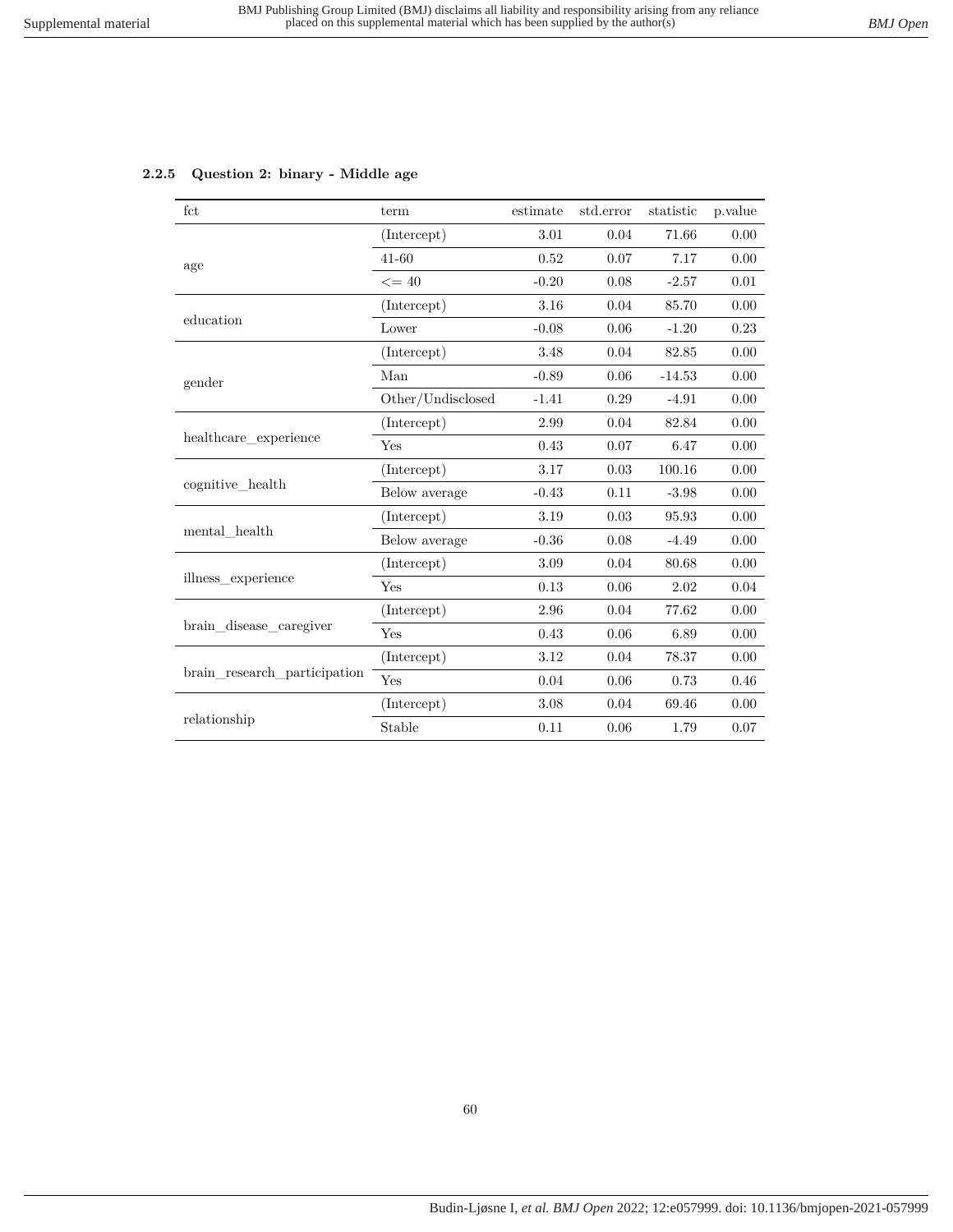### 2.2.5 Question 2: binary - Middle age

| fct | term | estimate | std.error | statistic | p.value |
|---|---|---|---|---|---|
| age | (Intercept) | 3.01 | 0.04 | 71.66 | 0.00 |
| | 41-60 | 0.52 | 0.07 | 7.17 | 0.00 |
| | <= 40 | -0.20 | 0.08 | -2.57 | 0.01 |
| education | (Intercept) | 3.16 | 0.04 | 85.70 | 0.00 |
| | Lower | -0.08 | 0.06 | -1.20 | 0.23 |
| gender | (Intercept) | 3.48 | 0.04 | 82.85 | 0.00 |
| | Man | -0.89 | 0.06 | -14.53 | 0.00 |
| | Other/Undisclosed | -1.41 | 0.29 | -4.91 | 0.00 |
| healthcare_experience | (Intercept) | 2.99 | 0.04 | 82.84 | 0.00 |
| | Yes | 0.43 | 0.07 | 6.47 | 0.00 |
| cognitive_health | (Intercept) | 3.17 | 0.03 | 100.16 | 0.00 |
| | Below average | -0.43 | 0.11 | -3.98 | 0.00 |
| mental_health | (Intercept) | 3.19 | 0.03 | 95.93 | 0.00 |
| | Below average | -0.36 | 0.08 | -4.49 | 0.00 |
| illness_experience | (Intercept) | 3.09 | 0.04 | 80.68 | 0.00 |
| | Yes | 0.13 | 0.06 | 2.02 | 0.04 |
| brain_disease_caregiver | (Intercept) | 2.96 | 0.04 | 77.62 | 0.00 |
| | Yes | 0.43 | 0.06 | 6.89 | 0.00 |
| brain_research_participation | (Intercept) | 3.12 | 0.04 | 78.37 | 0.00 |
| | Yes | 0.04 | 0.06 | 0.73 | 0.46 |
| relationship | (Intercept) | 3.08 | 0.04 | 69.46 | 0.00 |
| | Stable | 0.11 | 0.06 | 1.79 | 0.07 |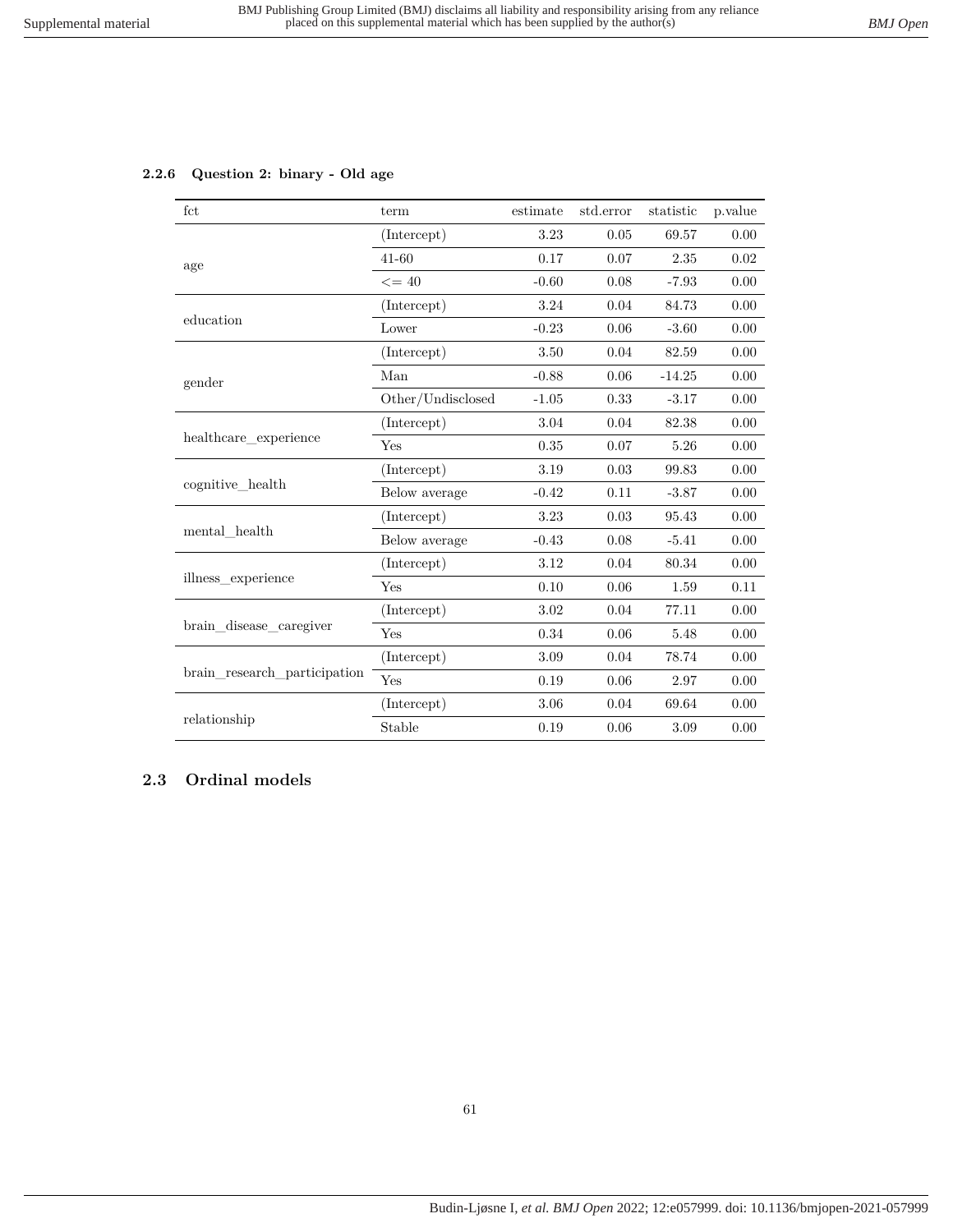### 2.2.6 Question 2: binary - Old age

| fct | term | estimate | std.error | statistic | p.value |
|---|---|---|---|---|---|
| age | (Intercept) | 3.23 | 0.05 | 69.57 | 0.00 |
| | 41-60 | 0.17 | 0.07 | 2.35 | 0.02 |
| | <= 40 | -0.60 | 0.08 | -7.93 | 0.00 |
| education | (Intercept) | 3.24 | 0.04 | 84.73 | 0.00 |
| | Lower | -0.23 | 0.06 | -3.60 | 0.00 |
| gender | (Intercept) | 3.50 | 0.04 | 82.59 | 0.00 |
| | Man | -0.88 | 0.06 | -14.25 | 0.00 |
| | Other/Undisclosed | -1.05 | 0.33 | -3.17 | 0.00 |
| healthcare_experience | (Intercept) | 3.04 | 0.04 | 82.38 | 0.00 |
| | Yes | 0.35 | 0.07 | 5.26 | 0.00 |
| cognitive_health | (Intercept) | 3.19 | 0.03 | 99.83 | 0.00 |
| | Below average | -0.42 | 0.11 | -3.87 | 0.00 |
| mental_health | (Intercept) | 3.23 | 0.03 | 95.43 | 0.00 |
| | Below average | -0.43 | 0.08 | -5.41 | 0.00 |
| illness_experience | (Intercept) | 3.12 | 0.04 | 80.34 | 0.00 |
| | Yes | 0.10 | 0.06 | 1.59 | 0.11 |
| brain_disease_caregiver | (Intercept) | 3.02 | 0.04 | 77.11 | 0.00 |
| | Yes | 0.34 | 0.06 | 5.48 | 0.00 |
| brain_research_participation | (Intercept) | 3.09 | 0.04 | 78.74 | 0.00 |
| | Yes | 0.19 | 0.06 | 2.97 | 0.00 |
| relationship | (Intercept) | 3.06 | 0.04 | 69.64 | 0.00 |
| | Stable | 0.19 | 0.06 | 3.09 | 0.00 |

## 2.3 Ordinal models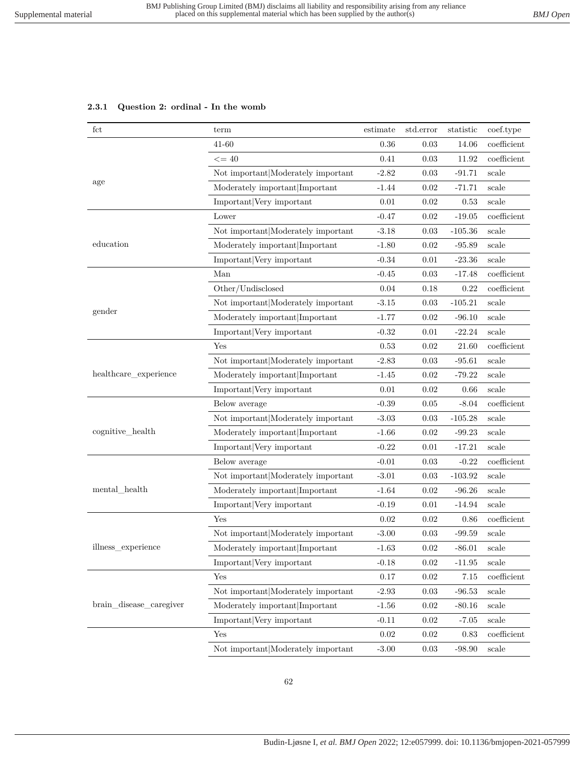### 2.3.1 Question 2: ordinal - In the womb

| fct | term | estimate | std.error | statistic | coef.type |
|---|---|---|---|---|---|
| age | 41-60 | 0.36 | 0.03 | 14.06 | coefficient |
| | <= 40 | 0.41 | 0.03 | 11.92 | coefficient |
| | Not important\|Moderately important | -2.82 | 0.03 | -91.71 | scale |
| | Moderately important\|Important | -1.44 | 0.02 | -71.71 | scale |
| | Important\|Very important | 0.01 | 0.02 | 0.53 | scale |
| education | Lower | -0.47 | 0.02 | -19.05 | coefficient |
| | Not important\|Moderately important | -3.18 | 0.03 | -105.36 | scale |
| | Moderately important\|Important | -1.80 | 0.02 | -95.89 | scale |
| | Important\|Very important | -0.34 | 0.01 | -23.36 | scale |
| gender | Man | -0.45 | 0.03 | -17.48 | coefficient |
| | Other/Undisclosed | 0.04 | 0.18 | 0.22 | coefficient |
| | Not important\|Moderately important | -3.15 | 0.03 | -105.21 | scale |
| | Moderately important\|Important | -1.77 | 0.02 | -96.10 | scale |
| | Important\|Very important | -0.32 | 0.01 | -22.24 | scale |
| healthcare_experience | Yes | 0.53 | 0.02 | 21.60 | coefficient |
| | Not important\|Moderately important | -2.83 | 0.03 | -95.61 | scale |
| | Moderately important\|Important | -1.45 | 0.02 | -79.22 | scale |
| | Important\|Very important | 0.01 | 0.02 | 0.66 | scale |
| cognitive_health | Below average | -0.39 | 0.05 | -8.04 | coefficient |
| | Not important\|Moderately important | -3.03 | 0.03 | -105.28 | scale |
| | Moderately important\|Important | -1.66 | 0.02 | -99.23 | scale |
| | Important\|Very important | -0.22 | 0.01 | -17.21 | scale |
| mental_health | Below average | -0.01 | 0.03 | -0.22 | coefficient |
| | Not important\|Moderately important | -3.01 | 0.03 | -103.92 | scale |
| | Moderately important\|Important | -1.64 | 0.02 | -96.26 | scale |
| | Important\|Very important | -0.19 | 0.01 | -14.94 | scale |
| illness_experience | Yes | 0.02 | 0.02 | 0.86 | coefficient |
| | Not important\|Moderately important | -3.00 | 0.03 | -99.59 | scale |
| | Moderately important\|Important | -1.63 | 0.02 | -86.01 | scale |
| | Important\|Very important | -0.18 | 0.02 | -11.95 | scale |
| brain_disease_caregiver | Yes | 0.17 | 0.02 | 7.15 | coefficient |
| | Not important\|Moderately important | -2.93 | 0.03 | -96.53 | scale |
| | Moderately important\|Important | -1.56 | 0.02 | -80.16 | scale |
| | Important\|Very important | -0.11 | 0.02 | -7.05 | scale |
| | Yes | 0.02 | 0.02 | 0.83 | coefficient |
| | Not important\|Moderately important | -3.00 | 0.03 | -98.90 | scale |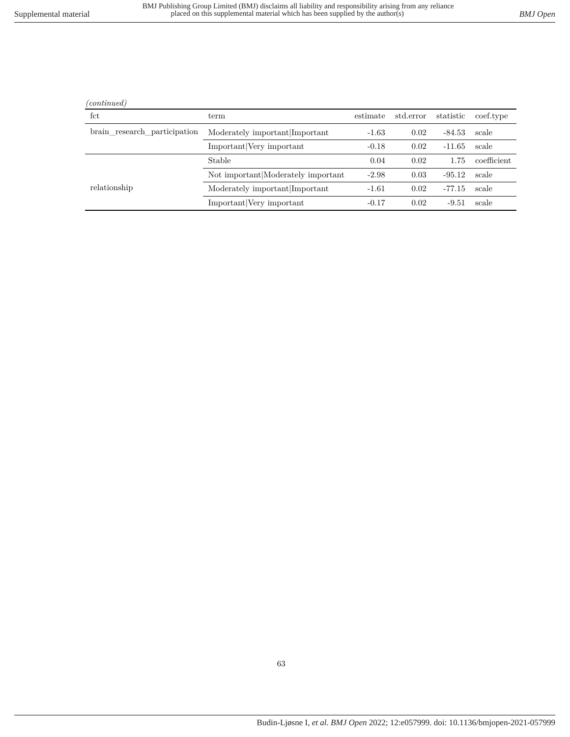*(continued)*

| fct | term | estimate | std.error | statistic | coef.type |
|---|---|---|---|---|---|
| brain_research_participation | Moderately important\|Important | -1.63 | 0.02 | -84.53 | scale |
| | Important\|Very important | -0.18 | 0.02 | -11.65 | scale |
| relationship | Stable | 0.04 | 0.02 | 1.75 | coefficient |
| | Not important\|Moderately important | -2.98 | 0.03 | -95.12 | scale |
| | Moderately important\|Important | -1.61 | 0.02 | -77.15 | scale |
| | Important\|Very important | -0.17 | 0.02 | -9.51 | scale |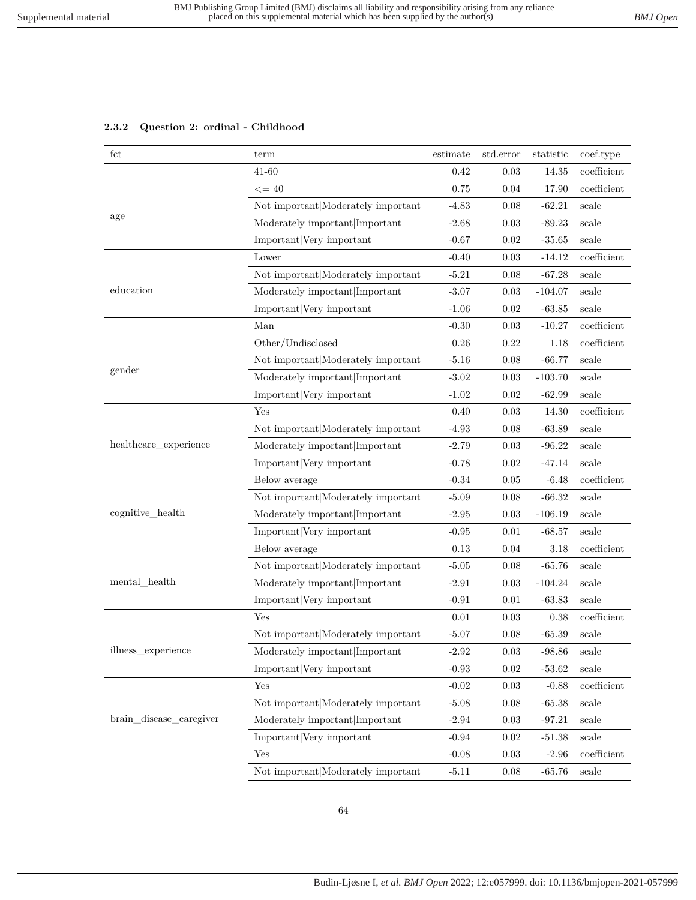#### 2.3.2 Question 2: ordinal - Childhood

| fct | term | estimate | std.error | statistic | coef.type |
|---|---|---|---|---|---|
| age | 41-60 | 0.42 | 0.03 | 14.35 | coefficient |
| | <= 40 | 0.75 | 0.04 | 17.90 | coefficient |
| | Not important\|Moderately important | -4.83 | 0.08 | -62.21 | scale |
| | Moderately important\|Important | -2.68 | 0.03 | -89.23 | scale |
| | Important\|Very important | -0.67 | 0.02 | -35.65 | scale |
| education | Lower | -0.40 | 0.03 | -14.12 | coefficient |
| | Not important\|Moderately important | -5.21 | 0.08 | -67.28 | scale |
| | Moderately important\|Important | -3.07 | 0.03 | -104.07 | scale |
| | Important\|Very important | -1.06 | 0.02 | -63.85 | scale |
| gender | Man | -0.30 | 0.03 | -10.27 | coefficient |
| | Other/Undisclosed | 0.26 | 0.22 | 1.18 | coefficient |
| | Not important\|Moderately important | -5.16 | 0.08 | -66.77 | scale |
| | Moderately important\|Important | -3.02 | 0.03 | -103.70 | scale |
| | Important\|Very important | -1.02 | 0.02 | -62.99 | scale |
| healthcare_experience | Yes | 0.40 | 0.03 | 14.30 | coefficient |
| | Not important\|Moderately important | -4.93 | 0.08 | -63.89 | scale |
| | Moderately important\|Important | -2.79 | 0.03 | -96.22 | scale |
| | Important\|Very important | -0.78 | 0.02 | -47.14 | scale |
| cognitive_health | Below average | -0.34 | 0.05 | -6.48 | coefficient |
| | Not important\|Moderately important | -5.09 | 0.08 | -66.32 | scale |
| | Moderately important\|Important | -2.95 | 0.03 | -106.19 | scale |
| | Important\|Very important | -0.95 | 0.01 | -68.57 | scale |
| mental_health | Below average | 0.13 | 0.04 | 3.18 | coefficient |
| | Not important\|Moderately important | -5.05 | 0.08 | -65.76 | scale |
| | Moderately important\|Important | -2.91 | 0.03 | -104.24 | scale |
| | Important\|Very important | -0.91 | 0.01 | -63.83 | scale |
| illness_experience | Yes | 0.01 | 0.03 | 0.38 | coefficient |
| | Not important\|Moderately important | -5.07 | 0.08 | -65.39 | scale |
| | Moderately important\|Important | -2.92 | 0.03 | -98.86 | scale |
| | Important\|Very important | -0.93 | 0.02 | -53.62 | scale |
| brain_disease_caregiver | Yes | -0.02 | 0.03 | -0.88 | coefficient |
| | Not important\|Moderately important | -5.08 | 0.08 | -65.38 | scale |
| | Moderately important\|Important | -2.94 | 0.03 | -97.21 | scale |
| | Important\|Very important | -0.94 | 0.02 | -51.38 | scale |
| | Yes | -0.08 | 0.03 | -2.96 | coefficient |
| | Not important\|Moderately important | -5.11 | 0.08 | -65.76 | scale |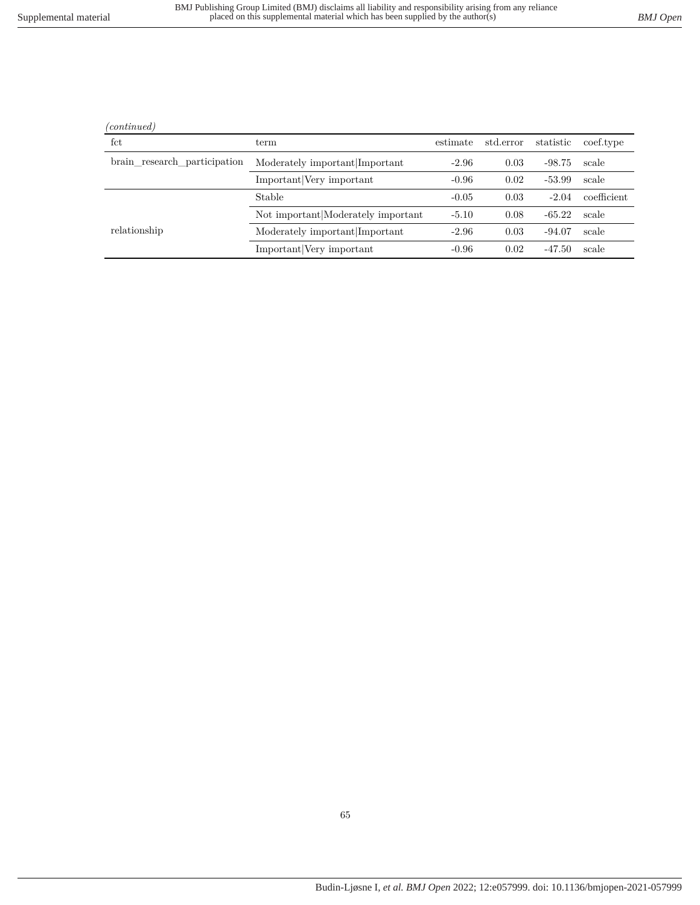*(continued)*

| fct | term | estimate | std.error | statistic | coef.type |
|---|---|---|---|---|---|
| brain_research_participation | Moderately important\|Important | -2.96 | 0.03 | -98.75 | scale |
| | Important\|Very important | -0.96 | 0.02 | -53.99 | scale |
| relationship | Stable | -0.05 | 0.03 | -2.04 | coefficient |
| | Not important\|Moderately important | -5.10 | 0.08 | -65.22 | scale |
| | Moderately important\|Important | -2.96 | 0.03 | -94.07 | scale |
| | Important\|Very important | -0.96 | 0.02 | -47.50 | scale |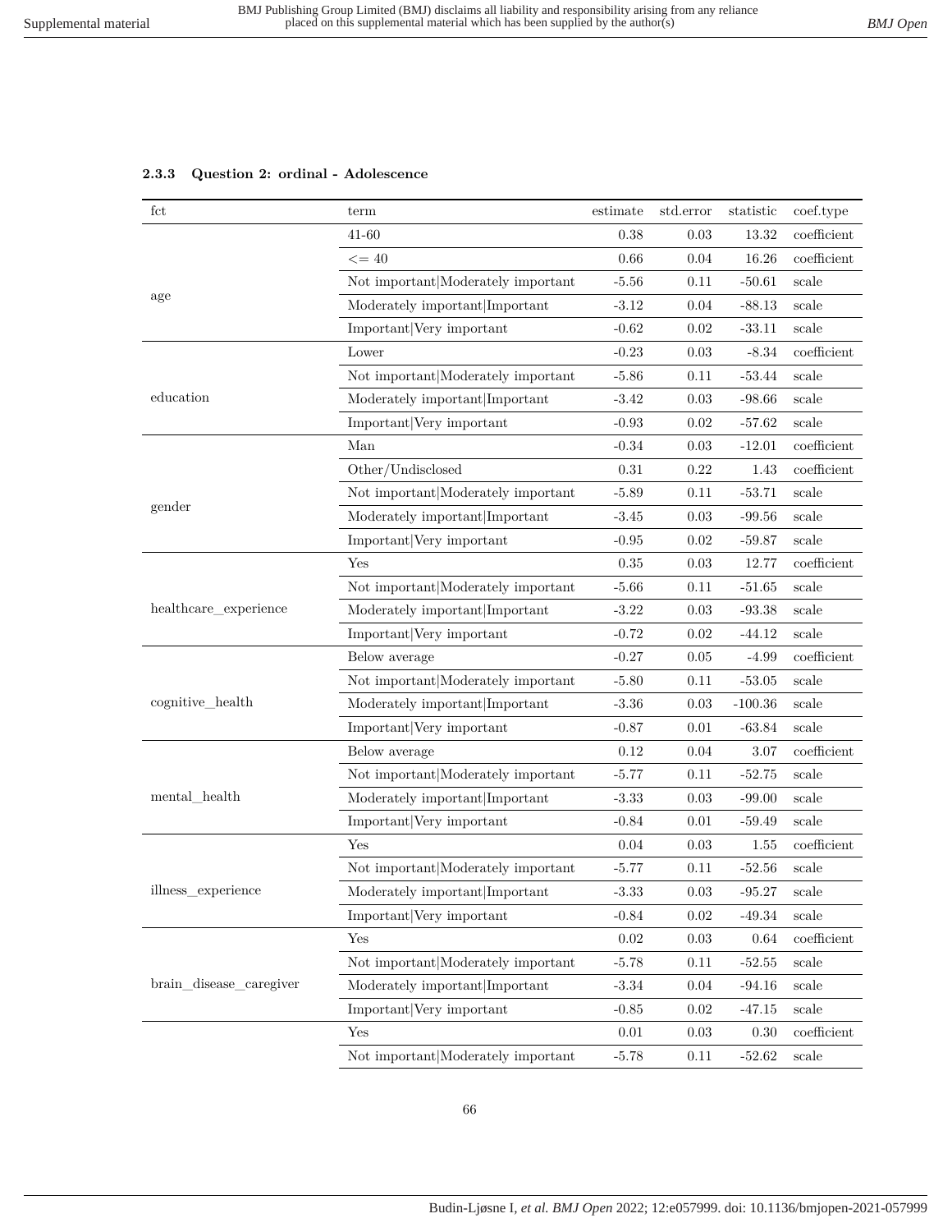### 2.3.3 Question 2: ordinal - Adolescence

| fct | term | estimate | std.error | statistic | coef.type |
|---|---|---|---|---|---|
| age | 41-60 | 0.38 | 0.03 | 13.32 | coefficient |
| | <= 40 | 0.66 | 0.04 | 16.26 | coefficient |
| | Not important\|Moderately important | -5.56 | 0.11 | -50.61 | scale |
| | Moderately important\|Important | -3.12 | 0.04 | -88.13 | scale |
| | Important\|Very important | -0.62 | 0.02 | -33.11 | scale |
| education | Lower | -0.23 | 0.03 | -8.34 | coefficient |
| | Not important\|Moderately important | -5.86 | 0.11 | -53.44 | scale |
| | Moderately important\|Important | -3.42 | 0.03 | -98.66 | scale |
| | Important\|Very important | -0.93 | 0.02 | -57.62 | scale |
| gender | Man | -0.34 | 0.03 | -12.01 | coefficient |
| | Other/Undisclosed | 0.31 | 0.22 | 1.43 | coefficient |
| | Not important\|Moderately important | -5.89 | 0.11 | -53.71 | scale |
| | Moderately important\|Important | -3.45 | 0.03 | -99.56 | scale |
| | Important\|Very important | -0.95 | 0.02 | -59.87 | scale |
| healthcare_experience | Yes | 0.35 | 0.03 | 12.77 | coefficient |
| | Not important\|Moderately important | -5.66 | 0.11 | -51.65 | scale |
| | Moderately important\|Important | -3.22 | 0.03 | -93.38 | scale |
| | Important\|Very important | -0.72 | 0.02 | -44.12 | scale |
| cognitive_health | Below average | -0.27 | 0.05 | -4.99 | coefficient |
| | Not important\|Moderately important | -5.80 | 0.11 | -53.05 | scale |
| | Moderately important\|Important | -3.36 | 0.03 | -100.36 | scale |
| | Important\|Very important | -0.87 | 0.01 | -63.84 | scale |
| mental_health | Below average | 0.12 | 0.04 | 3.07 | coefficient |
| | Not important\|Moderately important | -5.77 | 0.11 | -52.75 | scale |
| | Moderately important\|Important | -3.33 | 0.03 | -99.00 | scale |
| | Important\|Very important | -0.84 | 0.01 | -59.49 | scale |
| illness_experience | Yes | 0.04 | 0.03 | 1.55 | coefficient |
| | Not important\|Moderately important | -5.77 | 0.11 | -52.56 | scale |
| | Moderately important\|Important | -3.33 | 0.03 | -95.27 | scale |
| | Important\|Very important | -0.84 | 0.02 | -49.34 | scale |
| brain_disease_caregiver | Yes | 0.02 | 0.03 | 0.64 | coefficient |
| | Not important\|Moderately important | -5.78 | 0.11 | -52.55 | scale |
| | Moderately important\|Important | -3.34 | 0.04 | -94.16 | scale |
| | Important\|Very important | -0.85 | 0.02 | -47.15 | scale |
| | Yes | 0.01 | 0.03 | 0.30 | coefficient |
| | Not important\|Moderately important | -5.78 | 0.11 | -52.62 | scale |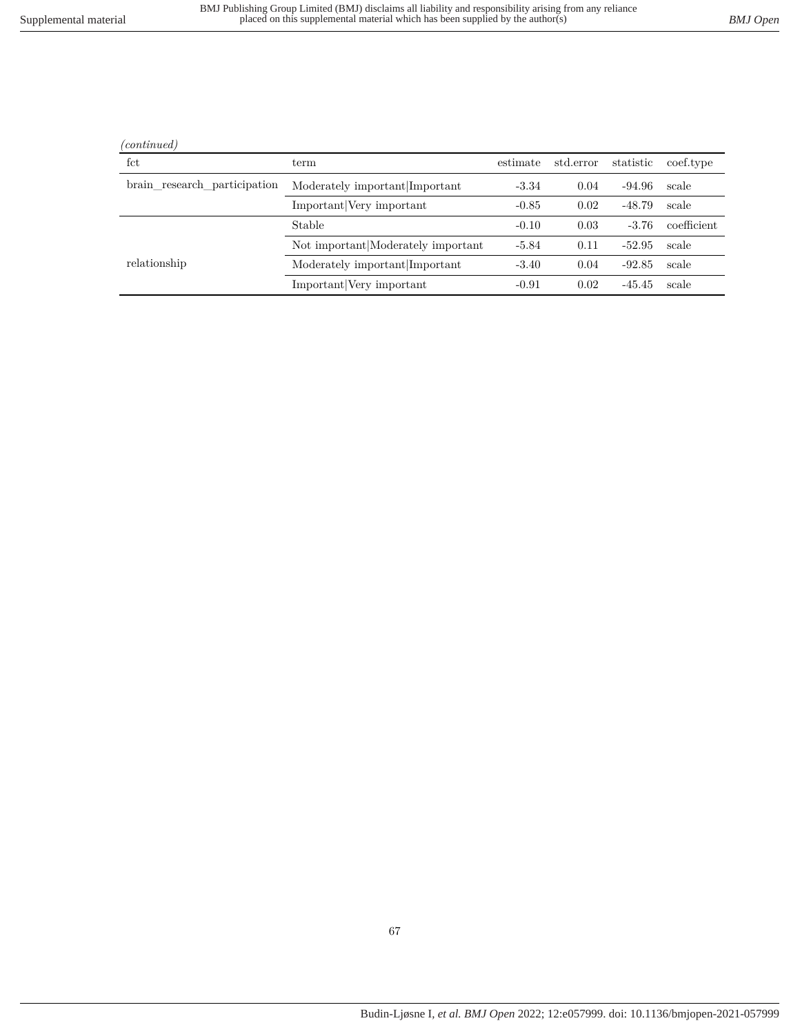*(continued)*

| fct | term | estimate | std.error | statistic | coef.type |
|---|---|---|---|---|---|
| brain_research_participation | Moderately important\|Important | -3.34 | 0.04 | -94.96 | scale |
| | Important\|Very important | -0.85 | 0.02 | -48.79 | scale |
| relationship | Stable | -0.10 | 0.03 | -3.76 | coefficient |
| | Not important\|Moderately important | -5.84 | 0.11 | -52.95 | scale |
| | Moderately important\|Important | -3.40 | 0.04 | -92.85 | scale |
| | Important\|Very important | -0.91 | 0.02 | -45.45 | scale |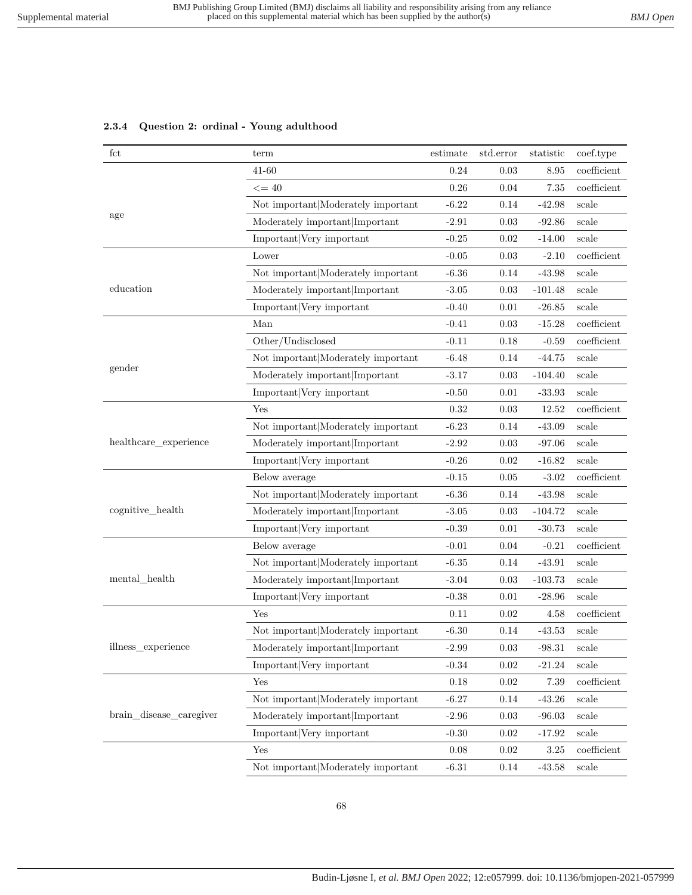### 2.3.4 Question 2: ordinal - Young adulthood

| fct | term | estimate | std.error | statistic | coef.type |
|---|---|---|---|---|---|
| age | 41-60 | 0.24 | 0.03 | 8.95 | coefficient |
| | <= 40 | 0.26 | 0.04 | 7.35 | coefficient |
| | Not important\|Moderately important | -6.22 | 0.14 | -42.98 | scale |
| | Moderately important\|Important | -2.91 | 0.03 | -92.86 | scale |
| | Important\|Very important | -0.25 | 0.02 | -14.00 | scale |
| education | Lower | -0.05 | 0.03 | -2.10 | coefficient |
| | Not important\|Moderately important | -6.36 | 0.14 | -43.98 | scale |
| | Moderately important\|Important | -3.05 | 0.03 | -101.48 | scale |
| | Important\|Very important | -0.40 | 0.01 | -26.85 | scale |
| gender | Man | -0.41 | 0.03 | -15.28 | coefficient |
| | Other/Undisclosed | -0.11 | 0.18 | -0.59 | coefficient |
| | Not important\|Moderately important | -6.48 | 0.14 | -44.75 | scale |
| | Moderately important\|Important | -3.17 | 0.03 | -104.40 | scale |
| | Important\|Very important | -0.50 | 0.01 | -33.93 | scale |
| healthcare_experience | Yes | 0.32 | 0.03 | 12.52 | coefficient |
| | Not important\|Moderately important | -6.23 | 0.14 | -43.09 | scale |
| | Moderately important\|Important | -2.92 | 0.03 | -97.06 | scale |
| | Important\|Very important | -0.26 | 0.02 | -16.82 | scale |
| cognitive_health | Below average | -0.15 | 0.05 | -3.02 | coefficient |
| | Not important\|Moderately important | -6.36 | 0.14 | -43.98 | scale |
| | Moderately important\|Important | -3.05 | 0.03 | -104.72 | scale |
| | Important\|Very important | -0.39 | 0.01 | -30.73 | scale |
| mental_health | Below average | -0.01 | 0.04 | -0.21 | coefficient |
| | Not important\|Moderately important | -6.35 | 0.14 | -43.91 | scale |
| | Moderately important\|Important | -3.04 | 0.03 | -103.73 | scale |
| | Important\|Very important | -0.38 | 0.01 | -28.96 | scale |
| illness_experience | Yes | 0.11 | 0.02 | 4.58 | coefficient |
| | Not important\|Moderately important | -6.30 | 0.14 | -43.53 | scale |
| | Moderately important\|Important | -2.99 | 0.03 | -98.31 | scale |
| | Important\|Very important | -0.34 | 0.02 | -21.24 | scale |
| brain_disease_caregiver | Yes | 0.18 | 0.02 | 7.39 | coefficient |
| | Not important\|Moderately important | -6.27 | 0.14 | -43.26 | scale |
| | Moderately important\|Important | -2.96 | 0.03 | -96.03 | scale |
| | Important\|Very important | -0.30 | 0.02 | -17.92 | scale |
| | Yes | 0.08 | 0.02 | 3.25 | coefficient |
| | Not important\|Moderately important | -6.31 | 0.14 | -43.58 | scale |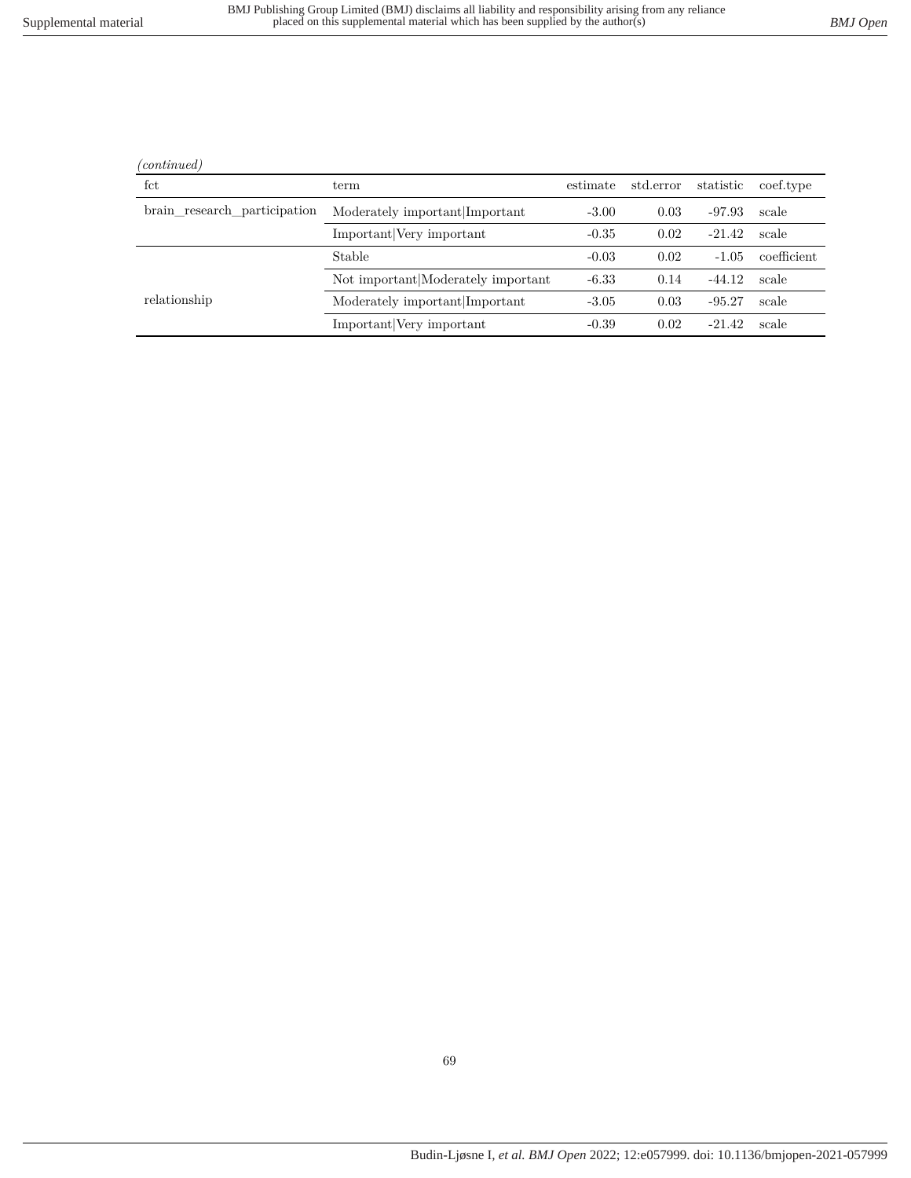*(continued)*

| fct | term | estimate | std.error | statistic | coef.type |
|---|---|---|---|---|---|
| brain_research_participation | Moderately important\|Important | -3.00 | 0.03 | -97.93 | scale |
| | Important\|Very important | -0.35 | 0.02 | -21.42 | scale |
| relationship | Stable | -0.03 | 0.02 | -1.05 | coefficient |
| | Not important\|Moderately important | -6.33 | 0.14 | -44.12 | scale |
| | Moderately important\|Important | -3.05 | 0.03 | -95.27 | scale |
| | Important\|Very important | -0.39 | 0.02 | -21.42 | scale |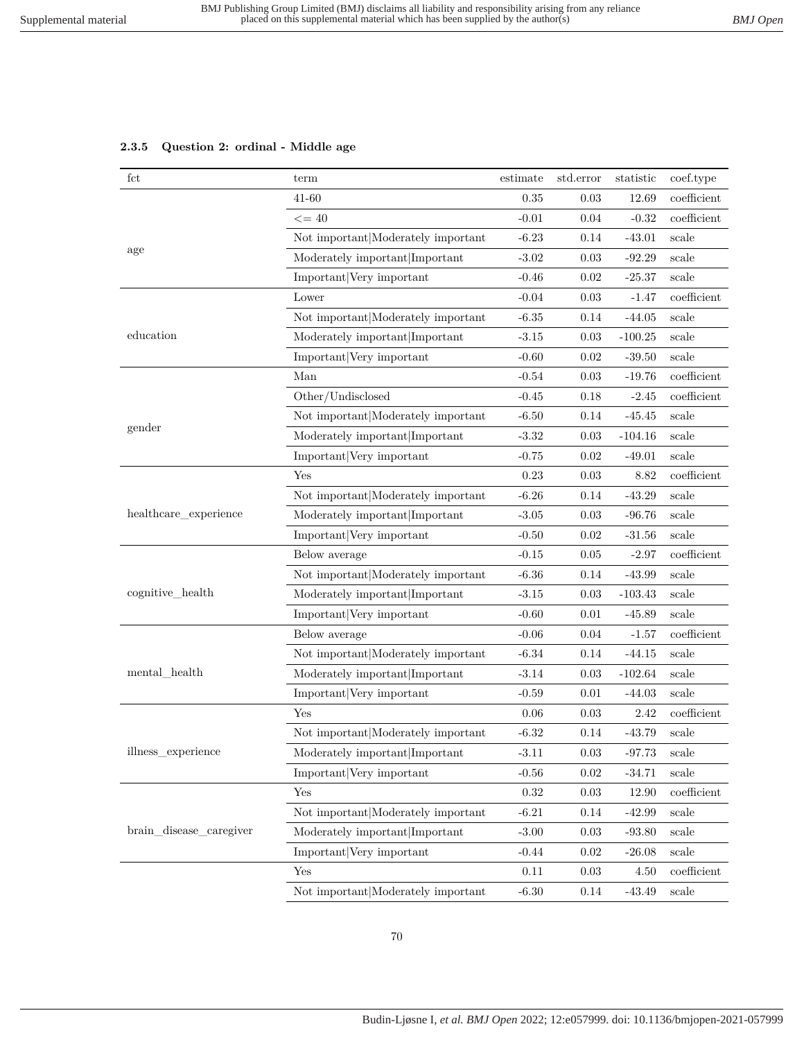### 2.3.5 Question 2: ordinal - Middle age

| fct | term | estimate | std.error | statistic | coef.type |
|---|---|---|---|---|---|
| age | 41-60 | 0.35 | 0.03 | 12.69 | coefficient |
| | <= 40 | -0.01 | 0.04 | -0.32 | coefficient |
| | Not important\|Moderately important | -6.23 | 0.14 | -43.01 | scale |
| | Moderately important\|Important | -3.02 | 0.03 | -92.29 | scale |
| | Important\|Very important | -0.46 | 0.02 | -25.37 | scale |
| education | Lower | -0.04 | 0.03 | -1.47 | coefficient |
| | Not important\|Moderately important | -6.35 | 0.14 | -44.05 | scale |
| | Moderately important\|Important | -3.15 | 0.03 | -100.25 | scale |
| | Important\|Very important | -0.60 | 0.02 | -39.50 | scale |
| gender | Man | -0.54 | 0.03 | -19.76 | coefficient |
| | Other/Undisclosed | -0.45 | 0.18 | -2.45 | coefficient |
| | Not important\|Moderately important | -6.50 | 0.14 | -45.45 | scale |
| | Moderately important\|Important | -3.32 | 0.03 | -104.16 | scale |
| | Important\|Very important | -0.75 | 0.02 | -49.01 | scale |
| healthcare_experience | Yes | 0.23 | 0.03 | 8.82 | coefficient |
| | Not important\|Moderately important | -6.26 | 0.14 | -43.29 | scale |
| | Moderately important\|Important | -3.05 | 0.03 | -96.76 | scale |
| | Important\|Very important | -0.50 | 0.02 | -31.56 | scale |
| cognitive_health | Below average | -0.15 | 0.05 | -2.97 | coefficient |
| | Not important\|Moderately important | -6.36 | 0.14 | -43.99 | scale |
| | Moderately important\|Important | -3.15 | 0.03 | -103.43 | scale |
| | Important\|Very important | -0.60 | 0.01 | -45.89 | scale |
| mental_health | Below average | -0.06 | 0.04 | -1.57 | coefficient |
| | Not important\|Moderately important | -6.34 | 0.14 | -44.15 | scale |
| | Moderately important\|Important | -3.14 | 0.03 | -102.64 | scale |
| | Important\|Very important | -0.59 | 0.01 | -44.03 | scale |
| illness_experience | Yes | 0.06 | 0.03 | 2.42 | coefficient |
| | Not important\|Moderately important | -6.32 | 0.14 | -43.79 | scale |
| | Moderately important\|Important | -3.11 | 0.03 | -97.73 | scale |
| | Important\|Very important | -0.56 | 0.02 | -34.71 | scale |
| brain_disease_caregiver | Yes | 0.32 | 0.03 | 12.90 | coefficient |
| | Not important\|Moderately important | -6.21 | 0.14 | -42.99 | scale |
| | Moderately important\|Important | -3.00 | 0.03 | -93.80 | scale |
| | Important\|Very important | -0.44 | 0.02 | -26.08 | scale |
| | Yes | 0.11 | 0.03 | 4.50 | coefficient |
| | Not important\|Moderately important | -6.30 | 0.14 | -43.49 | scale |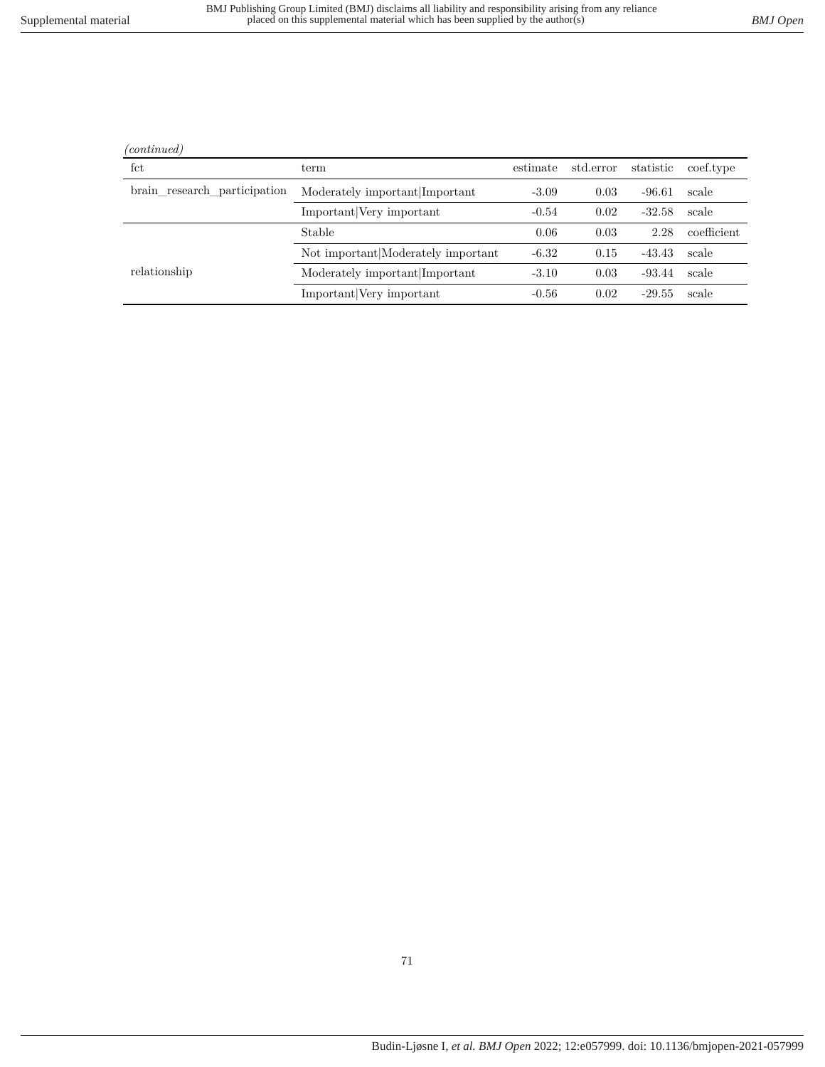*(continued)*

| fct | term | estimate | std.error | statistic | coef.type |
|---|---|---|---|---|---|
| brain_research_participation | Moderately important|Important | -3.09 | 0.03 | -96.61 | scale |
| | Important|Very important | -0.54 | 0.02 | -32.58 | scale |
| relationship | Stable | 0.06 | 0.03 | 2.28 | coefficient |
| | Not important|Moderately important | -6.32 | 0.15 | -43.43 | scale |
| | Moderately important|Important | -3.10 | 0.03 | -93.44 | scale |
| | Important|Very important | -0.56 | 0.02 | -29.55 | scale |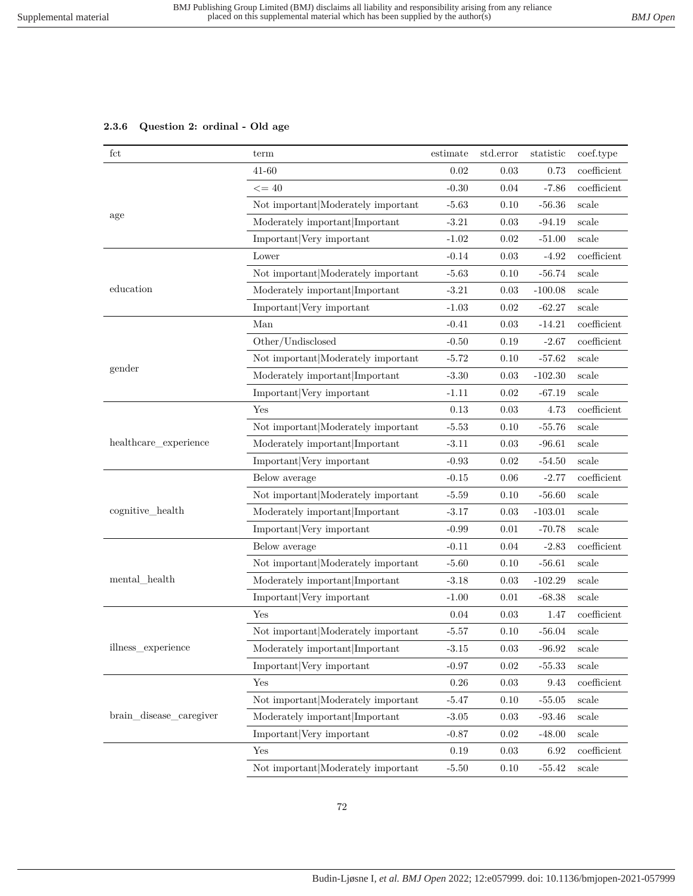### 2.3.6 Question 2: ordinal - Old age

| fct | term | estimate | std.error | statistic | coef.type |
|---|---|---|---|---|---|
| age | 41-60 | 0.02 | 0.03 | 0.73 | coefficient |
| | <= 40 | -0.30 | 0.04 | -7.86 | coefficient |
| | Not important\|Moderately important | -5.63 | 0.10 | -56.36 | scale |
| | Moderately important\|Important | -3.21 | 0.03 | -94.19 | scale |
| | Important\|Very important | -1.02 | 0.02 | -51.00 | scale |
| education | Lower | -0.14 | 0.03 | -4.92 | coefficient |
| | Not important\|Moderately important | -5.63 | 0.10 | -56.74 | scale |
| | Moderately important\|Important | -3.21 | 0.03 | -100.08 | scale |
| | Important\|Very important | -1.03 | 0.02 | -62.27 | scale |
| gender | Man | -0.41 | 0.03 | -14.21 | coefficient |
| | Other/Undisclosed | -0.50 | 0.19 | -2.67 | coefficient |
| | Not important\|Moderately important | -5.72 | 0.10 | -57.62 | scale |
| | Moderately important\|Important | -3.30 | 0.03 | -102.30 | scale |
| | Important\|Very important | -1.11 | 0.02 | -67.19 | scale |
| healthcare_experience | Yes | 0.13 | 0.03 | 4.73 | coefficient |
| | Not important\|Moderately important | -5.53 | 0.10 | -55.76 | scale |
| | Moderately important\|Important | -3.11 | 0.03 | -96.61 | scale |
| | Important\|Very important | -0.93 | 0.02 | -54.50 | scale |
| cognitive_health | Below average | -0.15 | 0.06 | -2.77 | coefficient |
| | Not important\|Moderately important | -5.59 | 0.10 | -56.60 | scale |
| | Moderately important\|Important | -3.17 | 0.03 | -103.01 | scale |
| | Important\|Very important | -0.99 | 0.01 | -70.78 | scale |
| mental_health | Below average | -0.11 | 0.04 | -2.83 | coefficient |
| | Not important\|Moderately important | -5.60 | 0.10 | -56.61 | scale |
| | Moderately important\|Important | -3.18 | 0.03 | -102.29 | scale |
| | Important\|Very important | -1.00 | 0.01 | -68.38 | scale |
| illness_experience | Yes | 0.04 | 0.03 | 1.47 | coefficient |
| | Not important\|Moderately important | -5.57 | 0.10 | -56.04 | scale |
| | Moderately important\|Important | -3.15 | 0.03 | -96.92 | scale |
| | Important\|Very important | -0.97 | 0.02 | -55.33 | scale |
| brain_disease_caregiver | Yes | 0.26 | 0.03 | 9.43 | coefficient |
| | Not important\|Moderately important | -5.47 | 0.10 | -55.05 | scale |
| | Moderately important\|Important | -3.05 | 0.03 | -93.46 | scale |
| | Important\|Very important | -0.87 | 0.02 | -48.00 | scale |
| | Yes | 0.19 | 0.03 | 6.92 | coefficient |
| | Not important\|Moderately important | -5.50 | 0.10 | -55.42 | scale |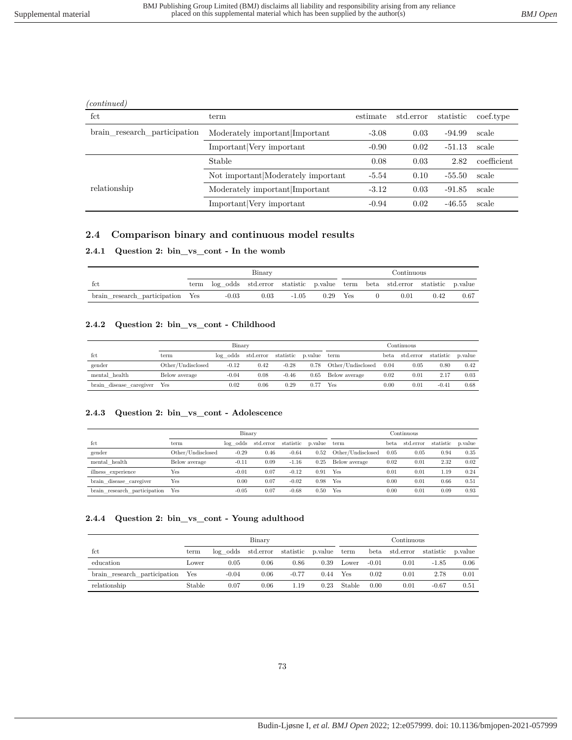*(continued)*

| fct | term | estimate | std.error | statistic | coef.type |
|---|---|---|---|---|---|
| brain_research_participation | Moderately important\|Important | -3.08 | 0.03 | -94.99 | scale |
| | Important\|Very important | -0.90 | 0.02 | -51.13 | scale |
| relationship | Stable | 0.08 | 0.03 | 2.82 | coefficient |
| | Not important\|Moderately important | -5.54 | 0.10 | -55.50 | scale |
| | Moderately important\|Important | -3.12 | 0.03 | -91.85 | scale |
| | Important\|Very important | -0.94 | 0.02 | -46.55 | scale |

## 2.4 Comparison binary and continuous model results

### 2.4.1 Question 2: bin_vs_cont - In the womb

| | Binary | | | | | Continuous | | | | |
|---|---|---|---|---|---|---|---|---|---|---|
| fct | term | log_odds | std.error | statistic | p.value | term | beta | std.error | statistic | p.value |
| brain_research_participation | Yes | -0.03 | 0.03 | -1.05 | 0.29 | Yes | 0 | 0.01 | 0.42 | 0.67 |

### 2.4.2 Question 2: bin_vs_cont - Childhood

| | Binary | | | | | Continuous | | | | |
|---|---|---|---|---|---|---|---|---|---|---|
| fct | term | log_odds | std.error | statistic | p.value | term | beta | std.error | statistic | p.value |
| gender | Other/Undisclosed | -0.12 | 0.42 | -0.28 | 0.78 | Other/Undisclosed | 0.04 | 0.05 | 0.80 | 0.42 |
| mental_health | Below average | -0.04 | 0.08 | -0.46 | 0.65 | Below average | 0.02 | 0.01 | 2.17 | 0.03 |
| brain_disease_caregiver | Yes | 0.02 | 0.06 | 0.29 | 0.77 | Yes | 0.00 | 0.01 | -0.41 | 0.68 |

### 2.4.3 Question 2: bin_vs_cont - Adolescence

| | Binary | | | | | Continuous | | | | |
|---|---|---|---|---|---|---|---|---|---|---|
| fct | term | log_odds | std.error | statistic | p.value | term | beta | std.error | statistic | p.value |
| gender | Other/Undisclosed | -0.29 | 0.46 | -0.64 | 0.52 | Other/Undisclosed | 0.05 | 0.05 | 0.94 | 0.35 |
| mental_health | Below average | -0.11 | 0.09 | -1.16 | 0.25 | Below average | 0.02 | 0.01 | 2.32 | 0.02 |
| illness_experience | Yes | -0.01 | 0.07 | -0.12 | 0.91 | Yes | 0.01 | 0.01 | 1.19 | 0.24 |
| brain_disease_caregiver | Yes | 0.00 | 0.07 | -0.02 | 0.98 | Yes | 0.00 | 0.01 | 0.66 | 0.51 |
| brain_research_participation | Yes | -0.05 | 0.07 | -0.68 | 0.50 | Yes | 0.00 | 0.01 | 0.09 | 0.93 |

### 2.4.4 Question 2: bin_vs_cont - Young adulthood

| | Binary | | | | | Continuous | | | | |
|---|---|---|---|---|---|---|---|---|---|---|
| fct | term | log_odds | std.error | statistic | p.value | term | beta | std.error | statistic | p.value |
| education | Lower | 0.05 | 0.06 | 0.86 | 0.39 | Lower | -0.01 | 0.01 | -1.85 | 0.06 |
| brain_research_participation | Yes | -0.04 | 0.06 | -0.77 | 0.44 | Yes | 0.02 | 0.01 | 2.78 | 0.01 |
| relationship | Stable | 0.07 | 0.06 | 1.19 | 0.23 | Stable | 0.00 | 0.01 | -0.67 | 0.51 |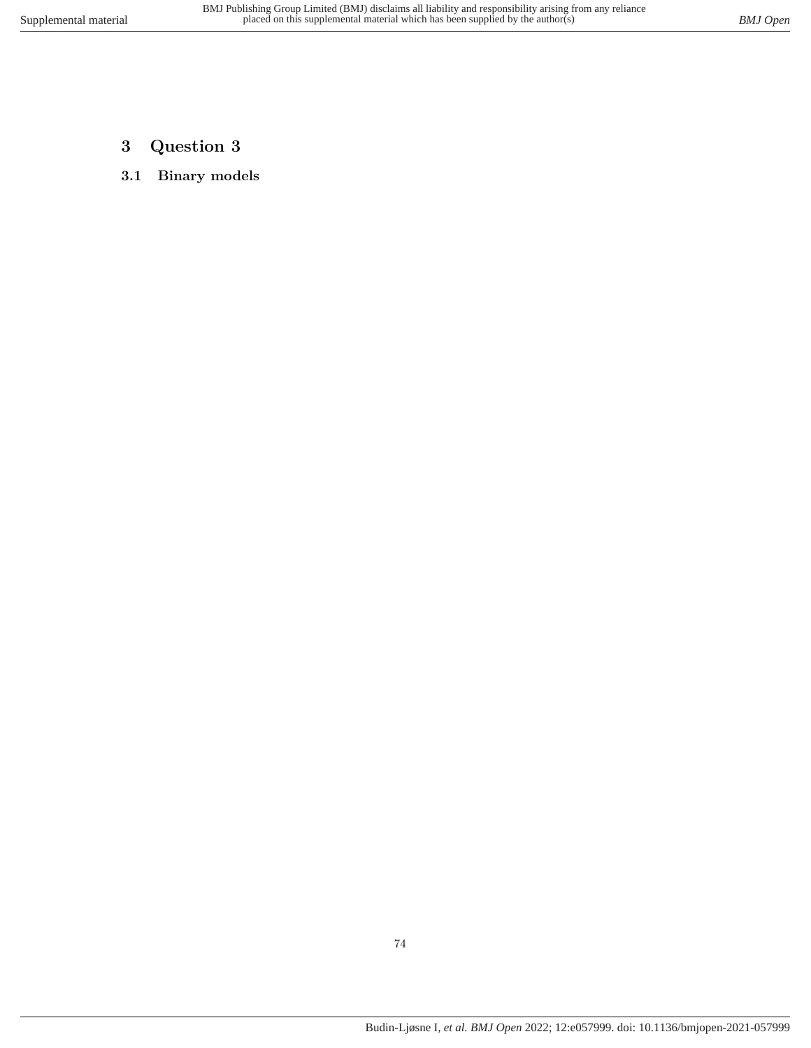# 3 Question 3

## 3.1 Binary models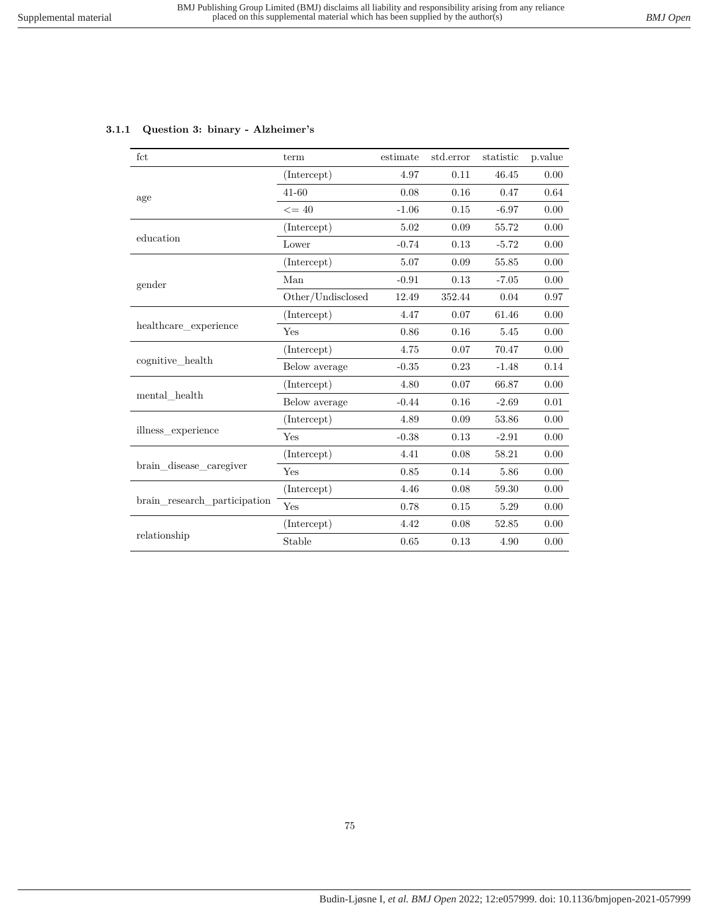### 3.1.1 Question 3: binary - Alzheimer's

| fct | term | estimate | std.error | statistic | p.value |
|---|---|---|---|---|---|
| age | (Intercept) | 4.97 | 0.11 | 46.45 | 0.00 |
| | 41-60 | 0.08 | 0.16 | 0.47 | 0.64 |
| | <= 40 | -1.06 | 0.15 | -6.97 | 0.00 |
| education | (Intercept) | 5.02 | 0.09 | 55.72 | 0.00 |
| | Lower | -0.74 | 0.13 | -5.72 | 0.00 |
| gender | (Intercept) | 5.07 | 0.09 | 55.85 | 0.00 |
| | Man | -0.91 | 0.13 | -7.05 | 0.00 |
| | Other/Undisclosed | 12.49 | 352.44 | 0.04 | 0.97 |
| healthcare_experience | (Intercept) | 4.47 | 0.07 | 61.46 | 0.00 |
| | Yes | 0.86 | 0.16 | 5.45 | 0.00 |
| cognitive_health | (Intercept) | 4.75 | 0.07 | 70.47 | 0.00 |
| | Below average | -0.35 | 0.23 | -1.48 | 0.14 |
| mental_health | (Intercept) | 4.80 | 0.07 | 66.87 | 0.00 |
| | Below average | -0.44 | 0.16 | -2.69 | 0.01 |
| illness_experience | (Intercept) | 4.89 | 0.09 | 53.86 | 0.00 |
| | Yes | -0.38 | 0.13 | -2.91 | 0.00 |
| brain_disease_caregiver | (Intercept) | 4.41 | 0.08 | 58.21 | 0.00 |
| | Yes | 0.85 | 0.14 | 5.86 | 0.00 |
| brain_research_participation | (Intercept) | 4.46 | 0.08 | 59.30 | 0.00 |
| | Yes | 0.78 | 0.15 | 5.29 | 0.00 |
| relationship | (Intercept) | 4.42 | 0.08 | 52.85 | 0.00 |
| | Stable | 0.65 | 0.13 | 4.90 | 0.00 |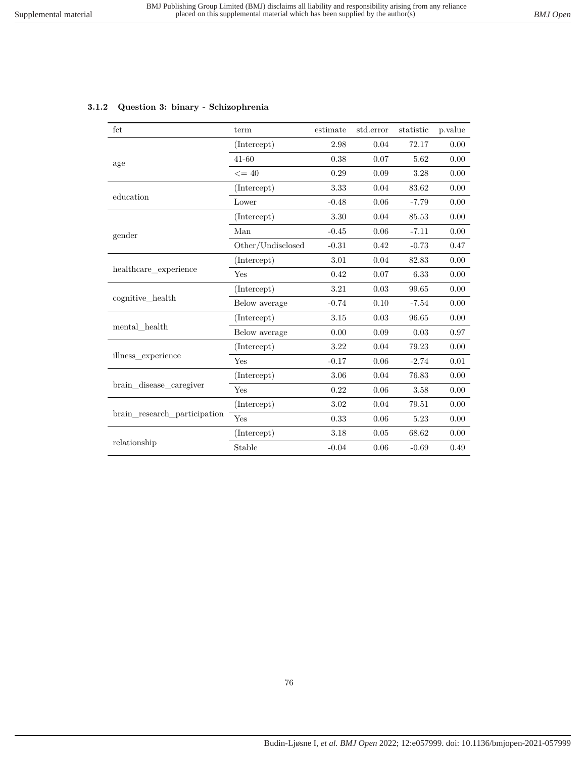### 3.1.2 Question 3: binary - Schizophrenia

| fct | term | estimate | std.error | statistic | p.value |
|---|---|---|---|---|---|
| age | (Intercept) | 2.98 | 0.04 | 72.17 | 0.00 |
| | 41-60 | 0.38 | 0.07 | 5.62 | 0.00 |
| | <= 40 | 0.29 | 0.09 | 3.28 | 0.00 |
| education | (Intercept) | 3.33 | 0.04 | 83.62 | 0.00 |
| | Lower | -0.48 | 0.06 | -7.79 | 0.00 |
| gender | (Intercept) | 3.30 | 0.04 | 85.53 | 0.00 |
| | Man | -0.45 | 0.06 | -7.11 | 0.00 |
| | Other/Undisclosed | -0.31 | 0.42 | -0.73 | 0.47 |
| healthcare_experience | (Intercept) | 3.01 | 0.04 | 82.83 | 0.00 |
| | Yes | 0.42 | 0.07 | 6.33 | 0.00 |
| cognitive_health | (Intercept) | 3.21 | 0.03 | 99.65 | 0.00 |
| | Below average | -0.74 | 0.10 | -7.54 | 0.00 |
| mental_health | (Intercept) | 3.15 | 0.03 | 96.65 | 0.00 |
| | Below average | 0.00 | 0.09 | 0.03 | 0.97 |
| illness_experience | (Intercept) | 3.22 | 0.04 | 79.23 | 0.00 |
| | Yes | -0.17 | 0.06 | -2.74 | 0.01 |
| brain_disease_caregiver | (Intercept) | 3.06 | 0.04 | 76.83 | 0.00 |
| | Yes | 0.22 | 0.06 | 3.58 | 0.00 |
| brain_research_participation | (Intercept) | 3.02 | 0.04 | 79.51 | 0.00 |
| | Yes | 0.33 | 0.06 | 5.23 | 0.00 |
| relationship | (Intercept) | 3.18 | 0.05 | 68.62 | 0.00 |
| | Stable | -0.04 | 0.06 | -0.69 | 0.49 |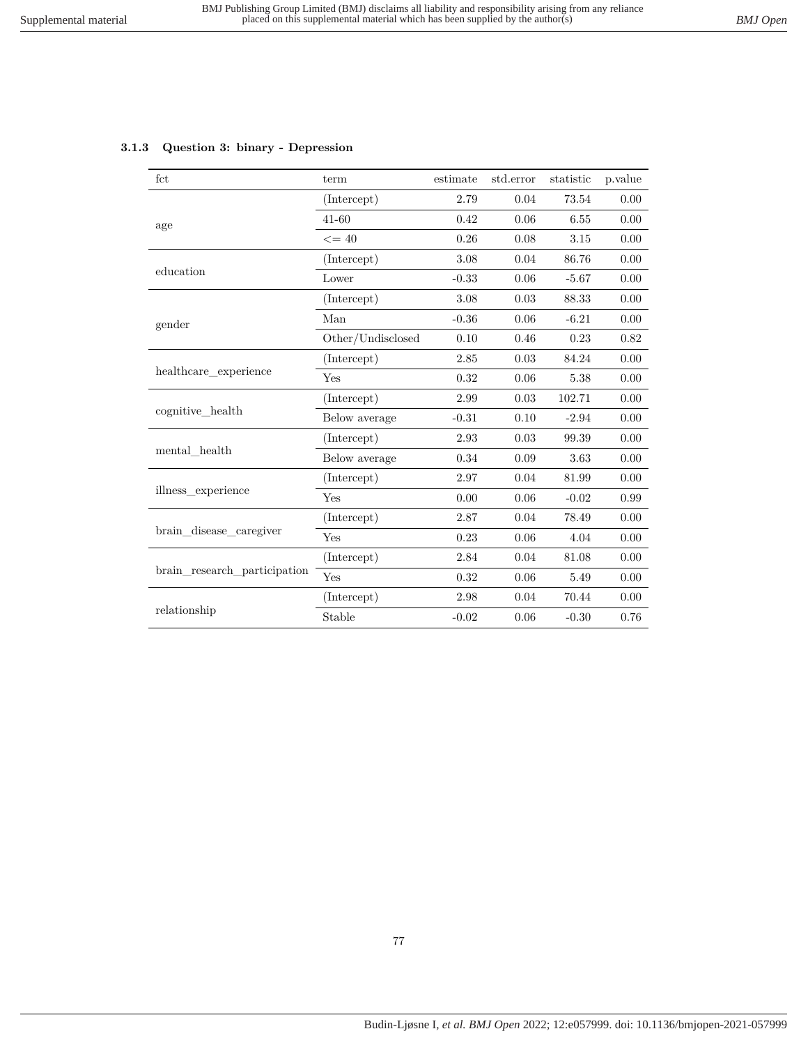### 3.1.3 Question 3: binary - Depression

| fct | term | estimate | std.error | statistic | p.value |
|---|---|---|---|---|---|
| age | (Intercept) | 2.79 | 0.04 | 73.54 | 0.00 |
| | 41-60 | 0.42 | 0.06 | 6.55 | 0.00 |
| | <= 40 | 0.26 | 0.08 | 3.15 | 0.00 |
| education | (Intercept) | 3.08 | 0.04 | 86.76 | 0.00 |
| | Lower | -0.33 | 0.06 | -5.67 | 0.00 |
| gender | (Intercept) | 3.08 | 0.03 | 88.33 | 0.00 |
| | Man | -0.36 | 0.06 | -6.21 | 0.00 |
| | Other/Undisclosed | 0.10 | 0.46 | 0.23 | 0.82 |
| healthcare_experience | (Intercept) | 2.85 | 0.03 | 84.24 | 0.00 |
| | Yes | 0.32 | 0.06 | 5.38 | 0.00 |
| cognitive_health | (Intercept) | 2.99 | 0.03 | 102.71 | 0.00 |
| | Below average | -0.31 | 0.10 | -2.94 | 0.00 |
| mental_health | (Intercept) | 2.93 | 0.03 | 99.39 | 0.00 |
| | Below average | 0.34 | 0.09 | 3.63 | 0.00 |
| illness_experience | (Intercept) | 2.97 | 0.04 | 81.99 | 0.00 |
| | Yes | 0.00 | 0.06 | -0.02 | 0.99 |
| brain_disease_caregiver | (Intercept) | 2.87 | 0.04 | 78.49 | 0.00 |
| | Yes | 0.23 | 0.06 | 4.04 | 0.00 |
| brain_research_participation | (Intercept) | 2.84 | 0.04 | 81.08 | 0.00 |
| | Yes | 0.32 | 0.06 | 5.49 | 0.00 |
| relationship | (Intercept) | 2.98 | 0.04 | 70.44 | 0.00 |
| | Stable | -0.02 | 0.06 | -0.30 | 0.76 |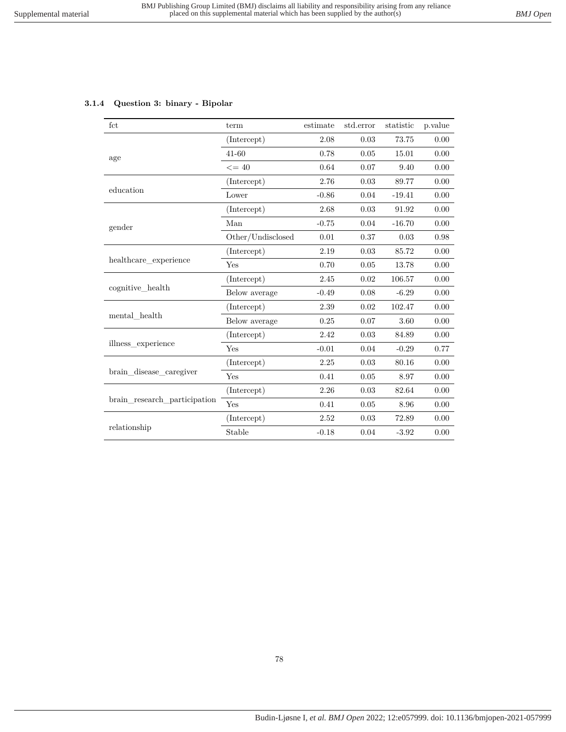#### 3.1.4 Question 3: binary - Bipolar

| fct | term | estimate | std.error | statistic | p.value |
|---|---|---|---|---|---|
| age | (Intercept) | 2.08 | 0.03 | 73.75 | 0.00 |
| | 41-60 | 0.78 | 0.05 | 15.01 | 0.00 |
| | <= 40 | 0.64 | 0.07 | 9.40 | 0.00 |
| education | (Intercept) | 2.76 | 0.03 | 89.77 | 0.00 |
| | Lower | -0.86 | 0.04 | -19.41 | 0.00 |
| gender | (Intercept) | 2.68 | 0.03 | 91.92 | 0.00 |
| | Man | -0.75 | 0.04 | -16.70 | 0.00 |
| | Other/Undisclosed | 0.01 | 0.37 | 0.03 | 0.98 |
| healthcare_experience | (Intercept) | 2.19 | 0.03 | 85.72 | 0.00 |
| | Yes | 0.70 | 0.05 | 13.78 | 0.00 |
| cognitive_health | (Intercept) | 2.45 | 0.02 | 106.57 | 0.00 |
| | Below average | -0.49 | 0.08 | -6.29 | 0.00 |
| mental_health | (Intercept) | 2.39 | 0.02 | 102.47 | 0.00 |
| | Below average | 0.25 | 0.07 | 3.60 | 0.00 |
| illness_experience | (Intercept) | 2.42 | 0.03 | 84.89 | 0.00 |
| | Yes | -0.01 | 0.04 | -0.29 | 0.77 |
| brain_disease_caregiver | (Intercept) | 2.25 | 0.03 | 80.16 | 0.00 |
| | Yes | 0.41 | 0.05 | 8.97 | 0.00 |
| brain_research_participation | (Intercept) | 2.26 | 0.03 | 82.64 | 0.00 |
| | Yes | 0.41 | 0.05 | 8.96 | 0.00 |
| relationship | (Intercept) | 2.52 | 0.03 | 72.89 | 0.00 |
| | Stable | -0.18 | 0.04 | -3.92 | 0.00 |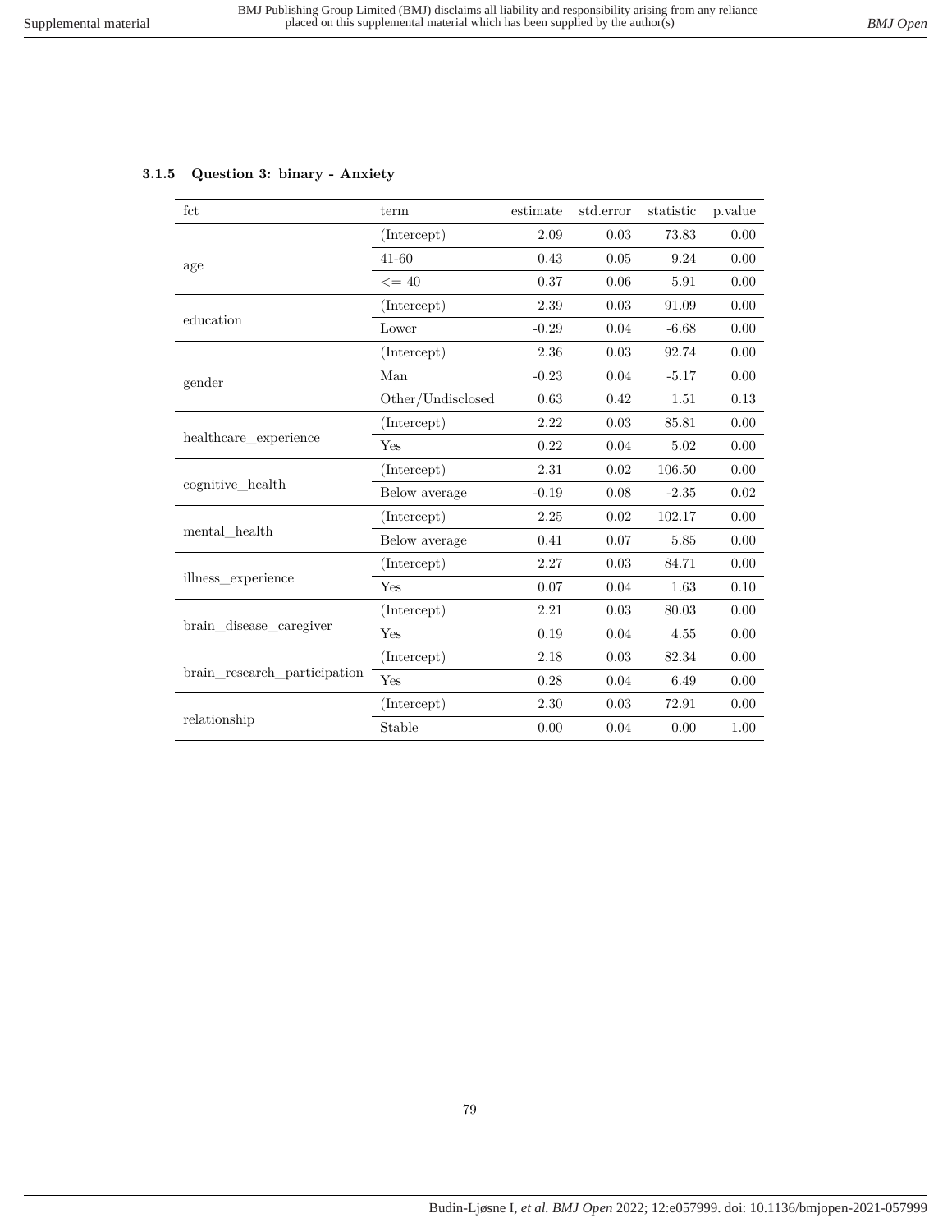### 3.1.5 Question 3: binary - Anxiety

| fct | term | estimate | std.error | statistic | p.value |
|---|---|---|---|---|---|
| age | (Intercept) | 2.09 | 0.03 | 73.83 | 0.00 |
| | 41-60 | 0.43 | 0.05 | 9.24 | 0.00 |
| | <= 40 | 0.37 | 0.06 | 5.91 | 0.00 |
| education | (Intercept) | 2.39 | 0.03 | 91.09 | 0.00 |
| | Lower | -0.29 | 0.04 | -6.68 | 0.00 |
| gender | (Intercept) | 2.36 | 0.03 | 92.74 | 0.00 |
| | Man | -0.23 | 0.04 | -5.17 | 0.00 |
| | Other/Undisclosed | 0.63 | 0.42 | 1.51 | 0.13 |
| healthcare_experience | (Intercept) | 2.22 | 0.03 | 85.81 | 0.00 |
| | Yes | 0.22 | 0.04 | 5.02 | 0.00 |
| cognitive_health | (Intercept) | 2.31 | 0.02 | 106.50 | 0.00 |
| | Below average | -0.19 | 0.08 | -2.35 | 0.02 |
| mental_health | (Intercept) | 2.25 | 0.02 | 102.17 | 0.00 |
| | Below average | 0.41 | 0.07 | 5.85 | 0.00 |
| illness_experience | (Intercept) | 2.27 | 0.03 | 84.71 | 0.00 |
| | Yes | 0.07 | 0.04 | 1.63 | 0.10 |
| brain_disease_caregiver | (Intercept) | 2.21 | 0.03 | 80.03 | 0.00 |
| | Yes | 0.19 | 0.04 | 4.55 | 0.00 |
| brain_research_participation | (Intercept) | 2.18 | 0.03 | 82.34 | 0.00 |
| | Yes | 0.28 | 0.04 | 6.49 | 0.00 |
| relationship | (Intercept) | 2.30 | 0.03 | 72.91 | 0.00 |
| | Stable | 0.00 | 0.04 | 0.00 | 1.00 |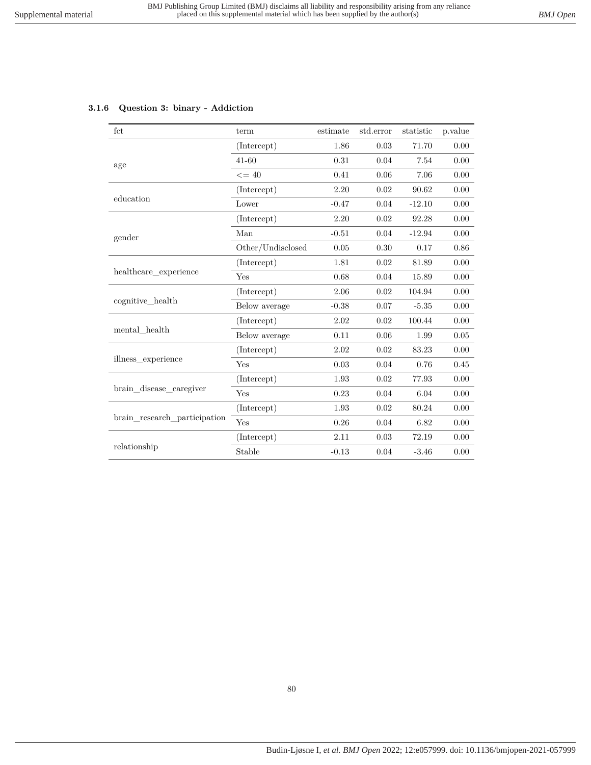### 3.1.6 Question 3: binary - Addiction

| fct | term | estimate | std.error | statistic | p.value |
|---|---|---|---|---|---|
| age | (Intercept) | 1.86 | 0.03 | 71.70 | 0.00 |
| | 41-60 | 0.31 | 0.04 | 7.54 | 0.00 |
| | <= 40 | 0.41 | 0.06 | 7.06 | 0.00 |
| education | (Intercept) | 2.20 | 0.02 | 90.62 | 0.00 |
| | Lower | -0.47 | 0.04 | -12.10 | 0.00 |
| gender | (Intercept) | 2.20 | 0.02 | 92.28 | 0.00 |
| | Man | -0.51 | 0.04 | -12.94 | 0.00 |
| | Other/Undisclosed | 0.05 | 0.30 | 0.17 | 0.86 |
| healthcare_experience | (Intercept) | 1.81 | 0.02 | 81.89 | 0.00 |
| | Yes | 0.68 | 0.04 | 15.89 | 0.00 |
| cognitive_health | (Intercept) | 2.06 | 0.02 | 104.94 | 0.00 |
| | Below average | -0.38 | 0.07 | -5.35 | 0.00 |
| mental_health | (Intercept) | 2.02 | 0.02 | 100.44 | 0.00 |
| | Below average | 0.11 | 0.06 | 1.99 | 0.05 |
| illness_experience | (Intercept) | 2.02 | 0.02 | 83.23 | 0.00 |
| | Yes | 0.03 | 0.04 | 0.76 | 0.45 |
| brain_disease_caregiver | (Intercept) | 1.93 | 0.02 | 77.93 | 0.00 |
| | Yes | 0.23 | 0.04 | 6.04 | 0.00 |
| brain_research_participation | (Intercept) | 1.93 | 0.02 | 80.24 | 0.00 |
| | Yes | 0.26 | 0.04 | 6.82 | 0.00 |
| relationship | (Intercept) | 2.11 | 0.03 | 72.19 | 0.00 |
| | Stable | -0.13 | 0.04 | -3.46 | 0.00 |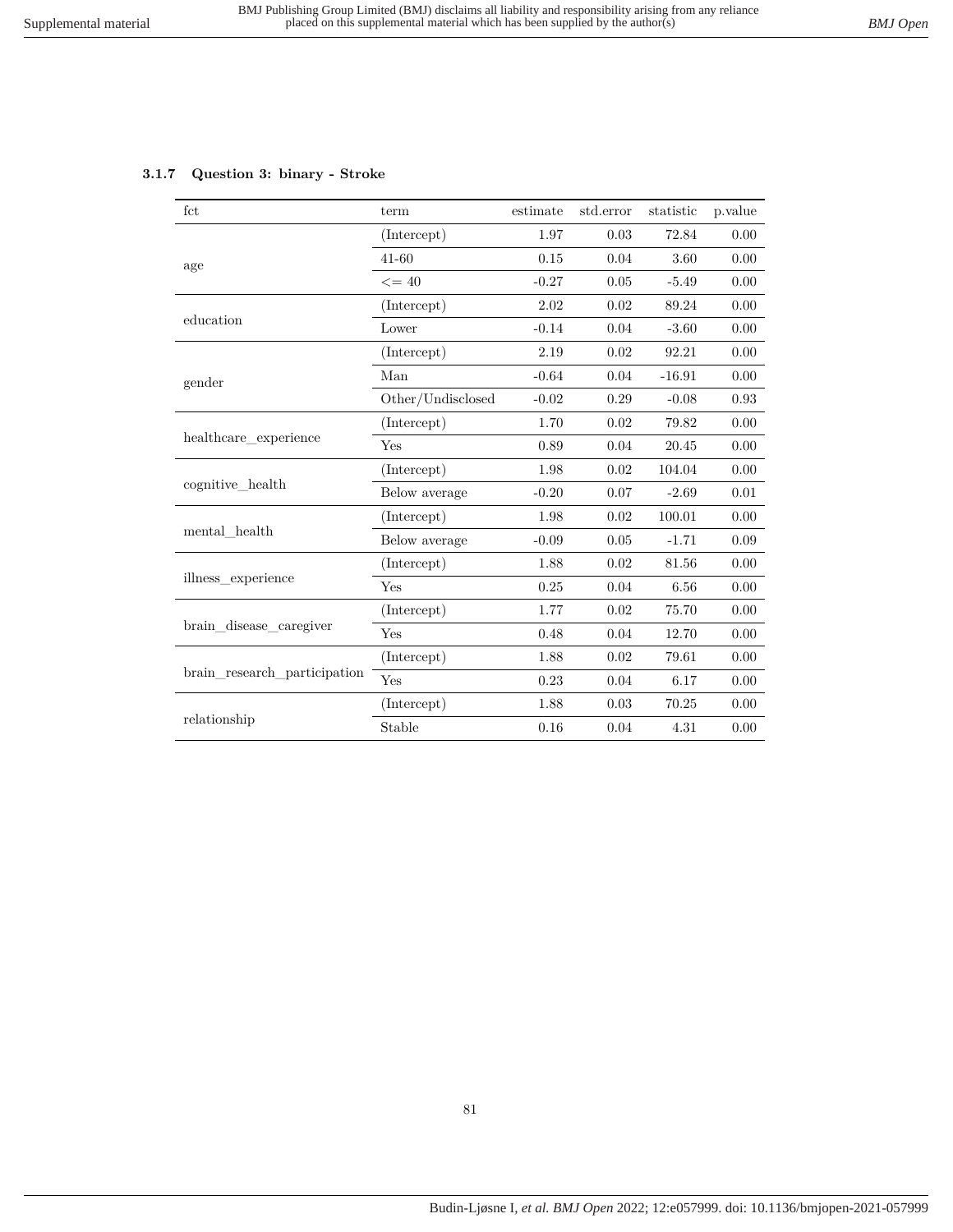### 3.1.7 Question 3: binary - Stroke

| fct | term | estimate | std.error | statistic | p.value |
|---|---|---|---|---|---|
| age | (Intercept) | 1.97 | 0.03 | 72.84 | 0.00 |
| | 41-60 | 0.15 | 0.04 | 3.60 | 0.00 |
| | <= 40 | -0.27 | 0.05 | -5.49 | 0.00 |
| education | (Intercept) | 2.02 | 0.02 | 89.24 | 0.00 |
| | Lower | -0.14 | 0.04 | -3.60 | 0.00 |
| gender | (Intercept) | 2.19 | 0.02 | 92.21 | 0.00 |
| | Man | -0.64 | 0.04 | -16.91 | 0.00 |
| | Other/Undisclosed | -0.02 | 0.29 | -0.08 | 0.93 |
| healthcare_experience | (Intercept) | 1.70 | 0.02 | 79.82 | 0.00 |
| | Yes | 0.89 | 0.04 | 20.45 | 0.00 |
| cognitive_health | (Intercept) | 1.98 | 0.02 | 104.04 | 0.00 |
| | Below average | -0.20 | 0.07 | -2.69 | 0.01 |
| mental_health | (Intercept) | 1.98 | 0.02 | 100.01 | 0.00 |
| | Below average | -0.09 | 0.05 | -1.71 | 0.09 |
| illness_experience | (Intercept) | 1.88 | 0.02 | 81.56 | 0.00 |
| | Yes | 0.25 | 0.04 | 6.56 | 0.00 |
| brain_disease_caregiver | (Intercept) | 1.77 | 0.02 | 75.70 | 0.00 |
| | Yes | 0.48 | 0.04 | 12.70 | 0.00 |
| brain_research_participation | (Intercept) | 1.88 | 0.02 | 79.61 | 0.00 |
| | Yes | 0.23 | 0.04 | 6.17 | 0.00 |
| relationship | (Intercept) | 1.88 | 0.03 | 70.25 | 0.00 |
| | Stable | 0.16 | 0.04 | 4.31 | 0.00 |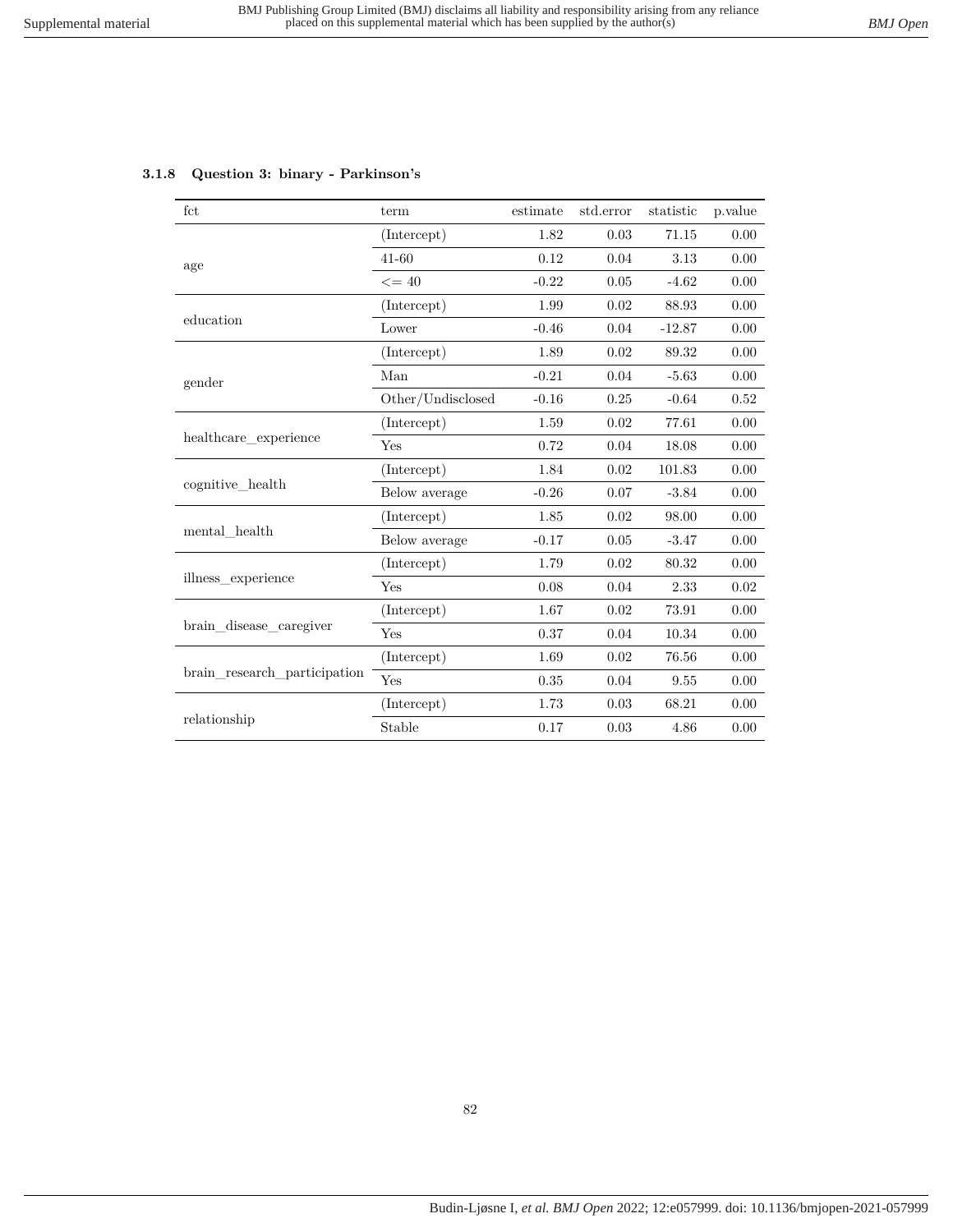### 3.1.8 Question 3: binary - Parkinson's

| fct | term | estimate | std.error | statistic | p.value |
|---|---|---|---|---|---|
| age | (Intercept) | 1.82 | 0.03 | 71.15 | 0.00 |
| | 41-60 | 0.12 | 0.04 | 3.13 | 0.00 |
| | <= 40 | -0.22 | 0.05 | -4.62 | 0.00 |
| education | (Intercept) | 1.99 | 0.02 | 88.93 | 0.00 |
| | Lower | -0.46 | 0.04 | -12.87 | 0.00 |
| gender | (Intercept) | 1.89 | 0.02 | 89.32 | 0.00 |
| | Man | -0.21 | 0.04 | -5.63 | 0.00 |
| | Other/Undisclosed | -0.16 | 0.25 | -0.64 | 0.52 |
| healthcare_experience | (Intercept) | 1.59 | 0.02 | 77.61 | 0.00 |
| | Yes | 0.72 | 0.04 | 18.08 | 0.00 |
| cognitive_health | (Intercept) | 1.84 | 0.02 | 101.83 | 0.00 |
| | Below average | -0.26 | 0.07 | -3.84 | 0.00 |
| mental_health | (Intercept) | 1.85 | 0.02 | 98.00 | 0.00 |
| | Below average | -0.17 | 0.05 | -3.47 | 0.00 |
| illness_experience | (Intercept) | 1.79 | 0.02 | 80.32 | 0.00 |
| | Yes | 0.08 | 0.04 | 2.33 | 0.02 |
| brain_disease_caregiver | (Intercept) | 1.67 | 0.02 | 73.91 | 0.00 |
| | Yes | 0.37 | 0.04 | 10.34 | 0.00 |
| brain_research_participation | (Intercept) | 1.69 | 0.02 | 76.56 | 0.00 |
| | Yes | 0.35 | 0.04 | 9.55 | 0.00 |
| relationship | (Intercept) | 1.73 | 0.03 | 68.21 | 0.00 |
| | Stable | 0.17 | 0.03 | 4.86 | 0.00 |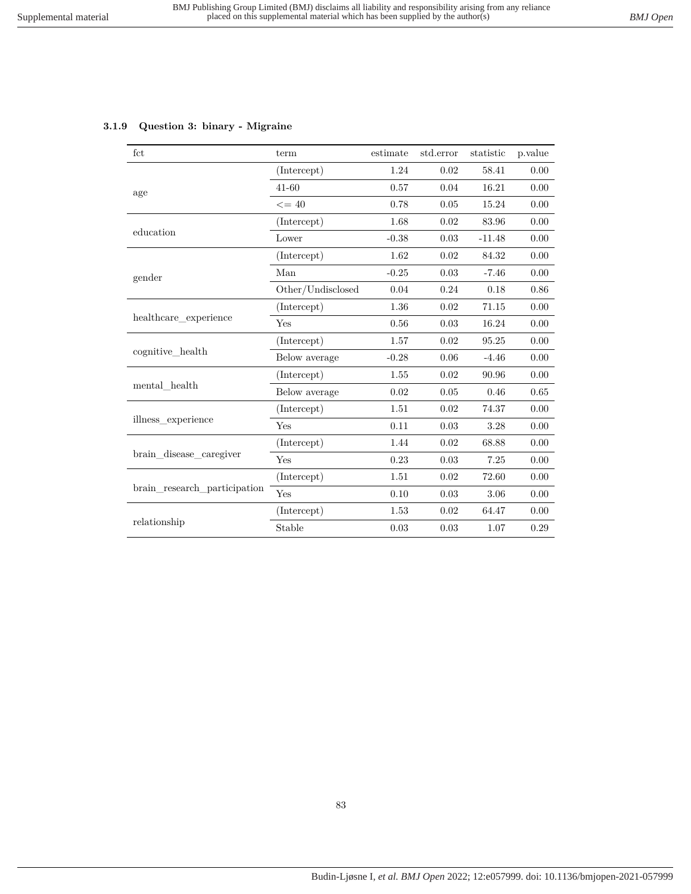### 3.1.9 Question 3: binary - Migraine

| fct | term | estimate | std.error | statistic | p.value |
|---|---|---|---|---|---|
| age | (Intercept) | 1.24 | 0.02 | 58.41 | 0.00 |
| | 41-60 | 0.57 | 0.04 | 16.21 | 0.00 |
| | <= 40 | 0.78 | 0.05 | 15.24 | 0.00 |
| education | (Intercept) | 1.68 | 0.02 | 83.96 | 0.00 |
| | Lower | -0.38 | 0.03 | -11.48 | 0.00 |
| gender | (Intercept) | 1.62 | 0.02 | 84.32 | 0.00 |
| | Man | -0.25 | 0.03 | -7.46 | 0.00 |
| | Other/Undisclosed | 0.04 | 0.24 | 0.18 | 0.86 |
| healthcare_experience | (Intercept) | 1.36 | 0.02 | 71.15 | 0.00 |
| | Yes | 0.56 | 0.03 | 16.24 | 0.00 |
| cognitive_health | (Intercept) | 1.57 | 0.02 | 95.25 | 0.00 |
| | Below average | -0.28 | 0.06 | -4.46 | 0.00 |
| mental_health | (Intercept) | 1.55 | 0.02 | 90.96 | 0.00 |
| | Below average | 0.02 | 0.05 | 0.46 | 0.65 |
| illness_experience | (Intercept) | 1.51 | 0.02 | 74.37 | 0.00 |
| | Yes | 0.11 | 0.03 | 3.28 | 0.00 |
| brain_disease_caregiver | (Intercept) | 1.44 | 0.02 | 68.88 | 0.00 |
| | Yes | 0.23 | 0.03 | 7.25 | 0.00 |
| brain_research_participation | (Intercept) | 1.51 | 0.02 | 72.60 | 0.00 |
| | Yes | 0.10 | 0.03 | 3.06 | 0.00 |
| relationship | (Intercept) | 1.53 | 0.02 | 64.47 | 0.00 |
| | Stable | 0.03 | 0.03 | 1.07 | 0.29 |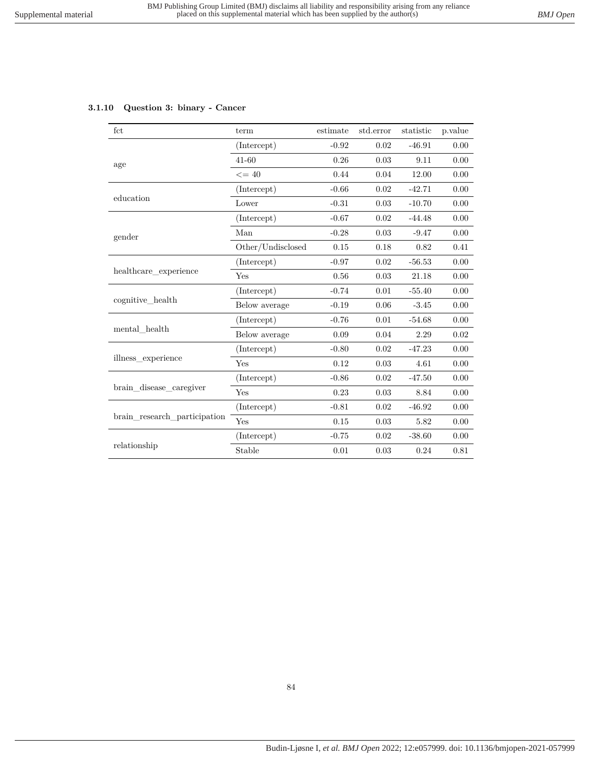### 3.1.10 Question 3: binary - Cancer

| fct | term | estimate | std.error | statistic | p.value |
|---|---|---|---|---|---|
| age | (Intercept) | -0.92 | 0.02 | -46.91 | 0.00 |
| | 41-60 | 0.26 | 0.03 | 9.11 | 0.00 |
| | <= 40 | 0.44 | 0.04 | 12.00 | 0.00 |
| education | (Intercept) | -0.66 | 0.02 | -42.71 | 0.00 |
| | Lower | -0.31 | 0.03 | -10.70 | 0.00 |
| gender | (Intercept) | -0.67 | 0.02 | -44.48 | 0.00 |
| | Man | -0.28 | 0.03 | -9.47 | 0.00 |
| | Other/Undisclosed | 0.15 | 0.18 | 0.82 | 0.41 |
| healthcare_experience | (Intercept) | -0.97 | 0.02 | -56.53 | 0.00 |
| | Yes | 0.56 | 0.03 | 21.18 | 0.00 |
| cognitive_health | (Intercept) | -0.74 | 0.01 | -55.40 | 0.00 |
| | Below average | -0.19 | 0.06 | -3.45 | 0.00 |
| mental_health | (Intercept) | -0.76 | 0.01 | -54.68 | 0.00 |
| | Below average | 0.09 | 0.04 | 2.29 | 0.02 |
| illness_experience | (Intercept) | -0.80 | 0.02 | -47.23 | 0.00 |
| | Yes | 0.12 | 0.03 | 4.61 | 0.00 |
| brain_disease_caregiver | (Intercept) | -0.86 | 0.02 | -47.50 | 0.00 |
| | Yes | 0.23 | 0.03 | 8.84 | 0.00 |
| brain_research_participation | (Intercept) | -0.81 | 0.02 | -46.92 | 0.00 |
| | Yes | 0.15 | 0.03 | 5.82 | 0.00 |
| relationship | (Intercept) | -0.75 | 0.02 | -38.60 | 0.00 |
| | Stable | 0.01 | 0.03 | 0.24 | 0.81 |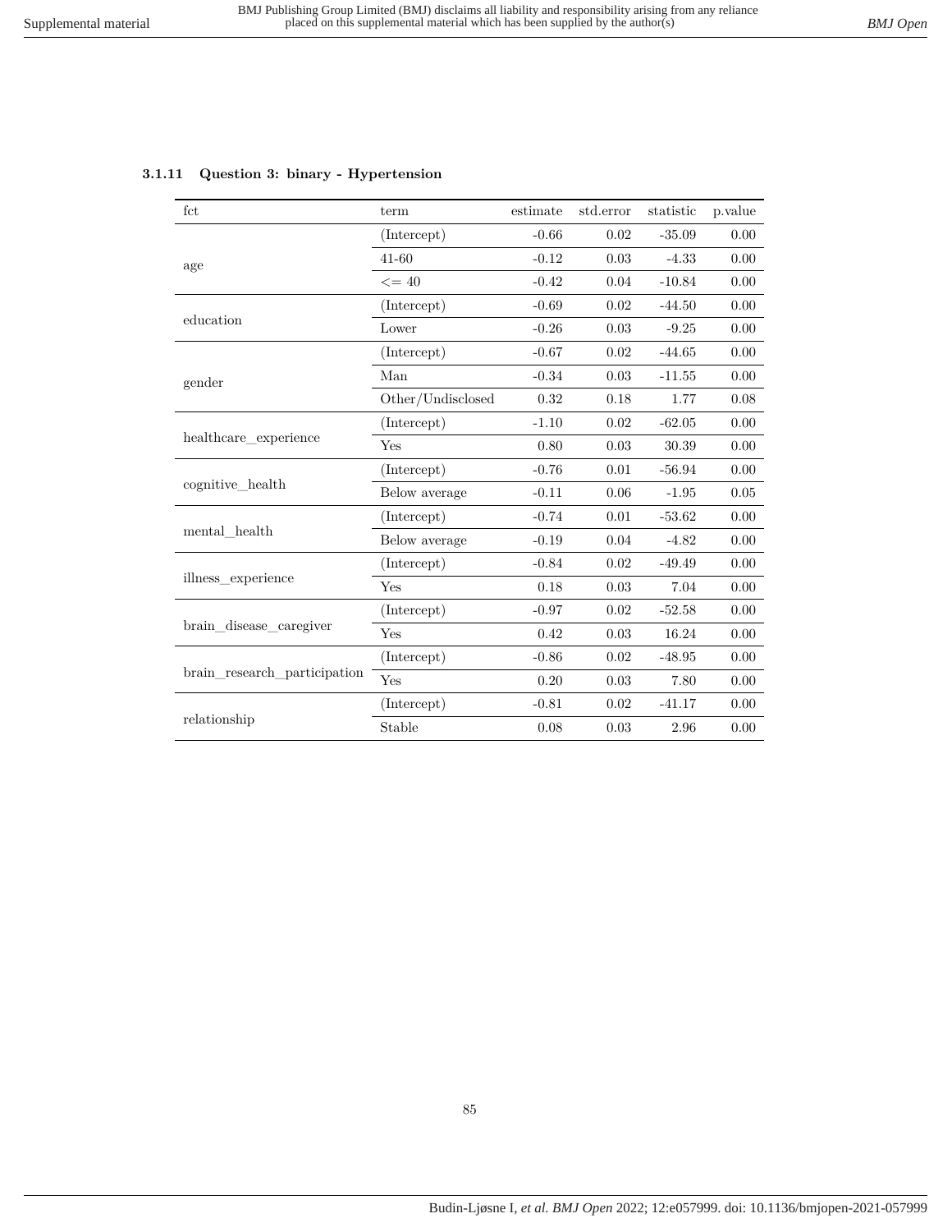### 3.1.11 Question 3: binary - Hypertension

| fct | term | estimate | std.error | statistic | p.value |
|---|---|---|---|---|---|
| age | (Intercept) | -0.66 | 0.02 | -35.09 | 0.00 |
| | 41-60 | -0.12 | 0.03 | -4.33 | 0.00 |
| | <= 40 | -0.42 | 0.04 | -10.84 | 0.00 |
| education | (Intercept) | -0.69 | 0.02 | -44.50 | 0.00 |
| | Lower | -0.26 | 0.03 | -9.25 | 0.00 |
| gender | (Intercept) | -0.67 | 0.02 | -44.65 | 0.00 |
| | Man | -0.34 | 0.03 | -11.55 | 0.00 |
| | Other/Undisclosed | 0.32 | 0.18 | 1.77 | 0.08 |
| healthcare_experience | (Intercept) | -1.10 | 0.02 | -62.05 | 0.00 |
| | Yes | 0.80 | 0.03 | 30.39 | 0.00 |
| cognitive_health | (Intercept) | -0.76 | 0.01 | -56.94 | 0.00 |
| | Below average | -0.11 | 0.06 | -1.95 | 0.05 |
| mental_health | (Intercept) | -0.74 | 0.01 | -53.62 | 0.00 |
| | Below average | -0.19 | 0.04 | -4.82 | 0.00 |
| illness_experience | (Intercept) | -0.84 | 0.02 | -49.49 | 0.00 |
| | Yes | 0.18 | 0.03 | 7.04 | 0.00 |
| brain_disease_caregiver | (Intercept) | -0.97 | 0.02 | -52.58 | 0.00 |
| | Yes | 0.42 | 0.03 | 16.24 | 0.00 |
| brain_research_participation | (Intercept) | -0.86 | 0.02 | -48.95 | 0.00 |
| | Yes | 0.20 | 0.03 | 7.80 | 0.00 |
| relationship | (Intercept) | -0.81 | 0.02 | -41.17 | 0.00 |
| | Stable | 0.08 | 0.03 | 2.96 | 0.00 |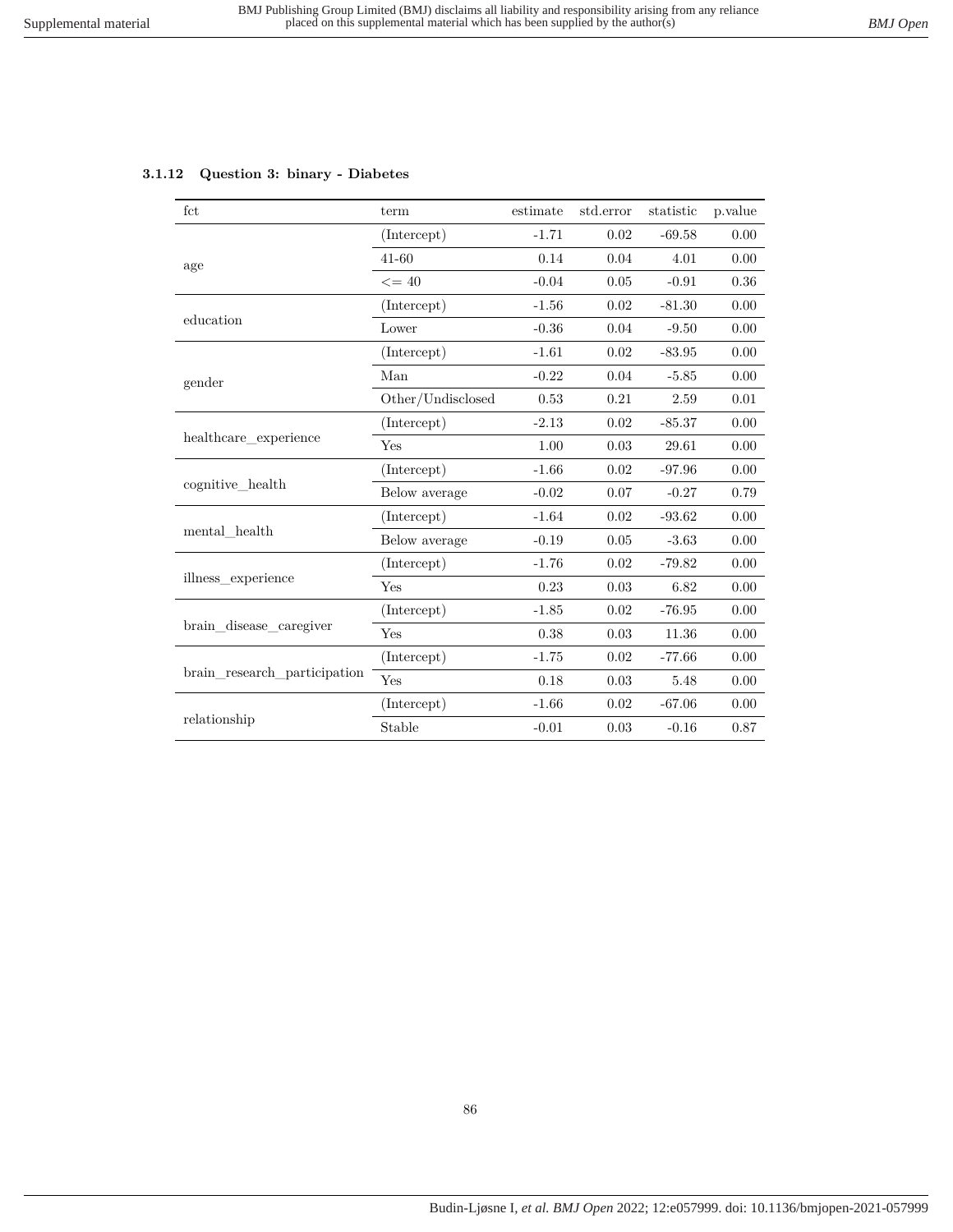### 3.1.12 Question 3: binary - Diabetes

| fct | term | estimate | std.error | statistic | p.value |
|---|---|---|---|---|---|
| age | (Intercept) | -1.71 | 0.02 | -69.58 | 0.00 |
| | 41-60 | 0.14 | 0.04 | 4.01 | 0.00 |
| | <= 40 | -0.04 | 0.05 | -0.91 | 0.36 |
| education | (Intercept) | -1.56 | 0.02 | -81.30 | 0.00 |
| | Lower | -0.36 | 0.04 | -9.50 | 0.00 |
| gender | (Intercept) | -1.61 | 0.02 | -83.95 | 0.00 |
| | Man | -0.22 | 0.04 | -5.85 | 0.00 |
| | Other/Undisclosed | 0.53 | 0.21 | 2.59 | 0.01 |
| healthcare_experience | (Intercept) | -2.13 | 0.02 | -85.37 | 0.00 |
| | Yes | 1.00 | 0.03 | 29.61 | 0.00 |
| cognitive_health | (Intercept) | -1.66 | 0.02 | -97.96 | 0.00 |
| | Below average | -0.02 | 0.07 | -0.27 | 0.79 |
| mental_health | (Intercept) | -1.64 | 0.02 | -93.62 | 0.00 |
| | Below average | -0.19 | 0.05 | -3.63 | 0.00 |
| illness_experience | (Intercept) | -1.76 | 0.02 | -79.82 | 0.00 |
| | Yes | 0.23 | 0.03 | 6.82 | 0.00 |
| brain_disease_caregiver | (Intercept) | -1.85 | 0.02 | -76.95 | 0.00 |
| | Yes | 0.38 | 0.03 | 11.36 | 0.00 |
| brain_research_participation | (Intercept) | -1.75 | 0.02 | -77.66 | 0.00 |
| | Yes | 0.18 | 0.03 | 5.48 | 0.00 |
| relationship | (Intercept) | -1.66 | 0.02 | -67.06 | 0.00 |
| | Stable | -0.01 | 0.03 | -0.16 | 0.87 |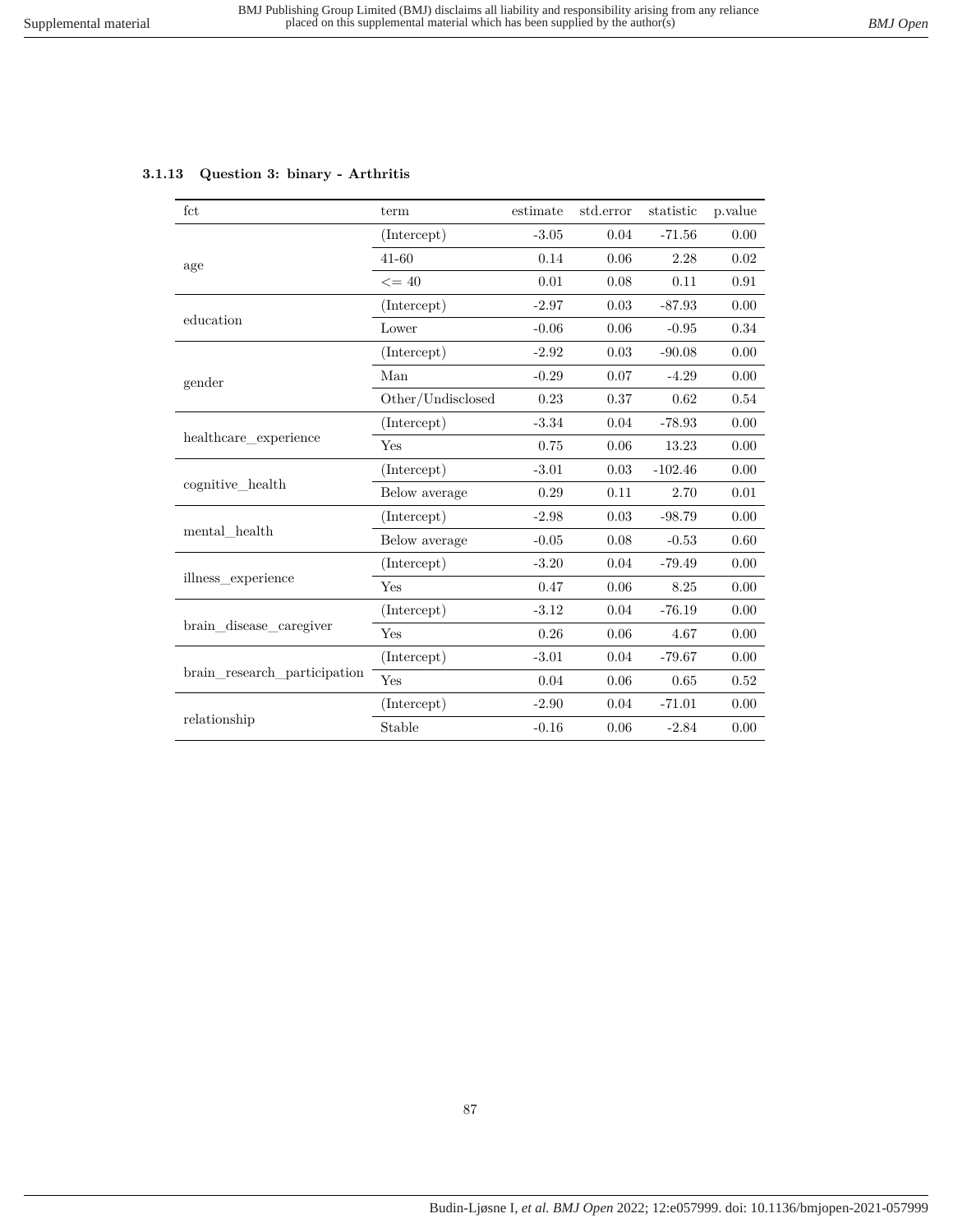### 3.1.13 Question 3: binary - Arthritis

| fct | term | estimate | std.error | statistic | p.value |
|---|---|---|---|---|---|
| age | (Intercept) | -3.05 | 0.04 | -71.56 | 0.00 |
| | 41-60 | 0.14 | 0.06 | 2.28 | 0.02 |
| | <= 40 | 0.01 | 0.08 | 0.11 | 0.91 |
| education | (Intercept) | -2.97 | 0.03 | -87.93 | 0.00 |
| | Lower | -0.06 | 0.06 | -0.95 | 0.34 |
| gender | (Intercept) | -2.92 | 0.03 | -90.08 | 0.00 |
| | Man | -0.29 | 0.07 | -4.29 | 0.00 |
| | Other/Undisclosed | 0.23 | 0.37 | 0.62 | 0.54 |
| healthcare_experience | (Intercept) | -3.34 | 0.04 | -78.93 | 0.00 |
| | Yes | 0.75 | 0.06 | 13.23 | 0.00 |
| cognitive_health | (Intercept) | -3.01 | 0.03 | -102.46 | 0.00 |
| | Below average | 0.29 | 0.11 | 2.70 | 0.01 |
| mental_health | (Intercept) | -2.98 | 0.03 | -98.79 | 0.00 |
| | Below average | -0.05 | 0.08 | -0.53 | 0.60 |
| illness_experience | (Intercept) | -3.20 | 0.04 | -79.49 | 0.00 |
| | Yes | 0.47 | 0.06 | 8.25 | 0.00 |
| brain_disease_caregiver | (Intercept) | -3.12 | 0.04 | -76.19 | 0.00 |
| | Yes | 0.26 | 0.06 | 4.67 | 0.00 |
| brain_research_participation | (Intercept) | -3.01 | 0.04 | -79.67 | 0.00 |
| | Yes | 0.04 | 0.06 | 0.65 | 0.52 |
| relationship | (Intercept) | -2.90 | 0.04 | -71.01 | 0.00 |
| | Stable | -0.16 | 0.06 | -2.84 | 0.00 |